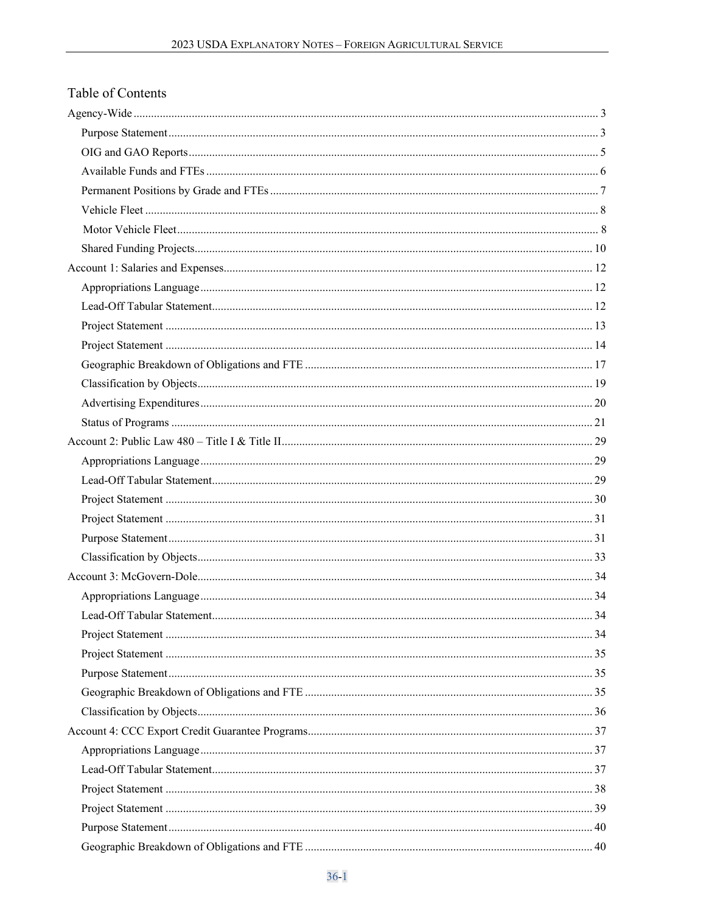# Table of Contents

- Agency-Wide ... 3
  - Purpose Statement ... 3
  - OIG and GAO Reports ... 5
  - Available Funds and FTEs ... 6
  - Permanent Positions by Grade and FTEs ... 7
  - Vehicle Fleet ... 8
  - Motor Vehicle Fleet ... 8
  - Shared Funding Projects ... 10
- Account 1: Salaries and Expenses ... 12
  - Appropriations Language ... 12
  - Lead-Off Tabular Statement ... 12
  - Project Statement ... 13
  - Project Statement ... 14
  - Geographic Breakdown of Obligations and FTE ... 17
  - Classification by Objects ... 19
  - Advertising Expenditures ... 20
  - Status of Programs ... 21
- Account 2: Public Law 480 – Title I & Title II ... 29
  - Appropriations Language ... 29
  - Lead-Off Tabular Statement ... 29
  - Project Statement ... 30
  - Project Statement ... 31
  - Purpose Statement ... 31
  - Classification by Objects ... 33
- Account 3: McGovern-Dole ... 34
  - Appropriations Language ... 34
  - Lead-Off Tabular Statement ... 34
  - Project Statement ... 34
  - Project Statement ... 35
  - Purpose Statement ... 35
  - Geographic Breakdown of Obligations and FTE ... 35
  - Classification by Objects ... 36
- Account 4: CCC Export Credit Guarantee Programs ... 37
  - Appropriations Language ... 37
  - Lead-Off Tabular Statement ... 37
  - Project Statement ... 38
  - Project Statement ... 39
  - Purpose Statement ... 40
  - Geographic Breakdown of Obligations and FTE ... 40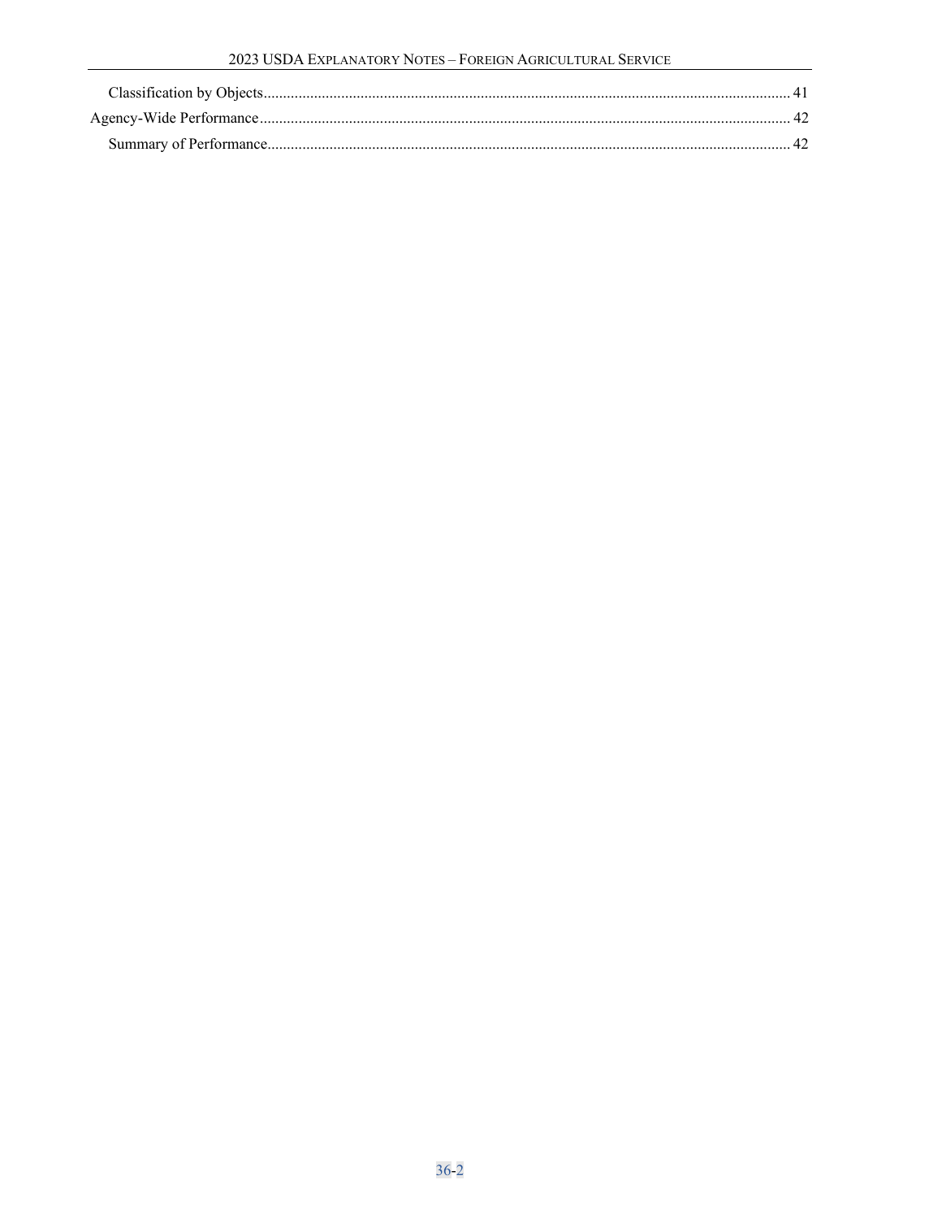Classification by Objects ........................................................................................................................... 41

Agency-Wide Performance ........................................................................................................................... 42

Summary of Performance ........................................................................................................................... 42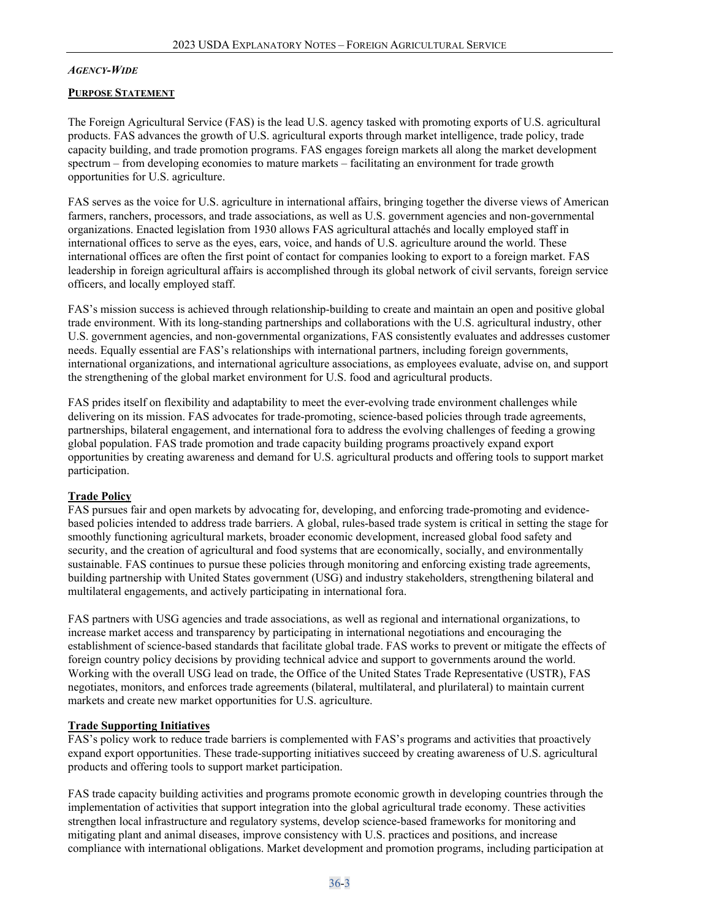***Agency-Wide***

**Purpose Statement**

The Foreign Agricultural Service (FAS) is the lead U.S. agency tasked with promoting exports of U.S. agricultural products. FAS advances the growth of U.S. agricultural exports through market intelligence, trade policy, trade capacity building, and trade promotion programs. FAS engages foreign markets all along the market development spectrum – from developing economies to mature markets – facilitating an environment for trade growth opportunities for U.S. agriculture.

FAS serves as the voice for U.S. agriculture in international affairs, bringing together the diverse views of American farmers, ranchers, processors, and trade associations, as well as U.S. government agencies and non-governmental organizations. Enacted legislation from 1930 allows FAS agricultural attachés and locally employed staff in international offices to serve as the eyes, ears, voice, and hands of U.S. agriculture around the world. These international offices are often the first point of contact for companies looking to export to a foreign market. FAS leadership in foreign agricultural affairs is accomplished through its global network of civil servants, foreign service officers, and locally employed staff.

FAS's mission success is achieved through relationship-building to create and maintain an open and positive global trade environment. With its long-standing partnerships and collaborations with the U.S. agricultural industry, other U.S. government agencies, and non-governmental organizations, FAS consistently evaluates and addresses customer needs. Equally essential are FAS's relationships with international partners, including foreign governments, international organizations, and international agriculture associations, as employees evaluate, advise on, and support the strengthening of the global market environment for U.S. food and agricultural products.

FAS prides itself on flexibility and adaptability to meet the ever-evolving trade environment challenges while delivering on its mission. FAS advocates for trade-promoting, science-based policies through trade agreements, partnerships, bilateral engagement, and international fora to address the evolving challenges of feeding a growing global population. FAS trade promotion and trade capacity building programs proactively expand export opportunities by creating awareness and demand for U.S. agricultural products and offering tools to support market participation.

**Trade Policy**

FAS pursues fair and open markets by advocating for, developing, and enforcing trade-promoting and evidence-based policies intended to address trade barriers. A global, rules-based trade system is critical in setting the stage for smoothly functioning agricultural markets, broader economic development, increased global food safety and security, and the creation of agricultural and food systems that are economically, socially, and environmentally sustainable. FAS continues to pursue these policies through monitoring and enforcing existing trade agreements, building partnership with United States government (USG) and industry stakeholders, strengthening bilateral and multilateral engagements, and actively participating in international fora.

FAS partners with USG agencies and trade associations, as well as regional and international organizations, to increase market access and transparency by participating in international negotiations and encouraging the establishment of science-based standards that facilitate global trade. FAS works to prevent or mitigate the effects of foreign country policy decisions by providing technical advice and support to governments around the world. Working with the overall USG lead on trade, the Office of the United States Trade Representative (USTR), FAS negotiates, monitors, and enforces trade agreements (bilateral, multilateral, and plurilateral) to maintain current markets and create new market opportunities for U.S. agriculture.

**Trade Supporting Initiatives**

FAS's policy work to reduce trade barriers is complemented with FAS's programs and activities that proactively expand export opportunities. These trade-supporting initiatives succeed by creating awareness of U.S. agricultural products and offering tools to support market participation.

FAS trade capacity building activities and programs promote economic growth in developing countries through the implementation of activities that support integration into the global agricultural trade economy. These activities strengthen local infrastructure and regulatory systems, develop science-based frameworks for monitoring and mitigating plant and animal diseases, improve consistency with U.S. practices and positions, and increase compliance with international obligations. Market development and promotion programs, including participation at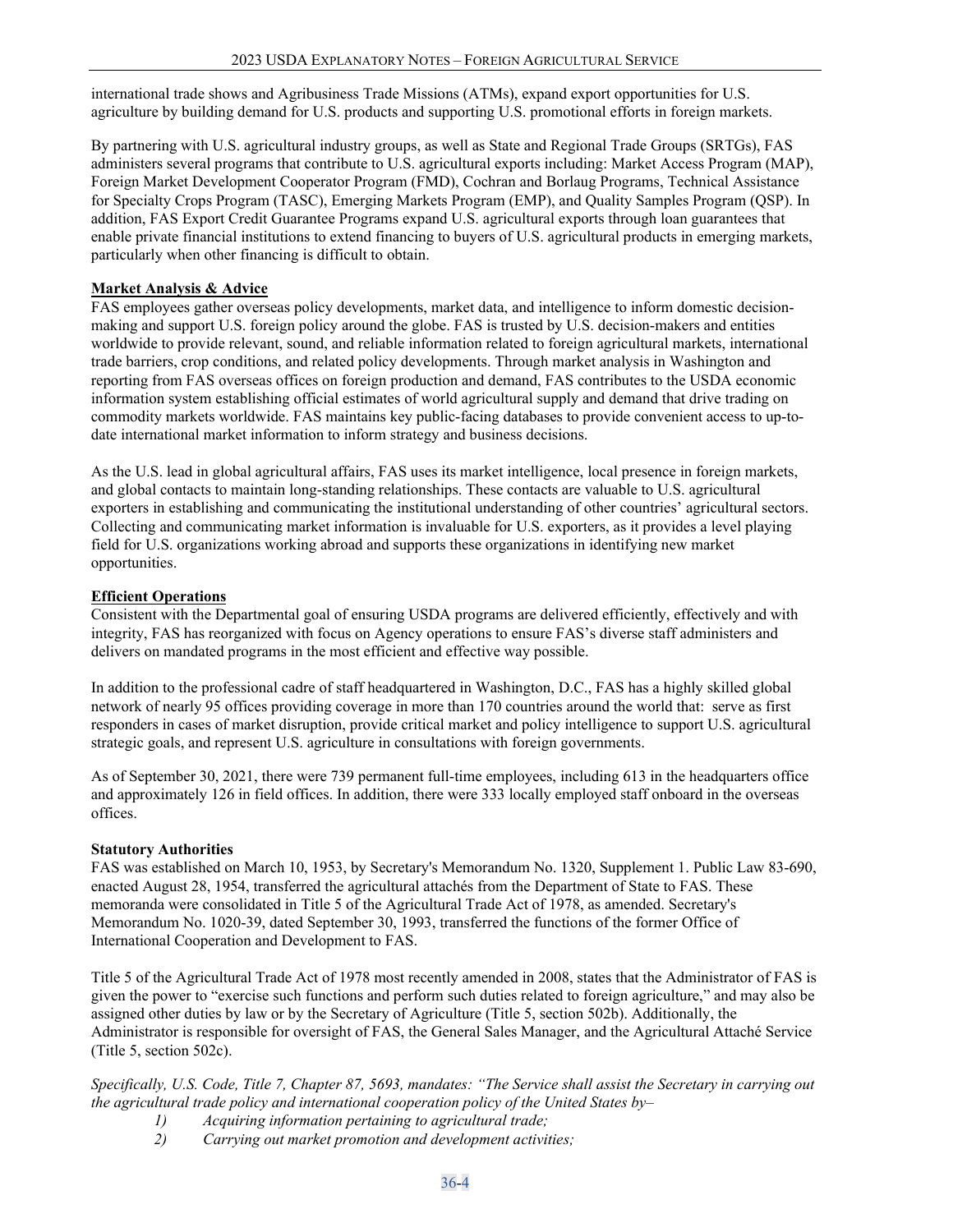international trade shows and Agribusiness Trade Missions (ATMs), expand export opportunities for U.S. agriculture by building demand for U.S. products and supporting U.S. promotional efforts in foreign markets.

By partnering with U.S. agricultural industry groups, as well as State and Regional Trade Groups (SRTGs), FAS administers several programs that contribute to U.S. agricultural exports including: Market Access Program (MAP), Foreign Market Development Cooperator Program (FMD), Cochran and Borlaug Programs, Technical Assistance for Specialty Crops Program (TASC), Emerging Markets Program (EMP), and Quality Samples Program (QSP). In addition, FAS Export Credit Guarantee Programs expand U.S. agricultural exports through loan guarantees that enable private financial institutions to extend financing to buyers of U.S. agricultural products in emerging markets, particularly when other financing is difficult to obtain.

**Market Analysis & Advice**

FAS employees gather overseas policy developments, market data, and intelligence to inform domestic decision-making and support U.S. foreign policy around the globe. FAS is trusted by U.S. decision-makers and entities worldwide to provide relevant, sound, and reliable information related to foreign agricultural markets, international trade barriers, crop conditions, and related policy developments. Through market analysis in Washington and reporting from FAS overseas offices on foreign production and demand, FAS contributes to the USDA economic information system establishing official estimates of world agricultural supply and demand that drive trading on commodity markets worldwide. FAS maintains key public-facing databases to provide convenient access to up-to-date international market information to inform strategy and business decisions.

As the U.S. lead in global agricultural affairs, FAS uses its market intelligence, local presence in foreign markets, and global contacts to maintain long-standing relationships. These contacts are valuable to U.S. agricultural exporters in establishing and communicating the institutional understanding of other countries' agricultural sectors. Collecting and communicating market information is invaluable for U.S. exporters, as it provides a level playing field for U.S. organizations working abroad and supports these organizations in identifying new market opportunities.

**Efficient Operations**

Consistent with the Departmental goal of ensuring USDA programs are delivered efficiently, effectively and with integrity, FAS has reorganized with focus on Agency operations to ensure FAS's diverse staff administers and delivers on mandated programs in the most efficient and effective way possible.

In addition to the professional cadre of staff headquartered in Washington, D.C., FAS has a highly skilled global network of nearly 95 offices providing coverage in more than 170 countries around the world that: serve as first responders in cases of market disruption, provide critical market and policy intelligence to support U.S. agricultural strategic goals, and represent U.S. agriculture in consultations with foreign governments.

As of September 30, 2021, there were 739 permanent full-time employees, including 613 in the headquarters office and approximately 126 in field offices. In addition, there were 333 locally employed staff onboard in the overseas offices.

**Statutory Authorities**

FAS was established on March 10, 1953, by Secretary's Memorandum No. 1320, Supplement 1. Public Law 83-690, enacted August 28, 1954, transferred the agricultural attachés from the Department of State to FAS. These memoranda were consolidated in Title 5 of the Agricultural Trade Act of 1978, as amended. Secretary's Memorandum No. 1020-39, dated September 30, 1993, transferred the functions of the former Office of International Cooperation and Development to FAS.

Title 5 of the Agricultural Trade Act of 1978 most recently amended in 2008, states that the Administrator of FAS is given the power to "exercise such functions and perform such duties related to foreign agriculture," and may also be assigned other duties by law or by the Secretary of Agriculture (Title 5, section 502b). Additionally, the Administrator is responsible for oversight of FAS, the General Sales Manager, and the Agricultural Attaché Service (Title 5, section 502c).

*Specifically, U.S. Code, Title 7, Chapter 87, 5693, mandates: "The Service shall assist the Secretary in carrying out the agricultural trade policy and international cooperation policy of the United States by–*

1) *Acquiring information pertaining to agricultural trade;*
2) *Carrying out market promotion and development activities;*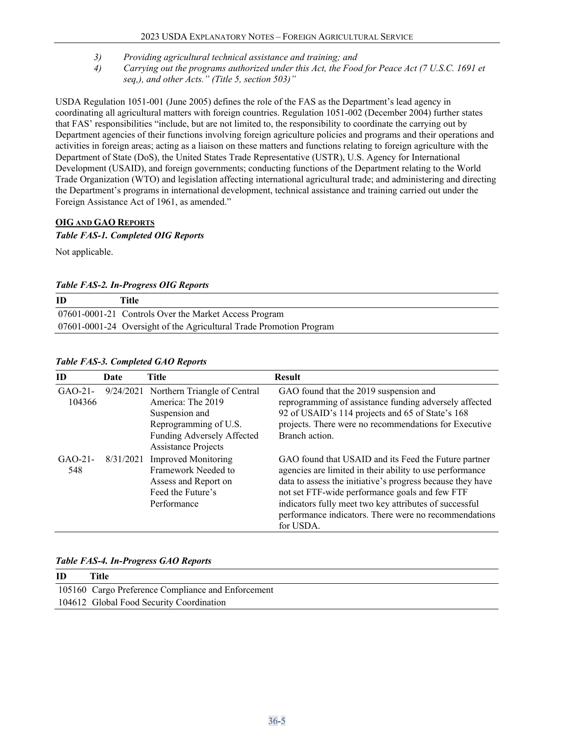3) *Providing agricultural technical assistance and training; and*
4) *Carrying out the programs authorized under this Act, the Food for Peace Act (7 U.S.C. 1691 et seq,), and other Acts." (Title 5, section 503)"*

USDA Regulation 1051-001 (June 2005) defines the role of the FAS as the Department's lead agency in coordinating all agricultural matters with foreign countries. Regulation 1051-002 (December 2004) further states that FAS' responsibilities "include, but are not limited to, the responsibility to coordinate the carrying out by Department agencies of their functions involving foreign agriculture policies and programs and their operations and activities in foreign areas; acting as a liaison on these matters and functions relating to foreign agriculture with the Department of State (DoS), the United States Trade Representative (USTR), U.S. Agency for International Development (USAID), and foreign governments; conducting functions of the Department relating to the World Trade Organization (WTO) and legislation affecting international agricultural trade; and administering and directing the Department's programs in international development, technical assistance and training carried out under the Foreign Assistance Act of 1961, as amended."

## OIG and GAO Reports

***Table FAS-1. Completed OIG Reports***

Not applicable.

***Table FAS-2. In-Progress OIG Reports***

| ID | Title |
|---|---|
| 07601-0001-21 | Controls Over the Market Access Program |
| 07601-0001-24 | Oversight of the Agricultural Trade Promotion Program |

***Table FAS-3. Completed GAO Reports***

| ID | Date | Title | Result |
|---|---|---|---|
| GAO-21-104366 | 9/24/2021 | Northern Triangle of Central America: The 2019 Suspension and Reprogramming of U.S. Funding Adversely Affected Assistance Projects | GAO found that the 2019 suspension and reprogramming of assistance funding adversely affected 92 of USAID's 114 projects and 65 of State's 168 projects. There were no recommendations for Executive Branch action. |
| GAO-21-548 | 8/31/2021 | Improved Monitoring Framework Needed to Assess and Report on Feed the Future's Performance | GAO found that USAID and its Feed the Future partner agencies are limited in their ability to use performance data to assess the initiative's progress because they have not set FTF-wide performance goals and few FTF indicators fully meet two key attributes of successful performance indicators. There were no recommendations for USDA. |

***Table FAS-4. In-Progress GAO Reports***

| ID | Title |
|---|---|
| 105160 | Cargo Preference Compliance and Enforcement |
| 104612 | Global Food Security Coordination |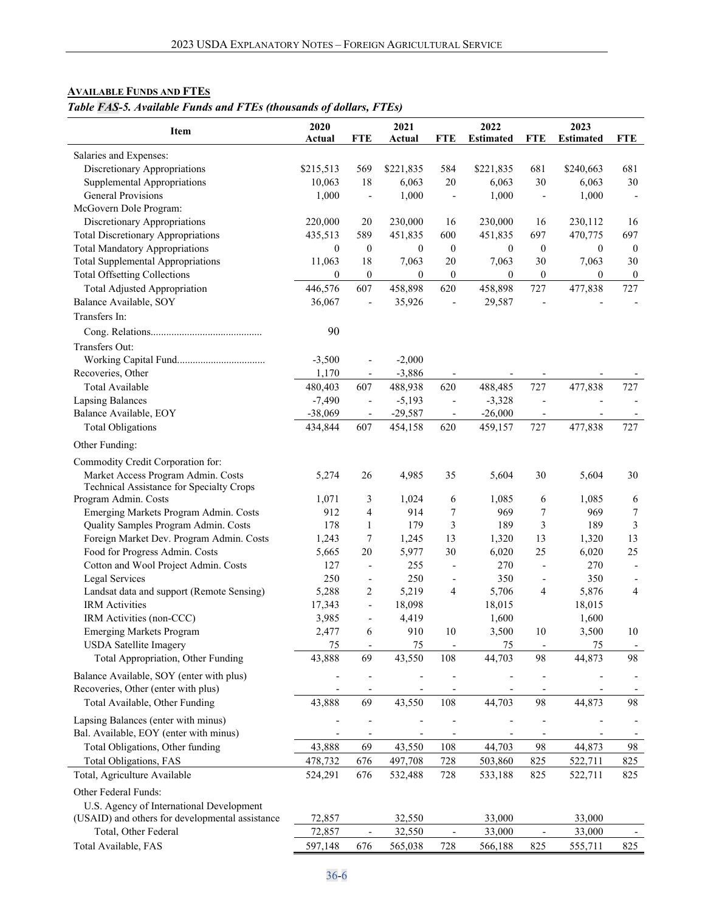## AVAILABLE FUNDS AND FTES

*Table FAS-5. Available Funds and FTEs (thousands of dollars, FTEs)*

| Item | 2020 Actual | FTE | 2021 Actual | FTE | 2022 Estimated | FTE | 2023 Estimated | FTE |
|---|---|---|---|---|---|---|---|---|
| Salaries and Expenses: | | | | | | | | |
| Discretionary Appropriations | $215,513 | 569 | $221,835 | 584 | $221,835 | 681 | $240,663 | 681 |
| Supplemental Appropriations | 10,063 | 18 | 6,063 | 20 | 6,063 | 30 | 6,063 | 30 |
| General Provisions | 1,000 | - | 1,000 | - | 1,000 | - | 1,000 | - |
| McGovern Dole Program: | | | | | | | | |
| Discretionary Appropriations | 220,000 | 20 | 230,000 | 16 | 230,000 | 16 | 230,112 | 16 |
| Total Discretionary Appropriations | 435,513 | 589 | 451,835 | 600 | 451,835 | 697 | 470,775 | 697 |
| Total Mandatory Appropriations | 0 | 0 | 0 | 0 | 0 | 0 | 0 | 0 |
| Total Supplemental Appropriations | 11,063 | 18 | 7,063 | 20 | 7,063 | 30 | 7,063 | 30 |
| Total Offsetting Collections | 0 | 0 | 0 | 0 | 0 | 0 | 0 | 0 |
| Total Adjusted Appropriation | 446,576 | 607 | 458,898 | 620 | 458,898 | 727 | 477,838 | 727 |
| Balance Available, SOY | 36,067 | - | 35,926 | - | 29,587 | - | - | - |
| Transfers In: | | | | | | | | |
| Cong. Relations | 90 | | | | | | | |
| Transfers Out: | | | | | | | | |
| Working Capital Fund | -3,500 | - | -2,000 | | | | | |
| Recoveries, Other | 1,170 | - | -3,886 | - | - | - | - | - |
| Total Available | 480,403 | 607 | 488,938 | 620 | 488,485 | 727 | 477,838 | 727 |
| Lapsing Balances | -7,490 | - | -5,193 | - | -3,328 | - | - | - |
| Balance Available, EOY | -38,069 | - | -29,587 | - | -26,000 | - | - | - |
| Total Obligations | 434,844 | 607 | 454,158 | 620 | 459,157 | 727 | 477,838 | 727 |
| Other Funding: | | | | | | | | |
| Commodity Credit Corporation for: | | | | | | | | |
| Market Access Program Admin. Costs | 5,274 | 26 | 4,985 | 35 | 5,604 | 30 | 5,604 | 30 |
| Technical Assistance for Specialty Crops Program Admin. Costs | 1,071 | 3 | 1,024 | 6 | 1,085 | 6 | 1,085 | 6 |
| Emerging Markets Program Admin. Costs | 912 | 4 | 914 | 7 | 969 | 7 | 969 | 7 |
| Quality Samples Program Admin. Costs | 178 | 1 | 179 | 3 | 189 | 3 | 189 | 3 |
| Foreign Market Dev. Program Admin. Costs | 1,243 | 7 | 1,245 | 13 | 1,320 | 13 | 1,320 | 13 |
| Food for Progress Admin. Costs | 5,665 | 20 | 5,977 | 30 | 6,020 | 25 | 6,020 | 25 |
| Cotton and Wool Project Admin. Costs | 127 | - | 255 | - | 270 | - | 270 | - |
| Legal Services | 250 | - | 250 | - | 350 | - | 350 | - |
| Landsat data and support (Remote Sensing) | 5,288 | 2 | 5,219 | 4 | 5,706 | 4 | 5,876 | 4 |
| IRM Activities | 17,343 | - | 18,098 | | 18,015 | | 18,015 | |
| IRM Activities (non-CCC) | 3,985 | - | 4,419 | | 1,600 | | 1,600 | |
| Emerging Markets Program | 2,477 | 6 | 910 | 10 | 3,500 | 10 | 3,500 | 10 |
| USDA Satellite Imagery | 75 | - | 75 | - | 75 | - | 75 | - |
| Total Appropriation, Other Funding | 43,888 | 69 | 43,550 | 108 | 44,703 | 98 | 44,873 | 98 |
| Balance Available, SOY (enter with plus) | - | - | - | - | - | - | - | - |
| Recoveries, Other (enter with plus) | - | - | - | - | - | - | - | - |
| Total Available, Other Funding | 43,888 | 69 | 43,550 | 108 | 44,703 | 98 | 44,873 | 98 |
| Lapsing Balances (enter with minus) | - | - | - | - | - | - | - | - |
| Bal. Available, EOY (enter with minus) | - | - | - | - | - | - | - | - |
| Total Obligations, Other funding | 43,888 | 69 | 43,550 | 108 | 44,703 | 98 | 44,873 | 98 |
| Total Obligations, FAS | 478,732 | 676 | 497,708 | 728 | 503,860 | 825 | 522,711 | 825 |
| Total, Agriculture Available | 524,291 | 676 | 532,488 | 728 | 533,188 | 825 | 522,711 | 825 |
| Other Federal Funds: | | | | | | | | |
| U.S. Agency of International Development (USAID) and others for developmental assistance | 72,857 | | 32,550 | | 33,000 | | 33,000 | |
| Total, Other Federal | 72,857 | - | 32,550 | - | 33,000 | - | 33,000 | - |
| Total Available, FAS | 597,148 | 676 | 565,038 | 728 | 566,188 | 825 | 555,711 | 825 |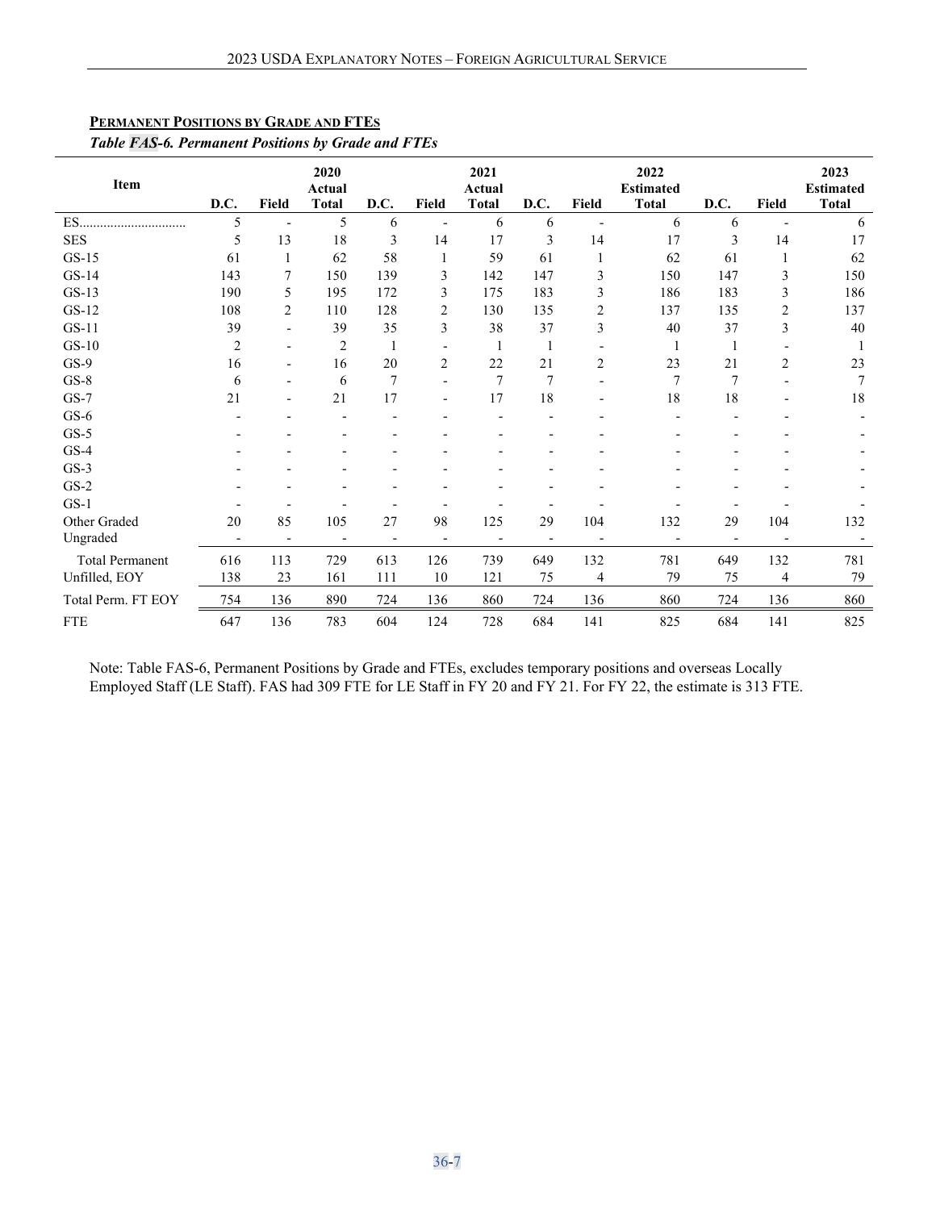**PERMANENT POSITIONS BY GRADE AND FTES**

*Table FAS-6. Permanent Positions by Grade and FTEs*

| Item | D.C. | Field | 2020 Actual Total | D.C. | Field | 2021 Actual Total | D.C. | Field | 2022 Estimated Total | D.C. | Field | 2023 Estimated Total |
|---|---|---|---|---|---|---|---|---|---|---|---|---|
| ES............................... | 5 | - | 5 | 6 | - | 6 | 6 | - | 6 | 6 | - | 6 |
| SES | 5 | 13 | 18 | 3 | 14 | 17 | 3 | 14 | 17 | 3 | 14 | 17 |
| GS-15 | 61 | 1 | 62 | 58 | 1 | 59 | 61 | 1 | 62 | 61 | 1 | 62 |
| GS-14 | 143 | 7 | 150 | 139 | 3 | 142 | 147 | 3 | 150 | 147 | 3 | 150 |
| GS-13 | 190 | 5 | 195 | 172 | 3 | 175 | 183 | 3 | 186 | 183 | 3 | 186 |
| GS-12 | 108 | 2 | 110 | 128 | 2 | 130 | 135 | 2 | 137 | 135 | 2 | 137 |
| GS-11 | 39 | - | 39 | 35 | 3 | 38 | 37 | 3 | 40 | 37 | 3 | 40 |
| GS-10 | 2 | - | 2 | 1 | - | 1 | 1 | - | 1 | 1 | - | 1 |
| GS-9 | 16 | - | 16 | 20 | 2 | 22 | 21 | 2 | 23 | 21 | 2 | 23 |
| GS-8 | 6 | - | 6 | 7 | - | 7 | 7 | - | 7 | 7 | - | 7 |
| GS-7 | 21 | - | 21 | 17 | - | 17 | 18 | - | 18 | 18 | - | 18 |
| GS-6 | - | - | - | - | - | - | - | - | - | - | - | - |
| GS-5 | - | - | - | - | - | - | - | - | - | - | - | - |
| GS-4 | - | - | - | - | - | - | - | - | - | - | - | - |
| GS-3 | - | - | - | - | - | - | - | - | - | - | - | - |
| GS-2 | - | - | - | - | - | - | - | - | - | - | - | - |
| GS-1 | - | - | - | - | - | - | - | - | - | - | - | - |
| Other Graded | 20 | 85 | 105 | 27 | 98 | 125 | 29 | 104 | 132 | 29 | 104 | 132 |
| Ungraded | - | - | - | - | - | - | - | - | - | - | - | - |
| Total Permanent | 616 | 113 | 729 | 613 | 126 | 739 | 649 | 132 | 781 | 649 | 132 | 781 |
| Unfilled, EOY | 138 | 23 | 161 | 111 | 10 | 121 | 75 | 4 | 79 | 75 | 4 | 79 |
| Total Perm. FT EOY | 754 | 136 | 890 | 724 | 136 | 860 | 724 | 136 | 860 | 724 | 136 | 860 |
| FTE | 647 | 136 | 783 | 604 | 124 | 728 | 684 | 141 | 825 | 684 | 141 | 825 |

Note: Table FAS-6, Permanent Positions by Grade and FTEs, excludes temporary positions and overseas Locally Employed Staff (LE Staff). FAS had 309 FTE for LE Staff in FY 20 and FY 21. For FY 22, the estimate is 313 FTE.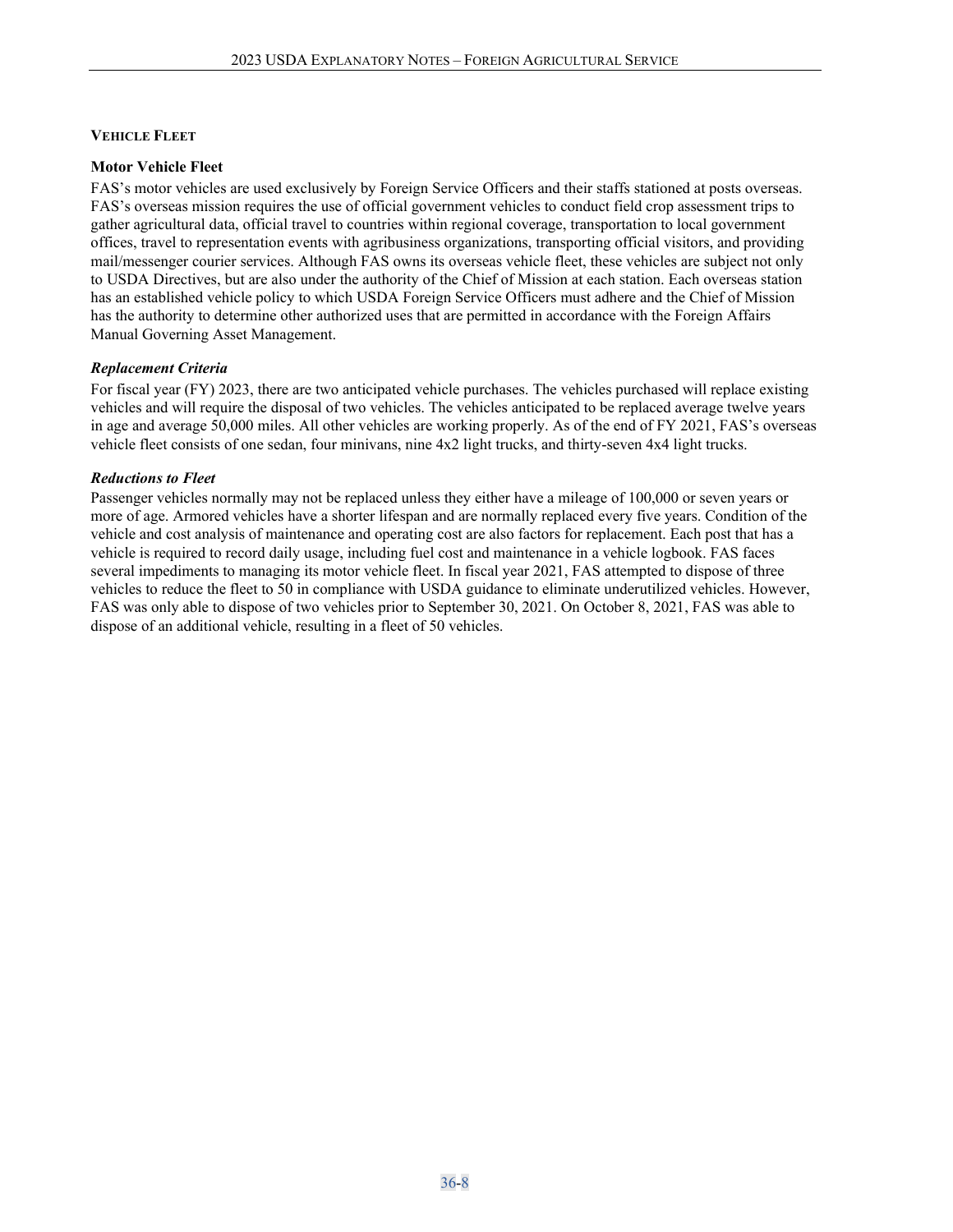## Vehicle Fleet

### Motor Vehicle Fleet

FAS's motor vehicles are used exclusively by Foreign Service Officers and their staffs stationed at posts overseas. FAS's overseas mission requires the use of official government vehicles to conduct field crop assessment trips to gather agricultural data, official travel to countries within regional coverage, transportation to local government offices, travel to representation events with agribusiness organizations, transporting official visitors, and providing mail/messenger courier services. Although FAS owns its overseas vehicle fleet, these vehicles are subject not only to USDA Directives, but are also under the authority of the Chief of Mission at each station. Each overseas station has an established vehicle policy to which USDA Foreign Service Officers must adhere and the Chief of Mission has the authority to determine other authorized uses that are permitted in accordance with the Foreign Affairs Manual Governing Asset Management.

#### *Replacement Criteria*

For fiscal year (FY) 2023, there are two anticipated vehicle purchases. The vehicles purchased will replace existing vehicles and will require the disposal of two vehicles. The vehicles anticipated to be replaced average twelve years in age and average 50,000 miles. All other vehicles are working properly. As of the end of FY 2021, FAS's overseas vehicle fleet consists of one sedan, four minivans, nine 4x2 light trucks, and thirty-seven 4x4 light trucks.

#### *Reductions to Fleet*

Passenger vehicles normally may not be replaced unless they either have a mileage of 100,000 or seven years or more of age. Armored vehicles have a shorter lifespan and are normally replaced every five years. Condition of the vehicle and cost analysis of maintenance and operating cost are also factors for replacement. Each post that has a vehicle is required to record daily usage, including fuel cost and maintenance in a vehicle logbook. FAS faces several impediments to managing its motor vehicle fleet. In fiscal year 2021, FAS attempted to dispose of three vehicles to reduce the fleet to 50 in compliance with USDA guidance to eliminate underutilized vehicles. However, FAS was only able to dispose of two vehicles prior to September 30, 2021. On October 8, 2021, FAS was able to dispose of an additional vehicle, resulting in a fleet of 50 vehicles.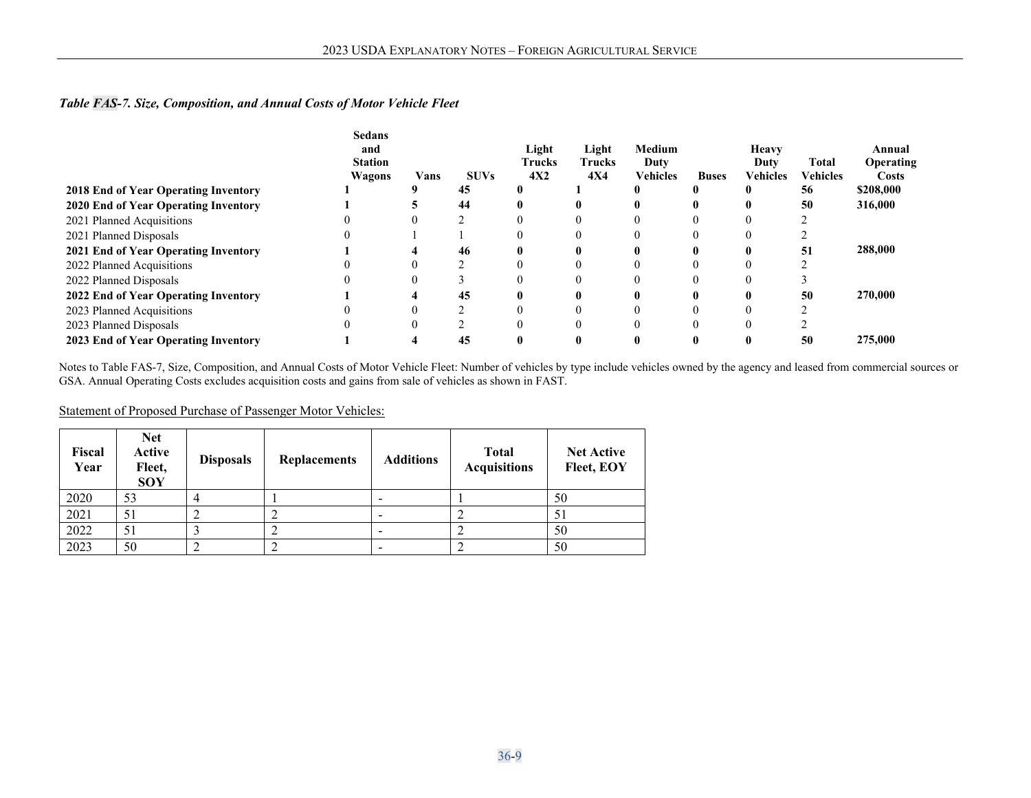*Table FAS-7. Size, Composition, and Annual Costs of Motor Vehicle Fleet*

| | Sedans and Station Wagons | Vans | SUVs | Light Trucks 4X2 | Light Trucks 4X4 | Medium Duty Vehicles | Buses | Heavy Duty Vehicles | Total Vehicles | Annual Operating Costs |
|---|---|---|---|---|---|---|---|---|---|---|
| **2018 End of Year Operating Inventory** | **1** | **9** | **45** | **0** | **1** | **0** | **0** | **0** | **56** | **$208,000** |
| **2020 End of Year Operating Inventory** | **1** | **5** | **44** | **0** | **0** | **0** | **0** | **0** | **50** | **316,000** |
| 2021 Planned Acquisitions | 0 | 0 | 2 | 0 | 0 | 0 | 0 | 0 | 2 | |
| 2021 Planned Disposals | 0 | 1 | 1 | 0 | 0 | 0 | 0 | 0 | 2 | |
| **2021 End of Year Operating Inventory** | **1** | **4** | **46** | **0** | **0** | **0** | **0** | **0** | **51** | **288,000** |
| 2022 Planned Acquisitions | 0 | 0 | 2 | 0 | 0 | 0 | 0 | 0 | 2 | |
| 2022 Planned Disposals | 0 | 0 | 3 | 0 | 0 | 0 | 0 | 0 | 3 | |
| **2022 End of Year Operating Inventory** | **1** | **4** | **45** | **0** | **0** | **0** | **0** | **0** | **50** | **270,000** |
| 2023 Planned Acquisitions | 0 | 0 | 2 | 0 | 0 | 0 | 0 | 0 | 2 | |
| 2023 Planned Disposals | 0 | 0 | 2 | 0 | 0 | 0 | 0 | 0 | 2 | |
| **2023 End of Year Operating Inventory** | **1** | **4** | **45** | **0** | **0** | **0** | **0** | **0** | **50** | **275,000** |

Notes to Table FAS-7, Size, Composition, and Annual Costs of Motor Vehicle Fleet: Number of vehicles by type include vehicles owned by the agency and leased from commercial sources or GSA. Annual Operating Costs excludes acquisition costs and gains from sale of vehicles as shown in FAST.

Statement of Proposed Purchase of Passenger Motor Vehicles:

| Fiscal Year | Net Active Fleet, SOY | Disposals | Replacements | Additions | Total Acquisitions | Net Active Fleet, EOY |
|---|---|---|---|---|---|---|
| 2020 | 53 | 4 | 1 | - | 1 | 50 |
| 2021 | 51 | 2 | 2 | - | 2 | 51 |
| 2022 | 51 | 3 | 2 | - | 2 | 50 |
| 2023 | 50 | 2 | 2 | - | 2 | 50 |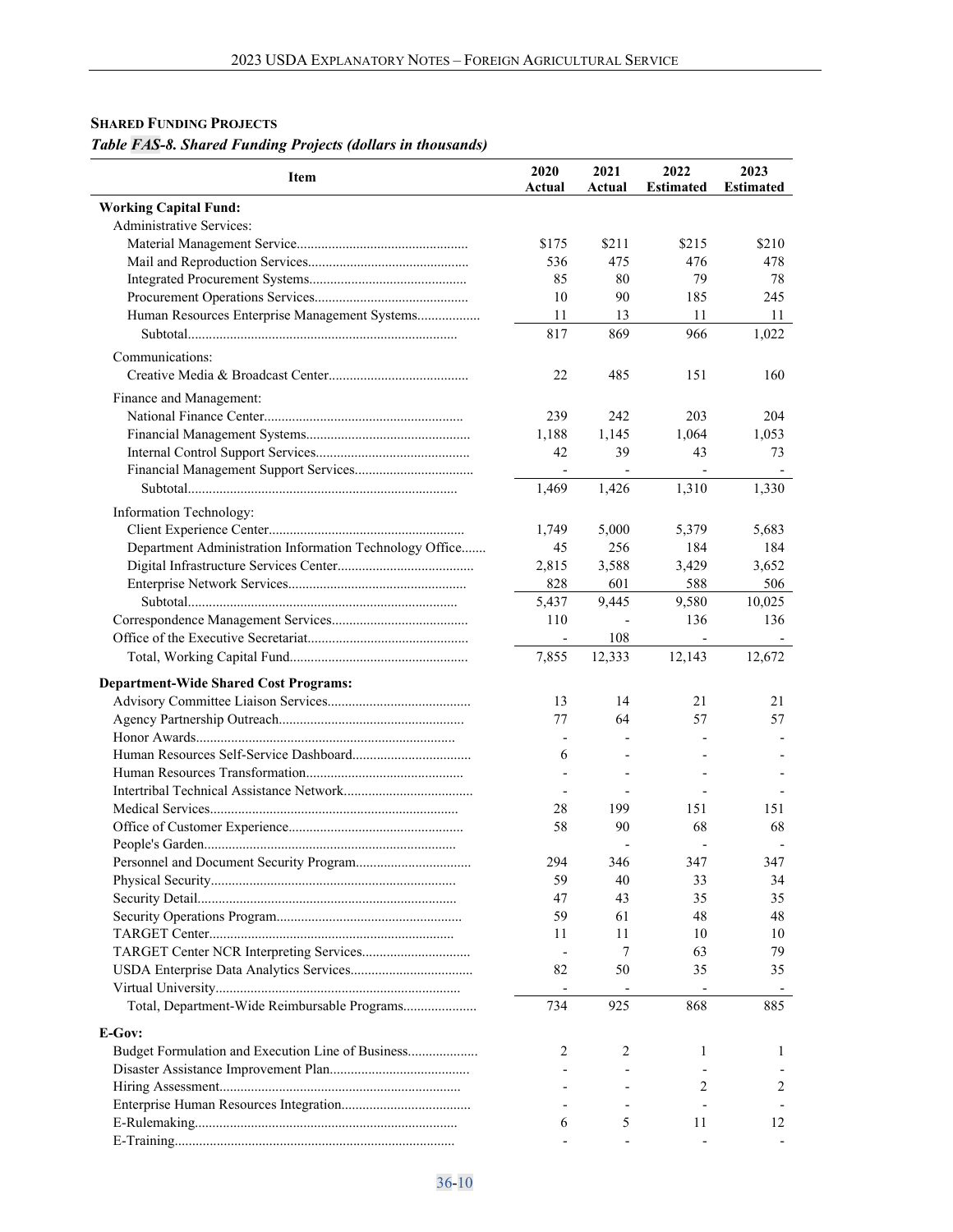### Shared Funding Projects

*Table FAS-8. Shared Funding Projects (dollars in thousands)*

| Item | 2020 Actual | 2021 Actual | 2022 Estimated | 2023 Estimated |
|---|---|---|---|---|
| **Working Capital Fund:** | | | | |
| Administrative Services: | | | | |
| Material Management Service | $175 | $211 | $215 | $210 |
| Mail and Reproduction Services | 536 | 475 | 476 | 478 |
| Integrated Procurement Systems | 85 | 80 | 79 | 78 |
| Procurement Operations Services | 10 | 90 | 185 | 245 |
| Human Resources Enterprise Management Systems | 11 | 13 | 11 | 11 |
| Subtotal | 817 | 869 | 966 | 1,022 |
| Communications: | | | | |
| Creative Media & Broadcast Center | 22 | 485 | 151 | 160 |
| Finance and Management: | | | | |
| National Finance Center | 239 | 242 | 203 | 204 |
| Financial Management Systems | 1,188 | 1,145 | 1,064 | 1,053 |
| Internal Control Support Services | 42 | 39 | 43 | 73 |
| Financial Management Support Services | - | - | - | - |
| Subtotal | 1,469 | 1,426 | 1,310 | 1,330 |
| Information Technology: | | | | |
| Client Experience Center | 1,749 | 5,000 | 5,379 | 5,683 |
| Department Administration Information Technology Office | 45 | 256 | 184 | 184 |
| Digital Infrastructure Services Center | 2,815 | 3,588 | 3,429 | 3,652 |
| Enterprise Network Services | 828 | 601 | 588 | 506 |
| Subtotal | 5,437 | 9,445 | 9,580 | 10,025 |
| Correspondence Management Services | 110 | - | 136 | 136 |
| Office of the Executive Secretariat | - | 108 | - | - |
| Total, Working Capital Fund | 7,855 | 12,333 | 12,143 | 12,672 |
| **Department-Wide Shared Cost Programs:** | | | | |
| Advisory Committee Liaison Services | 13 | 14 | 21 | 21 |
| Agency Partnership Outreach | 77 | 64 | 57 | 57 |
| Honor Awards | - | - | - | - |
| Human Resources Self-Service Dashboard | 6 | - | - | - |
| Human Resources Transformation | - | - | - | - |
| Intertribal Technical Assistance Network | - | - | - | - |
| Medical Services | 28 | 199 | 151 | 151 |
| Office of Customer Experience | 58 | 90 | 68 | 68 |
| People's Garden | | - | - | - |
| Personnel and Document Security Program | 294 | 346 | 347 | 347 |
| Physical Security | 59 | 40 | 33 | 34 |
| Security Detail | 47 | 43 | 35 | 35 |
| Security Operations Program | 59 | 61 | 48 | 48 |
| TARGET Center | 11 | 11 | 10 | 10 |
| TARGET Center NCR Interpreting Services | - | 7 | 63 | 79 |
| USDA Enterprise Data Analytics Services | 82 | 50 | 35 | 35 |
| Virtual University | - | - | - | - |
| Total, Department-Wide Reimbursable Programs | 734 | 925 | 868 | 885 |
| **E-Gov:** | | | | |
| Budget Formulation and Execution Line of Business | 2 | 2 | 1 | 1 |
| Disaster Assistance Improvement Plan | - | - | - | - |
| Hiring Assessment | - | - | 2 | 2 |
| Enterprise Human Resources Integration | - | - | - | - |
| E-Rulemaking | 6 | 5 | 11 | 12 |
| E-Training | - | - | - | - |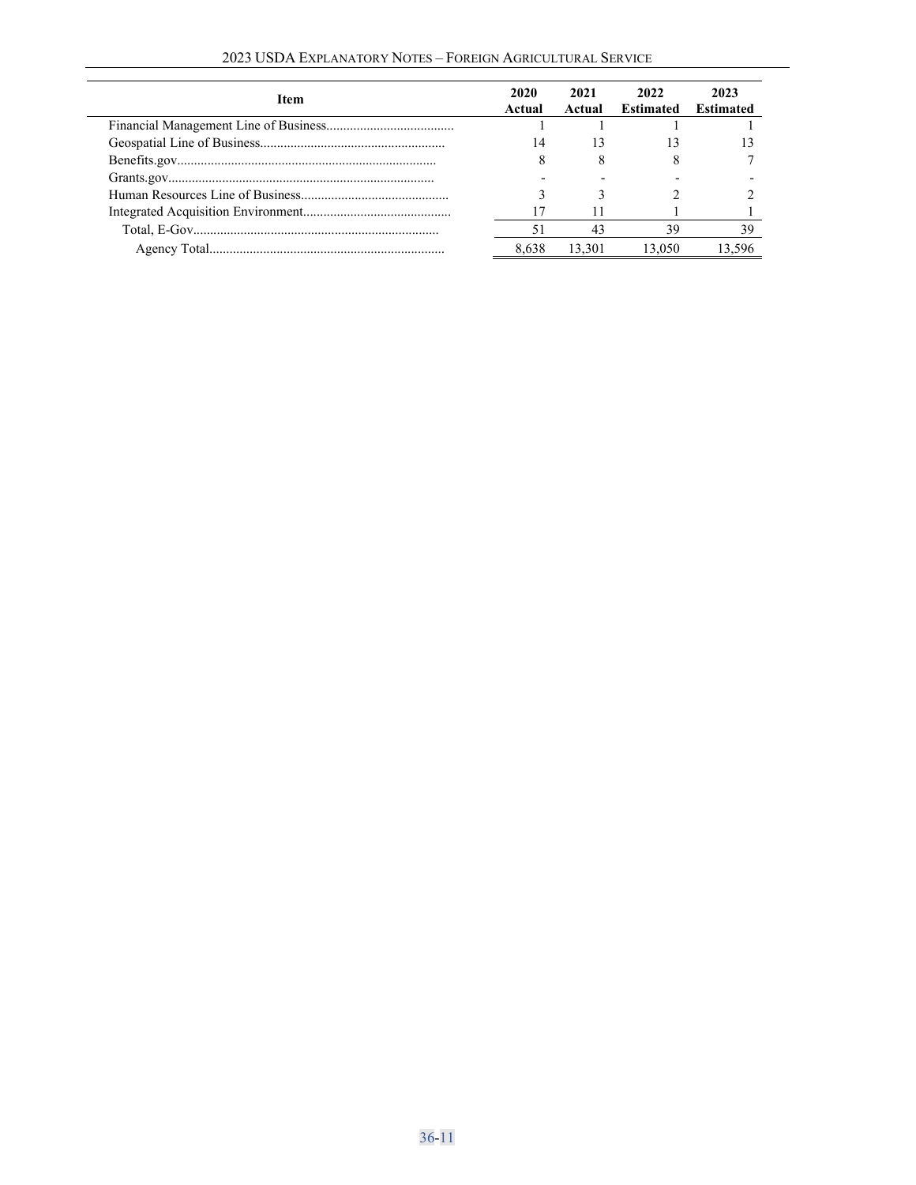| Item | 2020 Actual | 2021 Actual | 2022 Estimated | 2023 Estimated |
|---|---|---|---|---|
| Financial Management Line of Business | 1 | 1 | 1 | 1 |
| Geospatial Line of Business | 14 | 13 | 13 | 13 |
| Benefits.gov | 8 | 8 | 8 | 7 |
| Grants.gov | - | - | - | - |
| Human Resources Line of Business | 3 | 3 | 2 | 2 |
| Integrated Acquisition Environment | 17 | 11 | 1 | 1 |
| Total, E-Gov | 51 | 43 | 39 | 39 |
| Agency Total | 8,638 | 13,301 | 13,050 | 13,596 |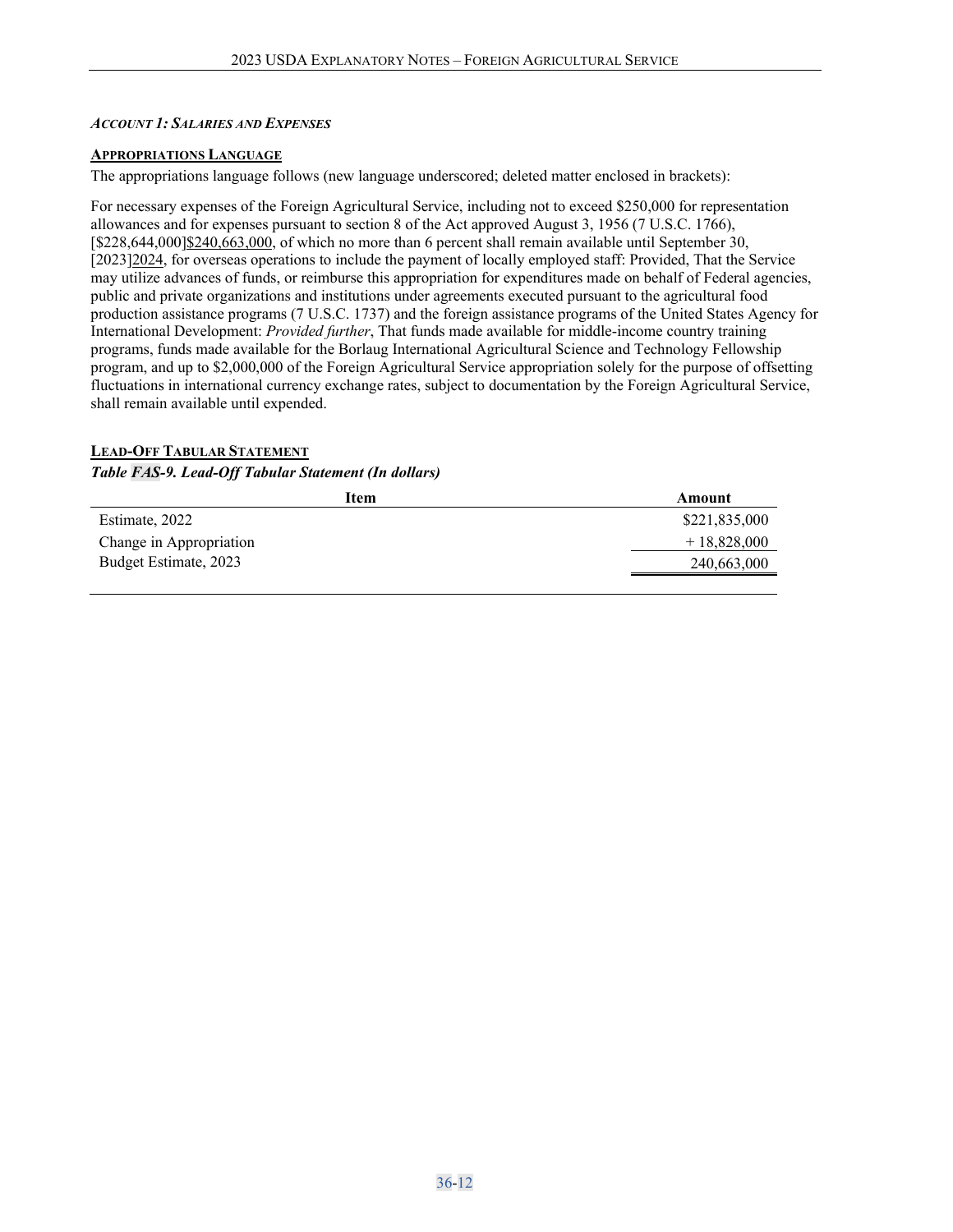*ACCOUNT 1: SALARIES AND EXPENSES*

**APPROPRIATIONS LANGUAGE**

The appropriations language follows (new language underscored; deleted matter enclosed in brackets):

For necessary expenses of the Foreign Agricultural Service, including not to exceed $250,000 for representation allowances and for expenses pursuant to section 8 of the Act approved August 3, 1956 (7 U.S.C. 1766), [$228,644,000]<u>$240,663,000</u>, of which no more than 6 percent shall remain available until September 30, [2023]<u>2024</u>, for overseas operations to include the payment of locally employed staff: Provided, That the Service may utilize advances of funds, or reimburse this appropriation for expenditures made on behalf of Federal agencies, public and private organizations and institutions under agreements executed pursuant to the agricultural food production assistance programs (7 U.S.C. 1737) and the foreign assistance programs of the United States Agency for International Development: *Provided further*, That funds made available for middle-income country training programs, funds made available for the Borlaug International Agricultural Science and Technology Fellowship program, and up to $2,000,000 of the Foreign Agricultural Service appropriation solely for the purpose of offsetting fluctuations in international currency exchange rates, subject to documentation by the Foreign Agricultural Service, shall remain available until expended.

**LEAD-OFF TABULAR STATEMENT**

***Table FAS-9. Lead-Off Tabular Statement (In dollars)***

| Item | Amount |
|---|---|
| Estimate, 2022 | $221,835,000 |
| Change in Appropriation | + 18,828,000 |
| Budget Estimate, 2023 | 240,663,000 |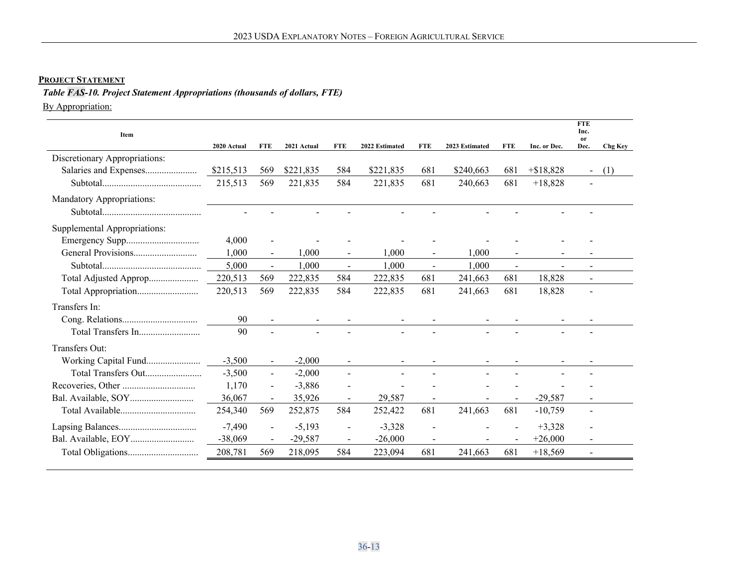**PROJECT STATEMENT**

*Table FAS-10. Project Statement Appropriations (thousands of dollars, FTE)*

By Appropriation:

| Item | 2020 Actual | FTE | 2021 Actual | FTE | 2022 Estimated | FTE | 2023 Estimated | FTE | Inc. or Dec. | FTE Inc. or Dec. | Chg Key |
|---|---|---|---|---|---|---|---|---|---|---|---|
| Discretionary Appropriations: | | | | | | | | | | | |
| Salaries and Expenses | $215,513 | 569 | $221,835 | 584 | $221,835 | 681 | $240,663 | 681 | +$18,828 | - | (1) |
| Subtotal | 215,513 | 569 | 221,835 | 584 | 221,835 | 681 | 240,663 | 681 | +18,828 | - | |
| Mandatory Appropriations: | | | | | | | | | | | |
| Subtotal | - | - | - | - | - | - | - | - | - | - | |
| Supplemental Appropriations: | | | | | | | | | | | |
| Emergency Supp | 4,000 | - | - | - | - | - | - | - | - | - | |
| General Provisions | 1,000 | - | 1,000 | - | 1,000 | - | 1,000 | - | - | - | |
| Subtotal | 5,000 | - | 1,000 | - | 1,000 | - | 1,000 | - | - | - | |
| Total Adjusted Approp | 220,513 | 569 | 222,835 | 584 | 222,835 | 681 | 241,663 | 681 | 18,828 | - | |
| Total Appropriation | 220,513 | 569 | 222,835 | 584 | 222,835 | 681 | 241,663 | 681 | 18,828 | - | |
| Transfers In: | | | | | | | | | | | |
| Cong. Relations | 90 | - | - | - | - | - | - | - | - | - | |
| Total Transfers In | 90 | - | - | - | - | - | - | - | - | - | |
| Transfers Out: | | | | | | | | | | | |
| Working Capital Fund | -3,500 | - | -2,000 | - | - | - | - | - | - | - | |
| Total Transfers Out | -3,500 | - | -2,000 | - | - | - | - | - | - | - | |
| Recoveries, Other | 1,170 | - | -3,886 | - | - | - | - | - | - | - | |
| Bal. Available, SOY | 36,067 | - | 35,926 | - | 29,587 | - | - | - | -29,587 | - | |
| Total Available | 254,340 | 569 | 252,875 | 584 | 252,422 | 681 | 241,663 | 681 | -10,759 | - | |
| Lapsing Balances | -7,490 | - | -5,193 | - | -3,328 | - | - | - | +3,328 | - | |
| Bal. Available, EOY | -38,069 | - | -29,587 | - | -26,000 | - | - | - | +26,000 | - | |
| Total Obligations | 208,781 | 569 | 218,095 | 584 | 223,094 | 681 | 241,663 | 681 | +18,569 | - | |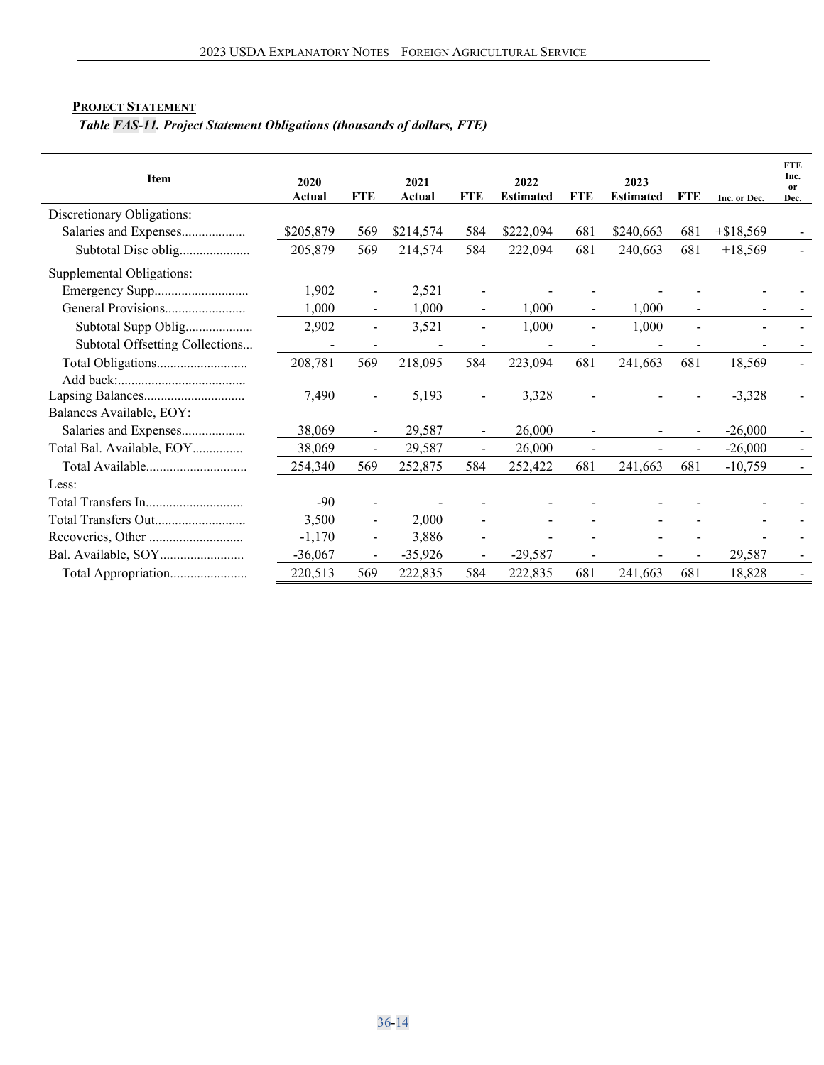**PROJECT STATEMENT**

*Table FAS-11. Project Statement Obligations (thousands of dollars, FTE)*

| Item | 2020 Actual | FTE | 2021 Actual | FTE | 2022 Estimated | FTE | 2023 Estimated | FTE | Inc. or Dec. | FTE Inc. or Dec. |
|---|---|---|---|---|---|---|---|---|---|---|
| Discretionary Obligations: | | | | | | | | | | |
| Salaries and Expenses.................. | $205,879 | 569 | $214,574 | 584 | $222,094 | 681 | $240,663 | 681 | +$18,569 | - |
| Subtotal Disc oblig.................... | 205,879 | 569 | 214,574 | 584 | 222,094 | 681 | 240,663 | 681 | +18,569 | - |
| Supplemental Obligations: | | | | | | | | | | |
| Emergency Supp........................... | 1,902 | - | 2,521 | - | - | - | - | - | - | - |
| General Provisions....................... | 1,000 | - | 1,000 | - | 1,000 | - | 1,000 | - | - | - |
| Subtotal Supp Oblig.................... | 2,902 | - | 3,521 | - | 1,000 | - | 1,000 | - | - | - |
| Subtotal Offsetting Collections... | - | - | - | - | - | - | - | - | - | - |
| Total Obligations.......................... | 208,781 | 569 | 218,095 | 584 | 223,094 | 681 | 241,663 | 681 | 18,569 | - |
| Add back:..................................... | | | | | | | | | | |
| Lapsing Balances............................ | 7,490 | - | 5,193 | - | 3,328 | - | - | - | -3,328 | - |
| Balances Available, EOY: | | | | | | | | | | |
| Salaries and Expenses.................. | 38,069 | - | 29,587 | - | 26,000 | - | - | - | -26,000 | - |
| Total Bal. Available, EOY.............. | 38,069 | - | 29,587 | - | 26,000 | - | - | - | -26,000 | - |
| Total Available............................ | 254,340 | 569 | 252,875 | 584 | 252,422 | 681 | 241,663 | 681 | -10,759 | - |
| Less: | | | | | | | | | | |
| Total Transfers In............................ | -90 | - | - | - | - | - | - | - | - | - |
| Total Transfers Out.......................... | 3,500 | - | 2,000 | - | - | - | - | - | - | - |
| Recoveries, Other ........................... | -1,170 | - | 3,886 | - | - | - | - | - | - | - |
| Bal. Available, SOY......................... | -36,067 | - | -35,926 | - | -29,587 | - | - | - | 29,587 | - |
| Total Appropriation...................... | 220,513 | 569 | 222,835 | 584 | 222,835 | 681 | 241,663 | 681 | 18,828 | - |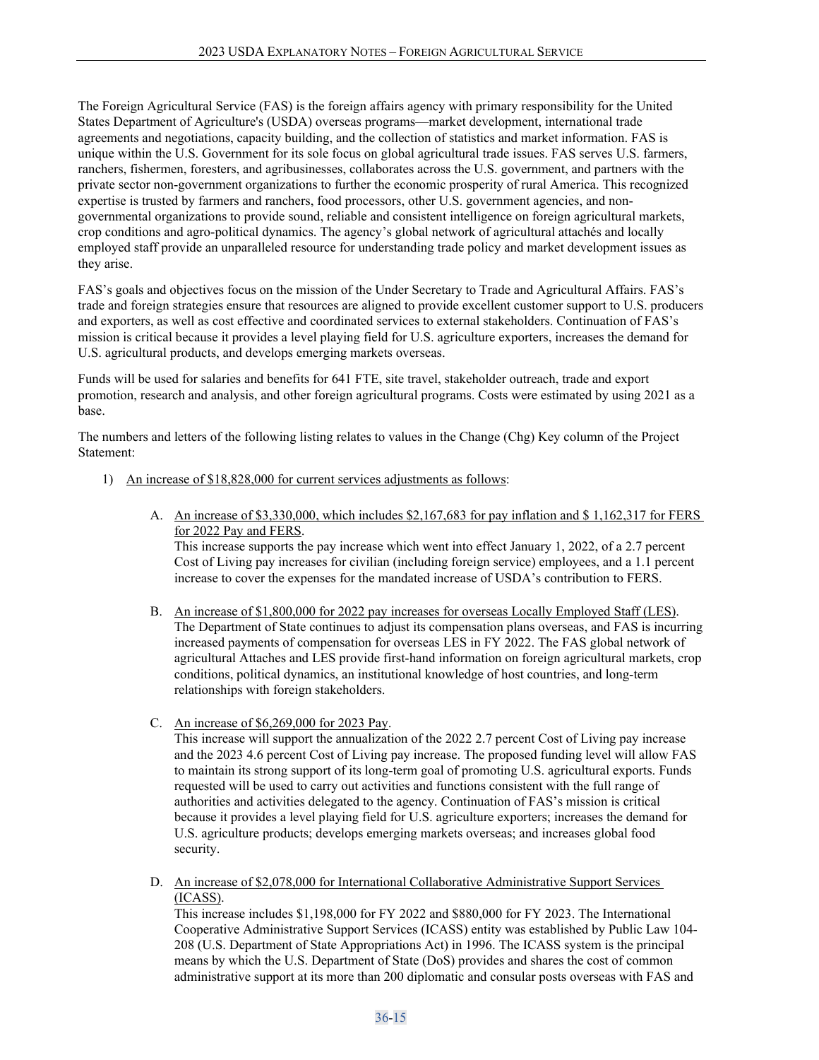The Foreign Agricultural Service (FAS) is the foreign affairs agency with primary responsibility for the United States Department of Agriculture's (USDA) overseas programs—market development, international trade agreements and negotiations, capacity building, and the collection of statistics and market information. FAS is unique within the U.S. Government for its sole focus on global agricultural trade issues. FAS serves U.S. farmers, ranchers, fishermen, foresters, and agribusinesses, collaborates across the U.S. government, and partners with the private sector non-government organizations to further the economic prosperity of rural America. This recognized expertise is trusted by farmers and ranchers, food processors, other U.S. government agencies, and non-governmental organizations to provide sound, reliable and consistent intelligence on foreign agricultural markets, crop conditions and agro-political dynamics. The agency's global network of agricultural attachés and locally employed staff provide an unparalleled resource for understanding trade policy and market development issues as they arise.

FAS's goals and objectives focus on the mission of the Under Secretary to Trade and Agricultural Affairs. FAS's trade and foreign strategies ensure that resources are aligned to provide excellent customer support to U.S. producers and exporters, as well as cost effective and coordinated services to external stakeholders. Continuation of FAS's mission is critical because it provides a level playing field for U.S. agriculture exporters, increases the demand for U.S. agricultural products, and develops emerging markets overseas.

Funds will be used for salaries and benefits for 641 FTE, site travel, stakeholder outreach, trade and export promotion, research and analysis, and other foreign agricultural programs. Costs were estimated by using 2021 as a base.

The numbers and letters of the following listing relates to values in the Change (Chg) Key column of the Project Statement:

1) An increase of $18,828,000 for current services adjustments as follows:

   A. An increase of $3,330,000, which includes $2,167,683 for pay inflation and $ 1,162,317 for FERS for 2022 Pay and FERS.
   This increase supports the pay increase which went into effect January 1, 2022, of a 2.7 percent Cost of Living pay increases for civilian (including foreign service) employees, and a 1.1 percent increase to cover the expenses for the mandated increase of USDA's contribution to FERS.

   B. An increase of $1,800,000 for 2022 pay increases for overseas Locally Employed Staff (LES).
   The Department of State continues to adjust its compensation plans overseas, and FAS is incurring increased payments of compensation for overseas LES in FY 2022. The FAS global network of agricultural Attaches and LES provide first-hand information on foreign agricultural markets, crop conditions, political dynamics, an institutional knowledge of host countries, and long-term relationships with foreign stakeholders.

   C. An increase of $6,269,000 for 2023 Pay.
   This increase will support the annualization of the 2022 2.7 percent Cost of Living pay increase and the 2023 4.6 percent Cost of Living pay increase. The proposed funding level will allow FAS to maintain its strong support of its long-term goal of promoting U.S. agricultural exports. Funds requested will be used to carry out activities and functions consistent with the full range of authorities and activities delegated to the agency. Continuation of FAS's mission is critical because it provides a level playing field for U.S. agriculture exporters; increases the demand for U.S. agriculture products; develops emerging markets overseas; and increases global food security.

   D. An increase of $2,078,000 for International Collaborative Administrative Support Services (ICASS).
   This increase includes $1,198,000 for FY 2022 and $880,000 for FY 2023. The International Cooperative Administrative Support Services (ICASS) entity was established by Public Law 104-208 (U.S. Department of State Appropriations Act) in 1996. The ICASS system is the principal means by which the U.S. Department of State (DoS) provides and shares the cost of common administrative support at its more than 200 diplomatic and consular posts overseas with FAS and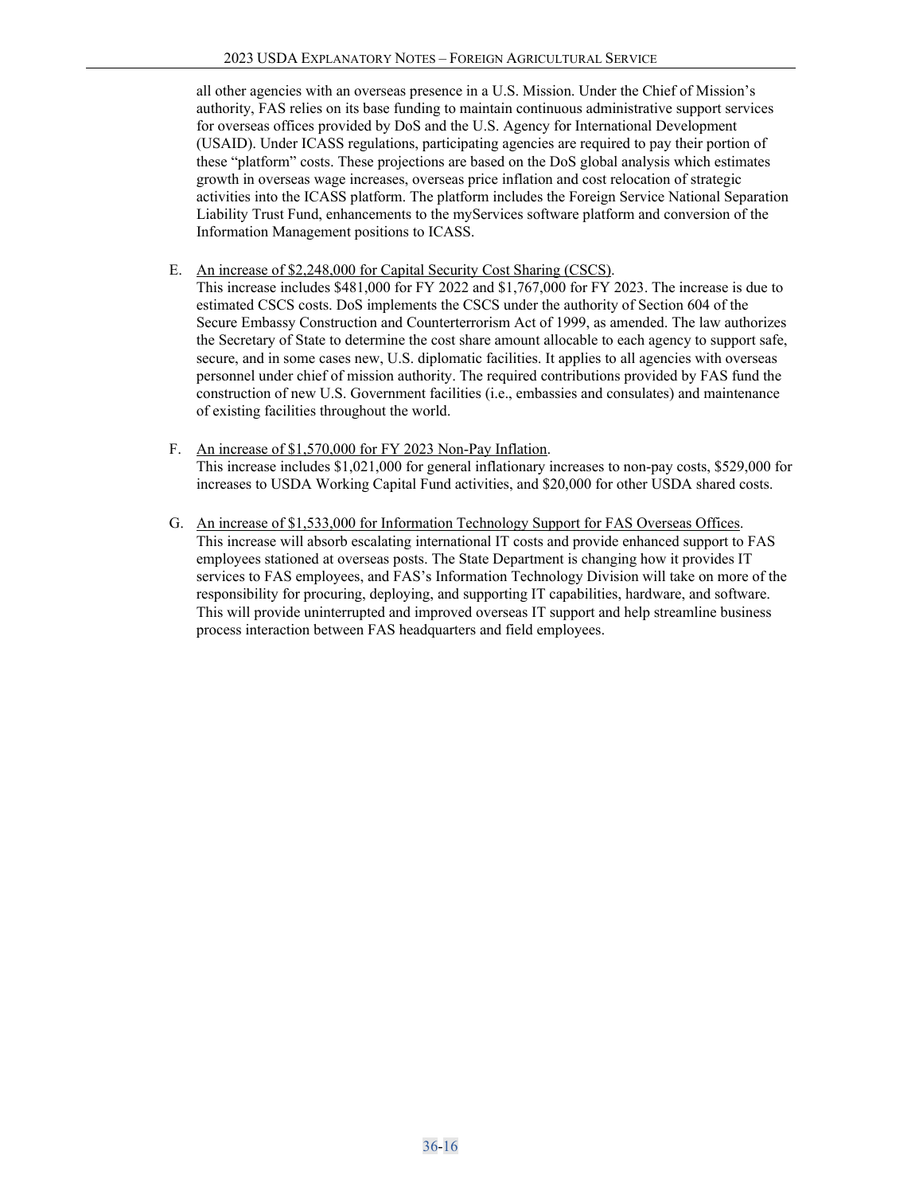all other agencies with an overseas presence in a U.S. Mission. Under the Chief of Mission's authority, FAS relies on its base funding to maintain continuous administrative support services for overseas offices provided by DoS and the U.S. Agency for International Development (USAID). Under ICASS regulations, participating agencies are required to pay their portion of these "platform" costs. These projections are based on the DoS global analysis which estimates growth in overseas wage increases, overseas price inflation and cost relocation of strategic activities into the ICASS platform. The platform includes the Foreign Service National Separation Liability Trust Fund, enhancements to the myServices software platform and conversion of the Information Management positions to ICASS.

E. An increase of $2,248,000 for Capital Security Cost Sharing (CSCS).
This increase includes $481,000 for FY 2022 and $1,767,000 for FY 2023. The increase is due to estimated CSCS costs. DoS implements the CSCS under the authority of Section 604 of the Secure Embassy Construction and Counterterrorism Act of 1999, as amended. The law authorizes the Secretary of State to determine the cost share amount allocable to each agency to support safe, secure, and in some cases new, U.S. diplomatic facilities. It applies to all agencies with overseas personnel under chief of mission authority. The required contributions provided by FAS fund the construction of new U.S. Government facilities (i.e., embassies and consulates) and maintenance of existing facilities throughout the world.

F. An increase of $1,570,000 for FY 2023 Non-Pay Inflation.
This increase includes $1,021,000 for general inflationary increases to non-pay costs, $529,000 for increases to USDA Working Capital Fund activities, and $20,000 for other USDA shared costs.

G. An increase of $1,533,000 for Information Technology Support for FAS Overseas Offices.
This increase will absorb escalating international IT costs and provide enhanced support to FAS employees stationed at overseas posts. The State Department is changing how it provides IT services to FAS employees, and FAS's Information Technology Division will take on more of the responsibility for procuring, deploying, and supporting IT capabilities, hardware, and software. This will provide uninterrupted and improved overseas IT support and help streamline business process interaction between FAS headquarters and field employees.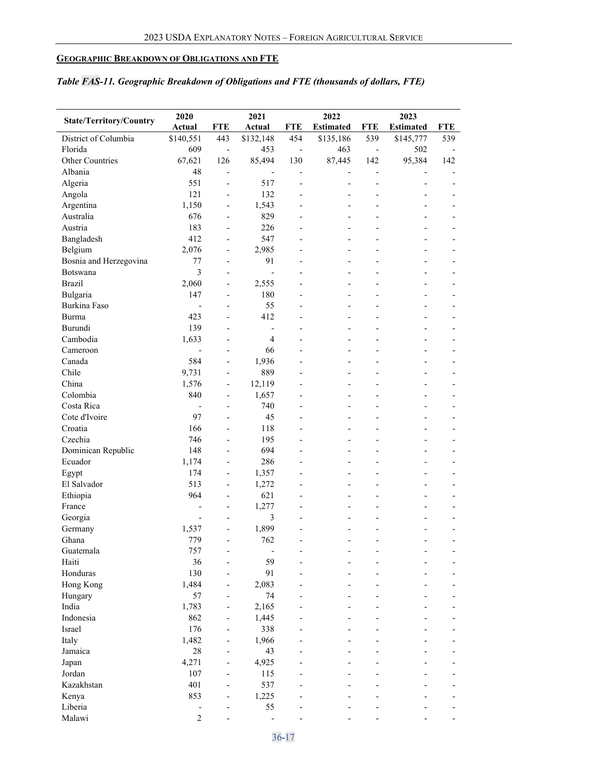**Geographic Breakdown of Obligations and FTE**

*Table FAS-11. Geographic Breakdown of Obligations and FTE (thousands of dollars, FTE)*

| State/Territory/Country | 2020 Actual | FTE | 2021 Actual | FTE | 2022 Estimated | FTE | 2023 Estimated | FTE |
|---|---|---|---|---|---|---|---|---|
| District of Columbia | $140,551 | 443 | $132,148 | 454 | $135,186 | 539 | $145,777 | 539 |
| Florida | 609 | - | 453 | - | 463 | - | 502 | - |
| Other Countries | 67,621 | 126 | 85,494 | 130 | 87,445 | 142 | 95,384 | 142 |
| Albania | 48 | - | - | - | - | - | - | - |
| Algeria | 551 | - | 517 | - | - | - | - | - |
| Angola | 121 | - | 132 | - | - | - | - | - |
| Argentina | 1,150 | - | 1,543 | - | - | - | - | - |
| Australia | 676 | - | 829 | - | - | - | - | - |
| Austria | 183 | - | 226 | - | - | - | - | - |
| Bangladesh | 412 | - | 547 | - | - | - | - | - |
| Belgium | 2,076 | - | 2,985 | - | - | - | - | - |
| Bosnia and Herzegovina | 77 | - | 91 | - | - | - | - | - |
| Botswana | 3 | - | - | - | - | - | - | - |
| Brazil | 2,060 | - | 2,555 | - | - | - | - | - |
| Bulgaria | 147 | - | 180 | - | - | - | - | - |
| Burkina Faso | - | - | 55 | - | - | - | - | - |
| Burma | 423 | - | 412 | - | - | - | - | - |
| Burundi | 139 | - | - | - | - | - | - | - |
| Cambodia | 1,633 | - | 4 | - | - | - | - | - |
| Cameroon | - | - | 66 | - | - | - | - | - |
| Canada | 584 | - | 1,936 | - | - | - | - | - |
| Chile | 9,731 | - | 889 | - | - | - | - | - |
| China | 1,576 | - | 12,119 | - | - | - | - | - |
| Colombia | 840 | - | 1,657 | - | - | - | - | - |
| Costa Rica | - | - | 740 | - | - | - | - | - |
| Cote d'Ivoire | 97 | - | 45 | - | - | - | - | - |
| Croatia | 166 | - | 118 | - | - | - | - | - |
| Czechia | 746 | - | 195 | - | - | - | - | - |
| Dominican Republic | 148 | - | 694 | - | - | - | - | - |
| Ecuador | 1,174 | - | 286 | - | - | - | - | - |
| Egypt | 174 | - | 1,357 | - | - | - | - | - |
| El Salvador | 513 | - | 1,272 | - | - | - | - | - |
| Ethiopia | 964 | - | 621 | - | - | - | - | - |
| France | - | - | 1,277 | - | - | - | - | - |
| Georgia | - | - | 3 | - | - | - | - | - |
| Germany | 1,537 | - | 1,899 | - | - | - | - | - |
| Ghana | 779 | - | 762 | - | - | - | - | - |
| Guatemala | 757 | - | - | - | - | - | - | - |
| Haiti | 36 | - | 59 | - | - | - | - | - |
| Honduras | 130 | - | 91 | - | - | - | - | - |
| Hong Kong | 1,484 | - | 2,083 | - | - | - | - | - |
| Hungary | 57 | - | 74 | - | - | - | - | - |
| India | 1,783 | - | 2,165 | - | - | - | - | - |
| Indonesia | 862 | - | 1,445 | - | - | - | - | - |
| Israel | 176 | - | 338 | - | - | - | - | - |
| Italy | 1,482 | - | 1,966 | - | - | - | - | - |
| Jamaica | 28 | - | 43 | - | - | - | - | - |
| Japan | 4,271 | - | 4,925 | - | - | - | - | - |
| Jordan | 107 | - | 115 | - | - | - | - | - |
| Kazakhstan | 401 | - | 537 | - | - | - | - | - |
| Kenya | 853 | - | 1,225 | - | - | - | - | - |
| Liberia | - | - | 55 | - | - | - | - | - |
| Malawi | 2 | - | - | - | - | - | - | - |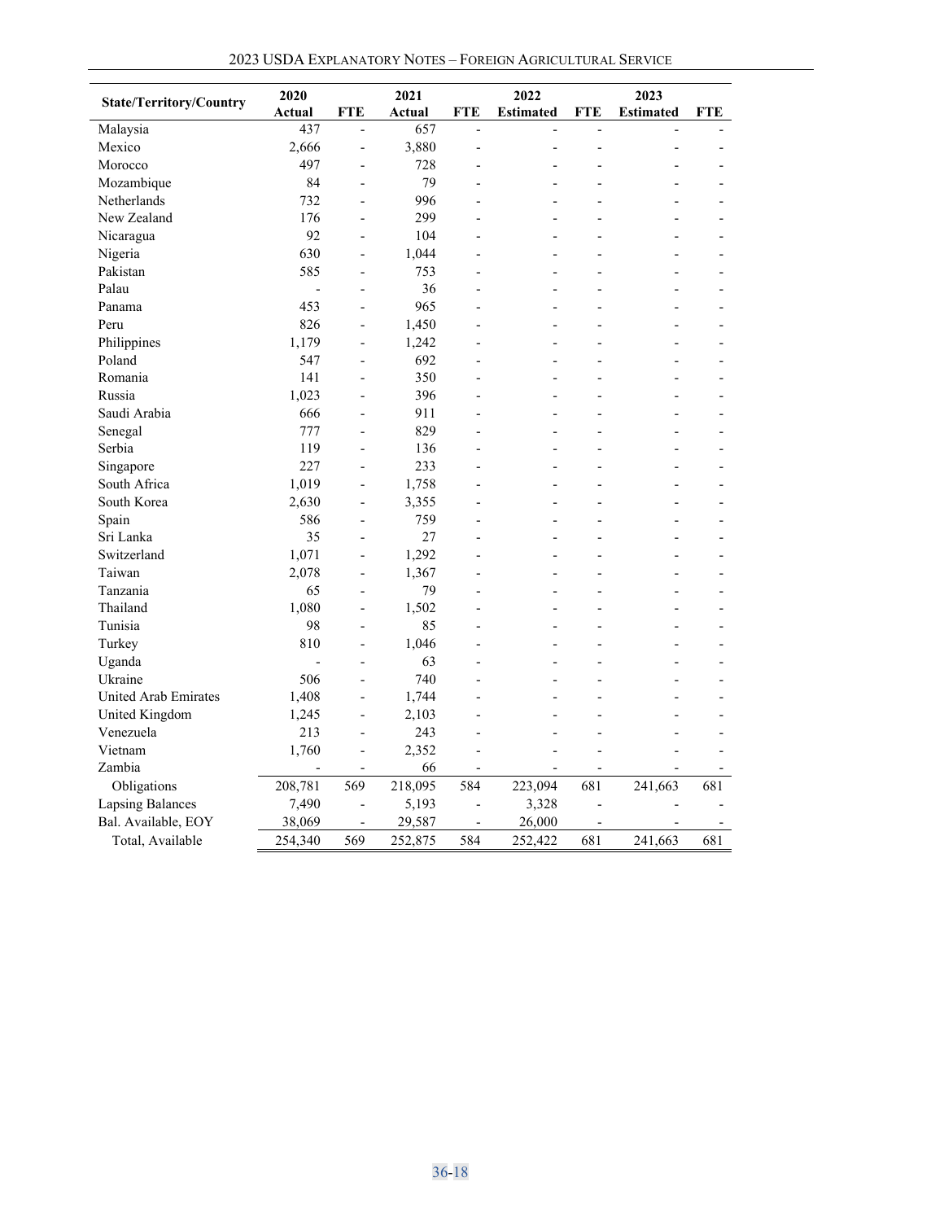| State/Territory/Country | 2020 Actual | FTE | 2021 Actual | FTE | 2022 Estimated | FTE | 2023 Estimated | FTE |
|---|---|---|---|---|---|---|---|---|
| Malaysia | 437 | - | 657 | - | - | - | - | - |
| Mexico | 2,666 | - | 3,880 | - | - | - | - | - |
| Morocco | 497 | - | 728 | - | - | - | - | - |
| Mozambique | 84 | - | 79 | - | - | - | - | - |
| Netherlands | 732 | - | 996 | - | - | - | - | - |
| New Zealand | 176 | - | 299 | - | - | - | - | - |
| Nicaragua | 92 | - | 104 | - | - | - | - | - |
| Nigeria | 630 | - | 1,044 | - | - | - | - | - |
| Pakistan | 585 | - | 753 | - | - | - | - | - |
| Palau | - | - | 36 | - | - | - | - | - |
| Panama | 453 | - | 965 | - | - | - | - | - |
| Peru | 826 | - | 1,450 | - | - | - | - | - |
| Philippines | 1,179 | - | 1,242 | - | - | - | - | - |
| Poland | 547 | - | 692 | - | - | - | - | - |
| Romania | 141 | - | 350 | - | - | - | - | - |
| Russia | 1,023 | - | 396 | - | - | - | - | - |
| Saudi Arabia | 666 | - | 911 | - | - | - | - | - |
| Senegal | 777 | - | 829 | - | - | - | - | - |
| Serbia | 119 | - | 136 | - | - | - | - | - |
| Singapore | 227 | - | 233 | - | - | - | - | - |
| South Africa | 1,019 | - | 1,758 | - | - | - | - | - |
| South Korea | 2,630 | - | 3,355 | - | - | - | - | - |
| Spain | 586 | - | 759 | - | - | - | - | - |
| Sri Lanka | 35 | - | 27 | - | - | - | - | - |
| Switzerland | 1,071 | - | 1,292 | - | - | - | - | - |
| Taiwan | 2,078 | - | 1,367 | - | - | - | - | - |
| Tanzania | 65 | - | 79 | - | - | - | - | - |
| Thailand | 1,080 | - | 1,502 | - | - | - | - | - |
| Tunisia | 98 | - | 85 | - | - | - | - | - |
| Turkey | 810 | - | 1,046 | - | - | - | - | - |
| Uganda | - | - | 63 | - | - | - | - | - |
| Ukraine | 506 | - | 740 | - | - | - | - | - |
| United Arab Emirates | 1,408 | - | 1,744 | - | - | - | - | - |
| United Kingdom | 1,245 | - | 2,103 | - | - | - | - | - |
| Venezuela | 213 | - | 243 | - | - | - | - | - |
| Vietnam | 1,760 | - | 2,352 | - | - | - | - | - |
| Zambia | - | - | 66 | - | - | - | - | - |
| Obligations | 208,781 | 569 | 218,095 | 584 | 223,094 | 681 | 241,663 | 681 |
| Lapsing Balances | 7,490 | - | 5,193 | - | 3,328 | - | - | - |
| Bal. Available, EOY | 38,069 | - | 29,587 | - | 26,000 | - | - | - |
| Total, Available | 254,340 | 569 | 252,875 | 584 | 252,422 | 681 | 241,663 | 681 |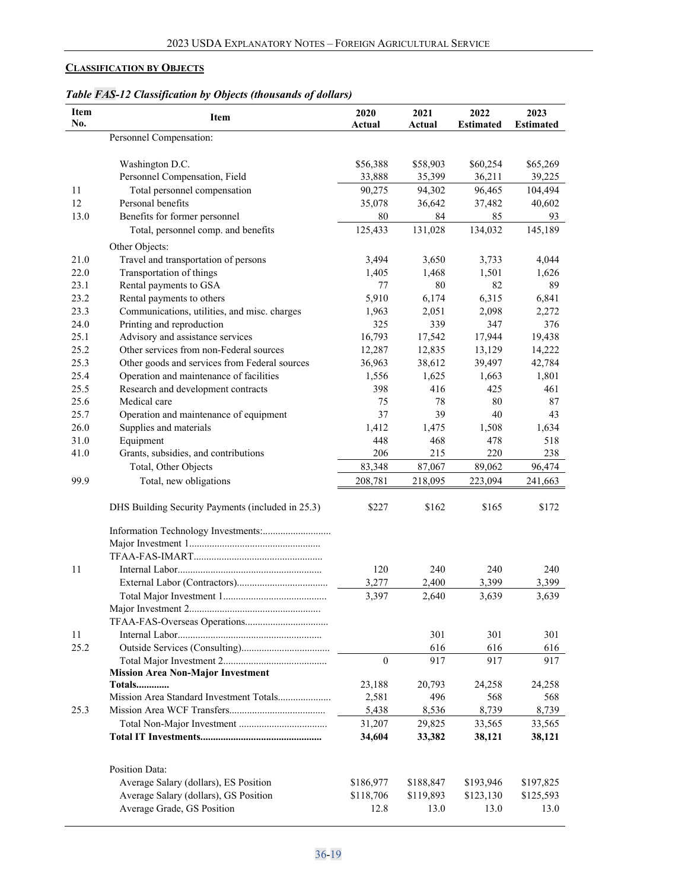**CLASSIFICATION BY OBJECTS**

*Table FAS-12 Classification by Objects (thousands of dollars)*

| Item No. | Item | 2020 Actual | 2021 Actual | 2022 Estimated | 2023 Estimated |
|---|---|---|---|---|---|
| | Personnel Compensation: | | | | |
| | Washington D.C. | $56,388 | $58,903 | $60,254 | $65,269 |
| | Personnel Compensation, Field | 33,888 | 35,399 | 36,211 | 39,225 |
| 11 | Total personnel compensation | 90,275 | 94,302 | 96,465 | 104,494 |
| 12 | Personal benefits | 35,078 | 36,642 | 37,482 | 40,602 |
| 13.0 | Benefits for former personnel | 80 | 84 | 85 | 93 |
| | Total, personnel comp. and benefits | 125,433 | 131,028 | 134,032 | 145,189 |
| | Other Objects: | | | | |
| 21.0 | Travel and transportation of persons | 3,494 | 3,650 | 3,733 | 4,044 |
| 22.0 | Transportation of things | 1,405 | 1,468 | 1,501 | 1,626 |
| 23.1 | Rental payments to GSA | 77 | 80 | 82 | 89 |
| 23.2 | Rental payments to others | 5,910 | 6,174 | 6,315 | 6,841 |
| 23.3 | Communications, utilities, and misc. charges | 1,963 | 2,051 | 2,098 | 2,272 |
| 24.0 | Printing and reproduction | 325 | 339 | 347 | 376 |
| 25.1 | Advisory and assistance services | 16,793 | 17,542 | 17,944 | 19,438 |
| 25.2 | Other services from non-Federal sources | 12,287 | 12,835 | 13,129 | 14,222 |
| 25.3 | Other goods and services from Federal sources | 36,963 | 38,612 | 39,497 | 42,784 |
| 25.4 | Operation and maintenance of facilities | 1,556 | 1,625 | 1,663 | 1,801 |
| 25.5 | Research and development contracts | 398 | 416 | 425 | 461 |
| 25.6 | Medical care | 75 | 78 | 80 | 87 |
| 25.7 | Operation and maintenance of equipment | 37 | 39 | 40 | 43 |
| 26.0 | Supplies and materials | 1,412 | 1,475 | 1,508 | 1,634 |
| 31.0 | Equipment | 448 | 468 | 478 | 518 |
| 41.0 | Grants, subsidies, and contributions | 206 | 215 | 220 | 238 |
| | Total, Other Objects | 83,348 | 87,067 | 89,062 | 96,474 |
| 99.9 | Total, new obligations | 208,781 | 218,095 | 223,094 | 241,663 |
| | DHS Building Security Payments (included in 25.3) | $227 | $162 | $165 | $172 |
| | Information Technology Investments:........................... | | | | |
| | Major Investment 1................................................... | | | | |
| | TFAA-FAS-IMART.................................................. | | | | |
| 11 | Internal Labor........................................................ | 120 | 240 | 240 | 240 |
| | External Labor (Contractors)................................... | 3,277 | 2,400 | 3,399 | 3,399 |
| | Total Major Investment 1......................................... | 3,397 | 2,640 | 3,639 | 3,639 |
| | Major Investment 2................................................... | | | | |
| | TFAA-FAS-Overseas Operations................................ | | | | |
| 11 | Internal Labor........................................................ | | 301 | 301 | 301 |
| 25.2 | Outside Services (Consulting).................................. | | 616 | 616 | 616 |
| | Total Major Investment 2......................................... | 0 | 917 | 917 | 917 |
| | **Mission Area Non-Major Investment Totals.............** | 23,188 | 20,793 | 24,258 | 24,258 |
| | Mission Area Standard Investment Totals.................... | 2,581 | 496 | 568 | 568 |
| 25.3 | Mission Area WCF Transfers..................................... | 5,438 | 8,536 | 8,739 | 8,739 |
| | Total Non-Major Investment .................................. | 31,207 | 29,825 | 33,565 | 33,565 |
| | **Total IT Investments...............................................** | **34,604** | **33,382** | **38,121** | **38,121** |
| | Position Data: | | | | |
| | Average Salary (dollars), ES Position | $186,977 | $188,847 | $193,946 | $197,825 |
| | Average Salary (dollars), GS Position | $118,706 | $119,893 | $123,130 | $125,593 |
| | Average Grade, GS Position | 12.8 | 13.0 | 13.0 | 13.0 |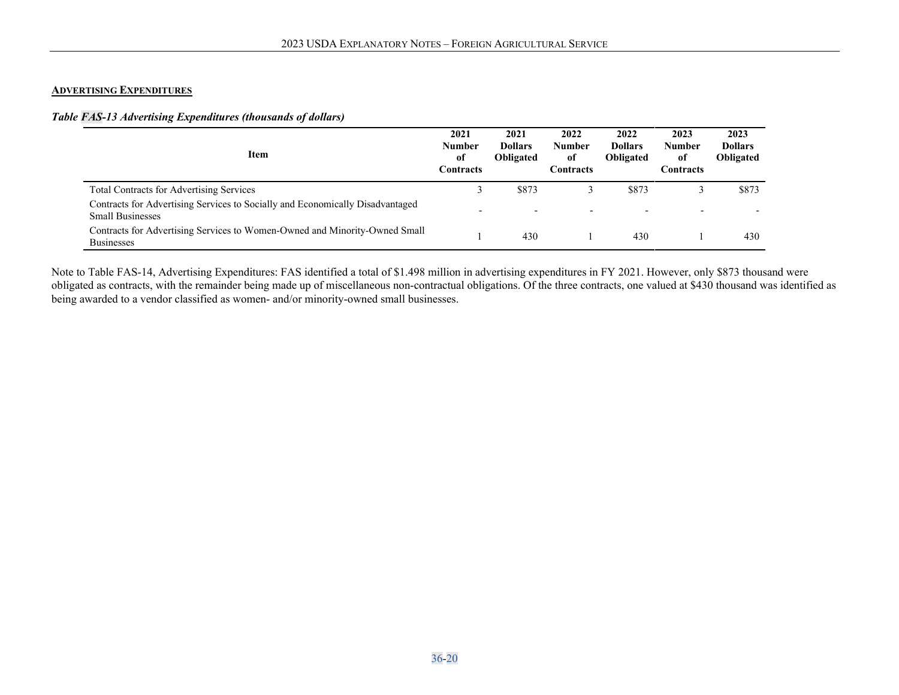## Advertising Expenditures

***Table FAS-13 Advertising Expenditures (thousands of dollars)***

| Item | 2021 Number of Contracts | 2021 Dollars Obligated | 2022 Number of Contracts | 2022 Dollars Obligated | 2023 Number of Contracts | 2023 Dollars Obligated |
|---|---|---|---|---|---|---|
| Total Contracts for Advertising Services | 3 | $873 | 3 | $873 | 3 | $873 |
| Contracts for Advertising Services to Socially and Economically Disadvantaged Small Businesses | - | - | - | - | - | - |
| Contracts for Advertising Services to Women-Owned and Minority-Owned Small Businesses | 1 | 430 | 1 | 430 | 1 | 430 |

Note to Table FAS-14, Advertising Expenditures: FAS identified a total of $1.498 million in advertising expenditures in FY 2021. However, only $873 thousand were obligated as contracts, with the remainder being made up of miscellaneous non-contractual obligations. Of the three contracts, one valued at $430 thousand was identified as being awarded to a vendor classified as women- and/or minority-owned small businesses.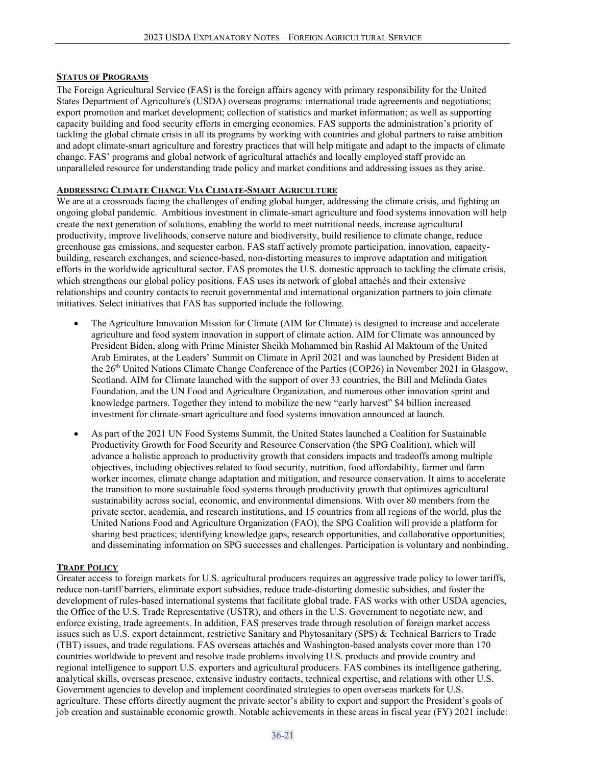## Status of Programs

The Foreign Agricultural Service (FAS) is the foreign affairs agency with primary responsibility for the United States Department of Agriculture's (USDA) overseas programs: international trade agreements and negotiations; export promotion and market development; collection of statistics and market information; as well as supporting capacity building and food security efforts in emerging economies. FAS supports the administration's priority of tackling the global climate crisis in all its programs by working with countries and global partners to raise ambition and adopt climate-smart agriculture and forestry practices that will help mitigate and adapt to the impacts of climate change. FAS' programs and global network of agricultural attachés and locally employed staff provide an unparalleled resource for understanding trade policy and market conditions and addressing issues as they arise.

## Addressing Climate Change Via Climate-Smart Agriculture

We are at a crossroads facing the challenges of ending global hunger, addressing the climate crisis, and fighting an ongoing global pandemic. Ambitious investment in climate-smart agriculture and food systems innovation will help create the next generation of solutions, enabling the world to meet nutritional needs, increase agricultural productivity, improve livelihoods, conserve nature and biodiversity, build resilience to climate change, reduce greenhouse gas emissions, and sequester carbon. FAS staff actively promote participation, innovation, capacity-building, research exchanges, and science-based, non-distorting measures to improve adaptation and mitigation efforts in the worldwide agricultural sector. FAS promotes the U.S. domestic approach to tackling the climate crisis, which strengthens our global policy positions. FAS uses its network of global attachés and their extensive relationships and country contacts to recruit governmental and international organization partners to join climate initiatives. Select initiatives that FAS has supported include the following.

- The Agriculture Innovation Mission for Climate (AIM for Climate) is designed to increase and accelerate agriculture and food system innovation in support of climate action. AIM for Climate was announced by President Biden, along with Prime Minister Sheikh Mohammed bin Rashid Al Maktoum of the United Arab Emirates, at the Leaders' Summit on Climate in April 2021 and was launched by President Biden at the 26th United Nations Climate Change Conference of the Parties (COP26) in November 2021 in Glasgow, Scotland. AIM for Climate launched with the support of over 33 countries, the Bill and Melinda Gates Foundation, and the UN Food and Agriculture Organization, and numerous other innovation sprint and knowledge partners. Together they intend to mobilize the new "early harvest" $4 billion increased investment for climate-smart agriculture and food systems innovation announced at launch.
- As part of the 2021 UN Food Systems Summit, the United States launched a Coalition for Sustainable Productivity Growth for Food Security and Resource Conservation (the SPG Coalition), which will advance a holistic approach to productivity growth that considers impacts and tradeoffs among multiple objectives, including objectives related to food security, nutrition, food affordability, farmer and farm worker incomes, climate change adaptation and mitigation, and resource conservation. It aims to accelerate the transition to more sustainable food systems through productivity growth that optimizes agricultural sustainability across social, economic, and environmental dimensions. With over 80 members from the private sector, academia, and research institutions, and 15 countries from all regions of the world, plus the United Nations Food and Agriculture Organization (FAO), the SPG Coalition will provide a platform for sharing best practices; identifying knowledge gaps, research opportunities, and collaborative opportunities; and disseminating information on SPG successes and challenges. Participation is voluntary and nonbinding.

## Trade Policy

Greater access to foreign markets for U.S. agricultural producers requires an aggressive trade policy to lower tariffs, reduce non-tariff barriers, eliminate export subsidies, reduce trade-distorting domestic subsidies, and foster the development of rules-based international systems that facilitate global trade. FAS works with other USDA agencies, the Office of the U.S. Trade Representative (USTR), and others in the U.S. Government to negotiate new, and enforce existing, trade agreements. In addition, FAS preserves trade through resolution of foreign market access issues such as U.S. export detainment, restrictive Sanitary and Phytosanitary (SPS) & Technical Barriers to Trade (TBT) issues, and trade regulations. FAS overseas attachés and Washington-based analysts cover more than 170 countries worldwide to prevent and resolve trade problems involving U.S. products and provide country and regional intelligence to support U.S. exporters and agricultural producers. FAS combines its intelligence gathering, analytical skills, overseas presence, extensive industry contacts, technical expertise, and relations with other U.S. Government agencies to develop and implement coordinated strategies to open overseas markets for U.S. agriculture. These efforts directly augment the private sector's ability to export and support the President's goals of job creation and sustainable economic growth. Notable achievements in these areas in fiscal year (FY) 2021 include: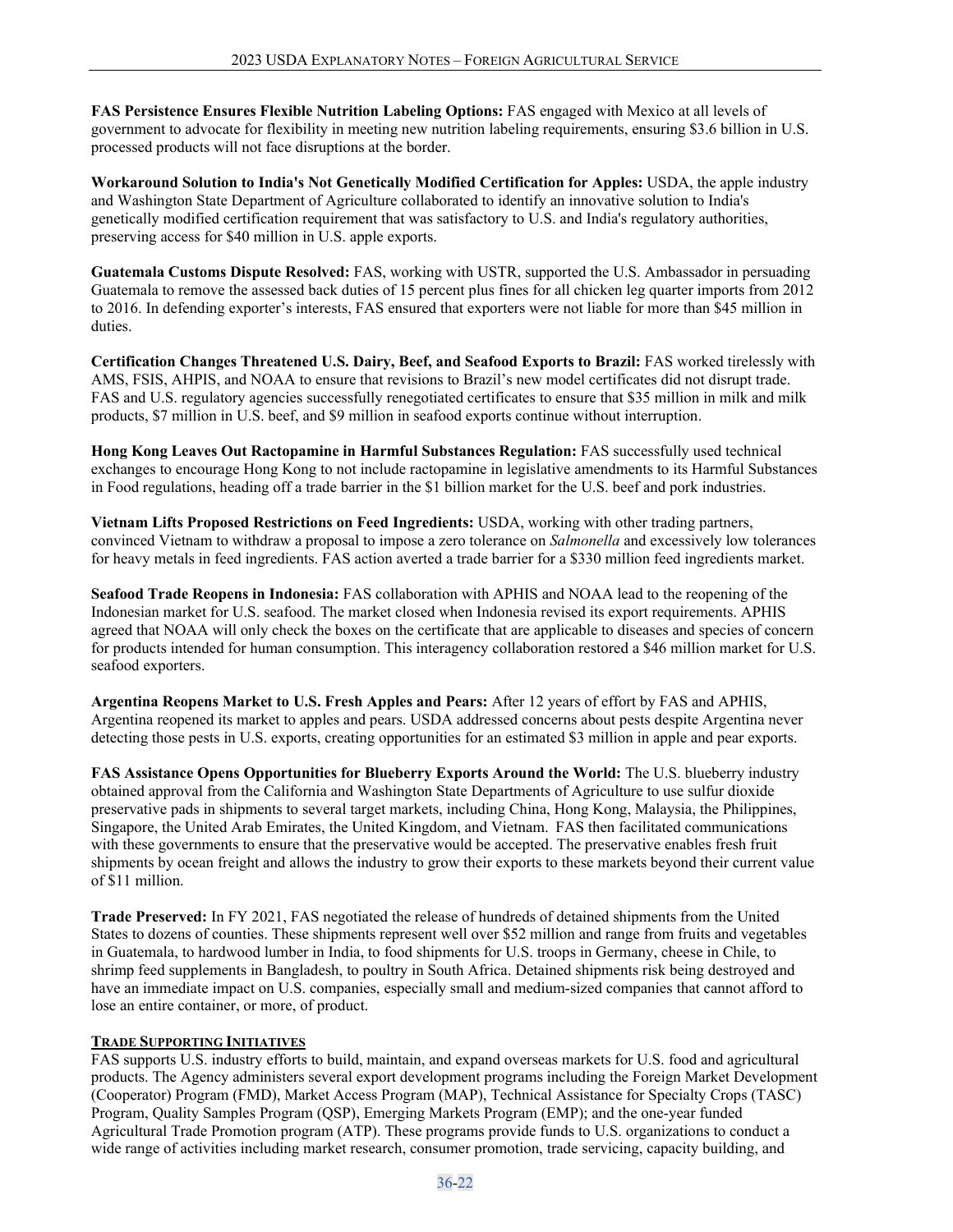**FAS Persistence Ensures Flexible Nutrition Labeling Options:** FAS engaged with Mexico at all levels of government to advocate for flexibility in meeting new nutrition labeling requirements, ensuring $3.6 billion in U.S. processed products will not face disruptions at the border.

**Workaround Solution to India's Not Genetically Modified Certification for Apples:** USDA, the apple industry and Washington State Department of Agriculture collaborated to identify an innovative solution to India's genetically modified certification requirement that was satisfactory to U.S. and India's regulatory authorities, preserving access for $40 million in U.S. apple exports.

**Guatemala Customs Dispute Resolved:** FAS, working with USTR, supported the U.S. Ambassador in persuading Guatemala to remove the assessed back duties of 15 percent plus fines for all chicken leg quarter imports from 2012 to 2016. In defending exporter's interests, FAS ensured that exporters were not liable for more than $45 million in duties.

**Certification Changes Threatened U.S. Dairy, Beef, and Seafood Exports to Brazil:** FAS worked tirelessly with AMS, FSIS, AHPIS, and NOAA to ensure that revisions to Brazil's new model certificates did not disrupt trade. FAS and U.S. regulatory agencies successfully renegotiated certificates to ensure that $35 million in milk and milk products, $7 million in U.S. beef, and $9 million in seafood exports continue without interruption.

**Hong Kong Leaves Out Ractopamine in Harmful Substances Regulation:** FAS successfully used technical exchanges to encourage Hong Kong to not include ractopamine in legislative amendments to its Harmful Substances in Food regulations, heading off a trade barrier in the $1 billion market for the U.S. beef and pork industries.

**Vietnam Lifts Proposed Restrictions on Feed Ingredients:** USDA, working with other trading partners, convinced Vietnam to withdraw a proposal to impose a zero tolerance on *Salmonella* and excessively low tolerances for heavy metals in feed ingredients. FAS action averted a trade barrier for a $330 million feed ingredients market.

**Seafood Trade Reopens in Indonesia:** FAS collaboration with APHIS and NOAA lead to the reopening of the Indonesian market for U.S. seafood. The market closed when Indonesia revised its export requirements. APHIS agreed that NOAA will only check the boxes on the certificate that are applicable to diseases and species of concern for products intended for human consumption. This interagency collaboration restored a $46 million market for U.S. seafood exporters.

**Argentina Reopens Market to U.S. Fresh Apples and Pears:** After 12 years of effort by FAS and APHIS, Argentina reopened its market to apples and pears. USDA addressed concerns about pests despite Argentina never detecting those pests in U.S. exports, creating opportunities for an estimated $3 million in apple and pear exports.

**FAS Assistance Opens Opportunities for Blueberry Exports Around the World:** The U.S. blueberry industry obtained approval from the California and Washington State Departments of Agriculture to use sulfur dioxide preservative pads in shipments to several target markets, including China, Hong Kong, Malaysia, the Philippines, Singapore, the United Arab Emirates, the United Kingdom, and Vietnam. FAS then facilitated communications with these governments to ensure that the preservative would be accepted. The preservative enables fresh fruit shipments by ocean freight and allows the industry to grow their exports to these markets beyond their current value of $11 million.

**Trade Preserved:** In FY 2021, FAS negotiated the release of hundreds of detained shipments from the United States to dozens of counties. These shipments represent well over $52 million and range from fruits and vegetables in Guatemala, to hardwood lumber in India, to food shipments for U.S. troops in Germany, cheese in Chile, to shrimp feed supplements in Bangladesh, to poultry in South Africa. Detained shipments risk being destroyed and have an immediate impact on U.S. companies, especially small and medium-sized companies that cannot afford to lose an entire container, or more, of product.

## Trade Supporting Initiatives

FAS supports U.S. industry efforts to build, maintain, and expand overseas markets for U.S. food and agricultural products. The Agency administers several export development programs including the Foreign Market Development (Cooperator) Program (FMD), Market Access Program (MAP), Technical Assistance for Specialty Crops (TASC) Program, Quality Samples Program (QSP), Emerging Markets Program (EMP); and the one-year funded Agricultural Trade Promotion program (ATP). These programs provide funds to U.S. organizations to conduct a wide range of activities including market research, consumer promotion, trade servicing, capacity building, and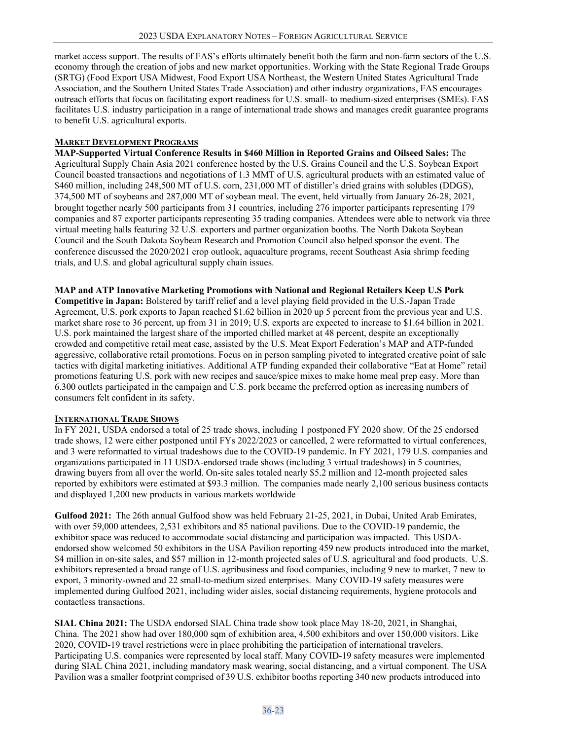market access support. The results of FAS's efforts ultimately benefit both the farm and non-farm sectors of the U.S. economy through the creation of jobs and new market opportunities. Working with the State Regional Trade Groups (SRTG) (Food Export USA Midwest, Food Export USA Northeast, the Western United States Agricultural Trade Association, and the Southern United States Trade Association) and other industry organizations, FAS encourages outreach efforts that focus on facilitating export readiness for U.S. small- to medium-sized enterprises (SMEs). FAS facilitates U.S. industry participation in a range of international trade shows and manages credit guarantee programs to benefit U.S. agricultural exports.

**MARKET DEVELOPMENT PROGRAMS**

**MAP-Supported Virtual Conference Results in $460 Million in Reported Grains and Oilseed Sales:** The Agricultural Supply Chain Asia 2021 conference hosted by the U.S. Grains Council and the U.S. Soybean Export Council boasted transactions and negotiations of 1.3 MMT of U.S. agricultural products with an estimated value of $460 million, including 248,500 MT of U.S. corn, 231,000 MT of distiller's dried grains with solubles (DDGS), 374,500 MT of soybeans and 287,000 MT of soybean meal. The event, held virtually from January 26-28, 2021, brought together nearly 500 participants from 31 countries, including 276 importer participants representing 179 companies and 87 exporter participants representing 35 trading companies. Attendees were able to network via three virtual meeting halls featuring 32 U.S. exporters and partner organization booths. The North Dakota Soybean Council and the South Dakota Soybean Research and Promotion Council also helped sponsor the event. The conference discussed the 2020/2021 crop outlook, aquaculture programs, recent Southeast Asia shrimp feeding trials, and U.S. and global agricultural supply chain issues.

**MAP and ATP Innovative Marketing Promotions with National and Regional Retailers Keep U.S Pork Competitive in Japan:** Bolstered by tariff relief and a level playing field provided in the U.S.-Japan Trade Agreement, U.S. pork exports to Japan reached $1.62 billion in 2020 up 5 percent from the previous year and U.S. market share rose to 36 percent, up from 31 in 2019; U.S. exports are expected to increase to $1.64 billion in 2021. U.S. pork maintained the largest share of the imported chilled market at 48 percent, despite an exceptionally crowded and competitive retail meat case, assisted by the U.S. Meat Export Federation's MAP and ATP-funded aggressive, collaborative retail promotions. Focus on in person sampling pivoted to integrated creative point of sale tactics with digital marketing initiatives. Additional ATP funding expanded their collaborative "Eat at Home" retail promotions featuring U.S. pork with new recipes and sauce/spice mixes to make home meal prep easy. More than 6.300 outlets participated in the campaign and U.S. pork became the preferred option as increasing numbers of consumers felt confident in its safety.

**INTERNATIONAL TRADE SHOWS**

In FY 2021, USDA endorsed a total of 25 trade shows, including 1 postponed FY 2020 show. Of the 25 endorsed trade shows, 12 were either postponed until FYs 2022/2023 or cancelled, 2 were reformatted to virtual conferences, and 3 were reformatted to virtual tradeshows due to the COVID-19 pandemic. In FY 2021, 179 U.S. companies and organizations participated in 11 USDA-endorsed trade shows (including 3 virtual tradeshows) in 5 countries, drawing buyers from all over the world. On-site sales totaled nearly $5.2 million and 12-month projected sales reported by exhibitors were estimated at $93.3 million. The companies made nearly 2,100 serious business contacts and displayed 1,200 new products in various markets worldwide

**Gulfood 2021:** The 26th annual Gulfood show was held February 21-25, 2021, in Dubai, United Arab Emirates, with over 59,000 attendees, 2,531 exhibitors and 85 national pavilions. Due to the COVID-19 pandemic, the exhibitor space was reduced to accommodate social distancing and participation was impacted. This USDA-endorsed show welcomed 50 exhibitors in the USA Pavilion reporting 459 new products introduced into the market, $4 million in on-site sales, and $57 million in 12-month projected sales of U.S. agricultural and food products. U.S. exhibitors represented a broad range of U.S. agribusiness and food companies, including 9 new to market, 7 new to export, 3 minority-owned and 22 small-to-medium sized enterprises. Many COVID-19 safety measures were implemented during Gulfood 2021, including wider aisles, social distancing requirements, hygiene protocols and contactless transactions.

**SIAL China 2021:** The USDA endorsed SIAL China trade show took place May 18-20, 2021, in Shanghai, China. The 2021 show had over 180,000 sqm of exhibition area, 4,500 exhibitors and over 150,000 visitors. Like 2020, COVID-19 travel restrictions were in place prohibiting the participation of international travelers. Participating U.S. companies were represented by local staff. Many COVID-19 safety measures were implemented during SIAL China 2021, including mandatory mask wearing, social distancing, and a virtual component. The USA Pavilion was a smaller footprint comprised of 39 U.S. exhibitor booths reporting 340 new products introduced into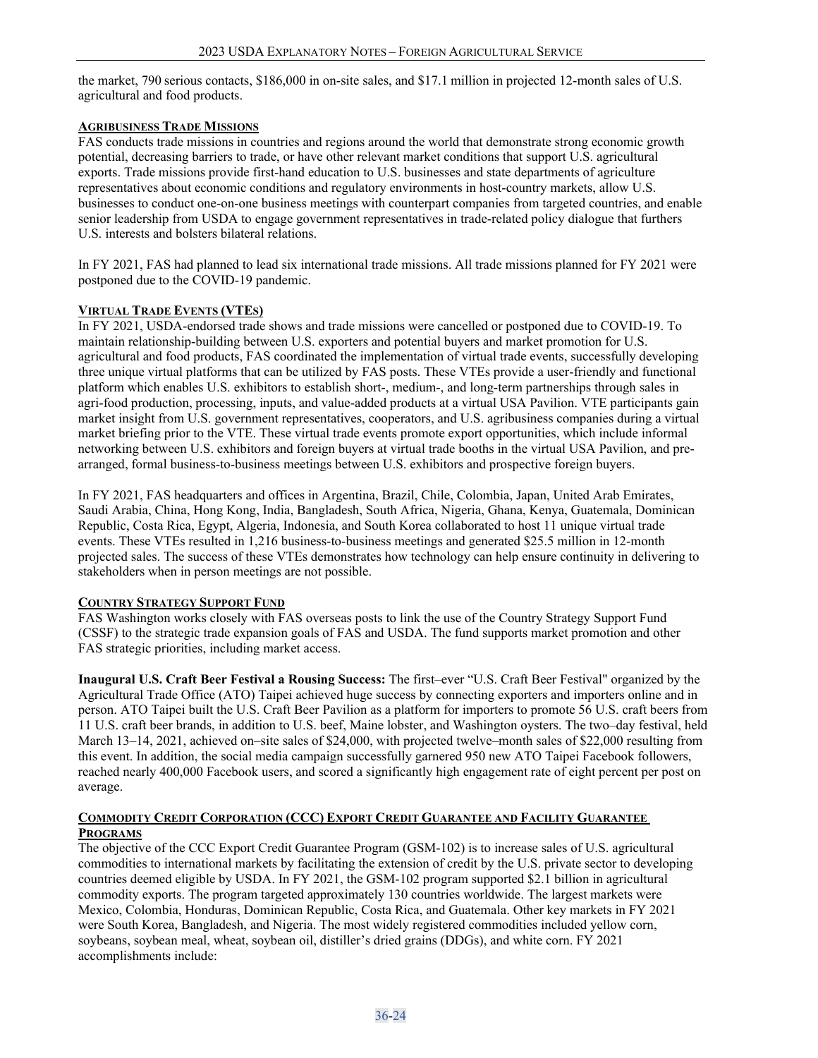the market, 790 serious contacts, $186,000 in on-site sales, and $17.1 million in projected 12-month sales of U.S. agricultural and food products.

### Agribusiness Trade Missions

FAS conducts trade missions in countries and regions around the world that demonstrate strong economic growth potential, decreasing barriers to trade, or have other relevant market conditions that support U.S. agricultural exports. Trade missions provide first-hand education to U.S. businesses and state departments of agriculture representatives about economic conditions and regulatory environments in host-country markets, allow U.S. businesses to conduct one-on-one business meetings with counterpart companies from targeted countries, and enable senior leadership from USDA to engage government representatives in trade-related policy dialogue that furthers U.S. interests and bolsters bilateral relations.

In FY 2021, FAS had planned to lead six international trade missions. All trade missions planned for FY 2021 were postponed due to the COVID-19 pandemic.

### Virtual Trade Events (VTEs)

In FY 2021, USDA-endorsed trade shows and trade missions were cancelled or postponed due to COVID-19. To maintain relationship-building between U.S. exporters and potential buyers and market promotion for U.S. agricultural and food products, FAS coordinated the implementation of virtual trade events, successfully developing three unique virtual platforms that can be utilized by FAS posts. These VTEs provide a user-friendly and functional platform which enables U.S. exhibitors to establish short-, medium-, and long-term partnerships through sales in agri-food production, processing, inputs, and value-added products at a virtual USA Pavilion. VTE participants gain market insight from U.S. government representatives, cooperators, and U.S. agribusiness companies during a virtual market briefing prior to the VTE. These virtual trade events promote export opportunities, which include informal networking between U.S. exhibitors and foreign buyers at virtual trade booths in the virtual USA Pavilion, and pre-arranged, formal business-to-business meetings between U.S. exhibitors and prospective foreign buyers.

In FY 2021, FAS headquarters and offices in Argentina, Brazil, Chile, Colombia, Japan, United Arab Emirates, Saudi Arabia, China, Hong Kong, India, Bangladesh, South Africa, Nigeria, Ghana, Kenya, Guatemala, Dominican Republic, Costa Rica, Egypt, Algeria, Indonesia, and South Korea collaborated to host 11 unique virtual trade events. These VTEs resulted in 1,216 business-to-business meetings and generated $25.5 million in 12-month projected sales. The success of these VTEs demonstrates how technology can help ensure continuity in delivering to stakeholders when in person meetings are not possible.

### Country Strategy Support Fund

FAS Washington works closely with FAS overseas posts to link the use of the Country Strategy Support Fund (CSSF) to the strategic trade expansion goals of FAS and USDA. The fund supports market promotion and other FAS strategic priorities, including market access.

**Inaugural U.S. Craft Beer Festival a Rousing Success:** The first–ever "U.S. Craft Beer Festival" organized by the Agricultural Trade Office (ATO) Taipei achieved huge success by connecting exporters and importers online and in person. ATO Taipei built the U.S. Craft Beer Pavilion as a platform for importers to promote 56 U.S. craft beers from 11 U.S. craft beer brands, in addition to U.S. beef, Maine lobster, and Washington oysters. The two–day festival, held March 13–14, 2021, achieved on–site sales of $24,000, with projected twelve–month sales of $22,000 resulting from this event. In addition, the social media campaign successfully garnered 950 new ATO Taipei Facebook followers, reached nearly 400,000 Facebook users, and scored a significantly high engagement rate of eight percent per post on average.

### Commodity Credit Corporation (CCC) Export Credit Guarantee and Facility Guarantee Programs

The objective of the CCC Export Credit Guarantee Program (GSM-102) is to increase sales of U.S. agricultural commodities to international markets by facilitating the extension of credit by the U.S. private sector to developing countries deemed eligible by USDA. In FY 2021, the GSM-102 program supported $2.1 billion in agricultural commodity exports. The program targeted approximately 130 countries worldwide. The largest markets were Mexico, Colombia, Honduras, Dominican Republic, Costa Rica, and Guatemala. Other key markets in FY 2021 were South Korea, Bangladesh, and Nigeria. The most widely registered commodities included yellow corn, soybeans, soybean meal, wheat, soybean oil, distiller's dried grains (DDGs), and white corn. FY 2021 accomplishments include: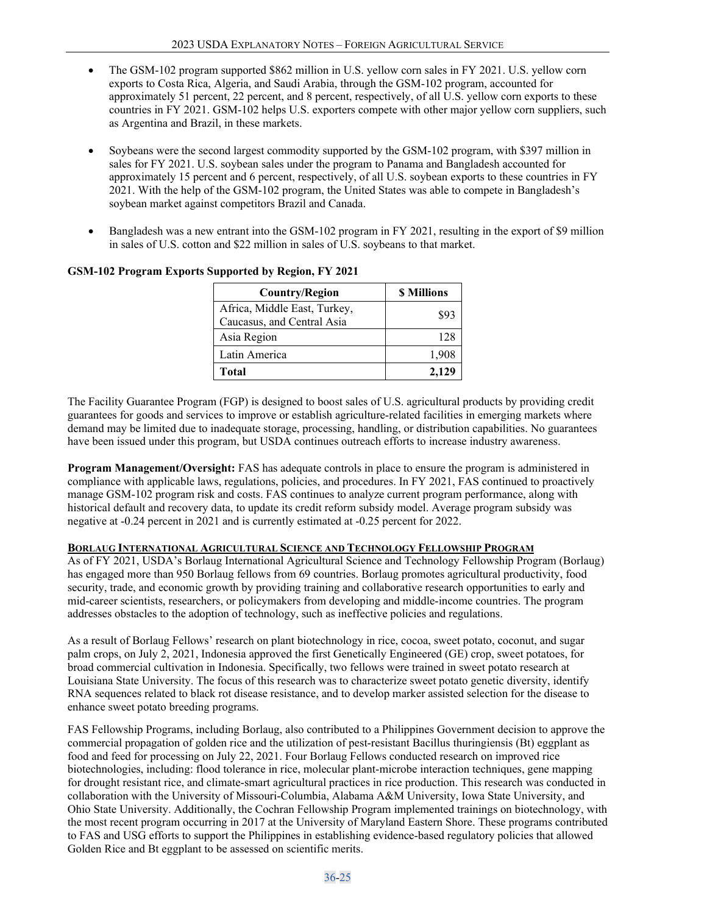- The GSM-102 program supported $862 million in U.S. yellow corn sales in FY 2021. U.S. yellow corn exports to Costa Rica, Algeria, and Saudi Arabia, through the GSM-102 program, accounted for approximately 51 percent, 22 percent, and 8 percent, respectively, of all U.S. yellow corn exports to these countries in FY 2021. GSM-102 helps U.S. exporters compete with other major yellow corn suppliers, such as Argentina and Brazil, in these markets.

- Soybeans were the second largest commodity supported by the GSM-102 program, with $397 million in sales for FY 2021. U.S. soybean sales under the program to Panama and Bangladesh accounted for approximately 15 percent and 6 percent, respectively, of all U.S. soybean exports to these countries in FY 2021. With the help of the GSM-102 program, the United States was able to compete in Bangladesh's soybean market against competitors Brazil and Canada.

- Bangladesh was a new entrant into the GSM-102 program in FY 2021, resulting in the export of $9 million in sales of U.S. cotton and $22 million in sales of U.S. soybeans to that market.

**GSM-102 Program Exports Supported by Region, FY 2021**

| Country/Region | $ Millions |
|---|---|
| Africa, Middle East, Turkey, Caucasus, and Central Asia | $93 |
| Asia Region | 128 |
| Latin America | 1,908 |
| **Total** | **2,129** |

The Facility Guarantee Program (FGP) is designed to boost sales of U.S. agricultural products by providing credit guarantees for goods and services to improve or establish agriculture-related facilities in emerging markets where demand may be limited due to inadequate storage, processing, handling, or distribution capabilities. No guarantees have been issued under this program, but USDA continues outreach efforts to increase industry awareness.

**Program Management/Oversight:** FAS has adequate controls in place to ensure the program is administered in compliance with applicable laws, regulations, policies, and procedures. In FY 2021, FAS continued to proactively manage GSM-102 program risk and costs. FAS continues to analyze current program performance, along with historical default and recovery data, to update its credit reform subsidy model. Average program subsidy was negative at -0.24 percent in 2021 and is currently estimated at -0.25 percent for 2022.

**BORLAUG INTERNATIONAL AGRICULTURAL SCIENCE AND TECHNOLOGY FELLOWSHIP PROGRAM**

As of FY 2021, USDA's Borlaug International Agricultural Science and Technology Fellowship Program (Borlaug) has engaged more than 950 Borlaug fellows from 69 countries. Borlaug promotes agricultural productivity, food security, trade, and economic growth by providing training and collaborative research opportunities to early and mid-career scientists, researchers, or policymakers from developing and middle-income countries. The program addresses obstacles to the adoption of technology, such as ineffective policies and regulations.

As a result of Borlaug Fellows' research on plant biotechnology in rice, cocoa, sweet potato, coconut, and sugar palm crops, on July 2, 2021, Indonesia approved the first Genetically Engineered (GE) crop, sweet potatoes, for broad commercial cultivation in Indonesia. Specifically, two fellows were trained in sweet potato research at Louisiana State University. The focus of this research was to characterize sweet potato genetic diversity, identify RNA sequences related to black rot disease resistance, and to develop marker assisted selection for the disease to enhance sweet potato breeding programs.

FAS Fellowship Programs, including Borlaug, also contributed to a Philippines Government decision to approve the commercial propagation of golden rice and the utilization of pest-resistant Bacillus thuringiensis (Bt) eggplant as food and feed for processing on July 22, 2021. Four Borlaug Fellows conducted research on improved rice biotechnologies, including: flood tolerance in rice, molecular plant-microbe interaction techniques, gene mapping for drought resistant rice, and climate-smart agricultural practices in rice production. This research was conducted in collaboration with the University of Missouri-Columbia, Alabama A&M University, Iowa State University, and Ohio State University. Additionally, the Cochran Fellowship Program implemented trainings on biotechnology, with the most recent program occurring in 2017 at the University of Maryland Eastern Shore. These programs contributed to FAS and USG efforts to support the Philippines in establishing evidence-based regulatory policies that allowed Golden Rice and Bt eggplant to be assessed on scientific merits.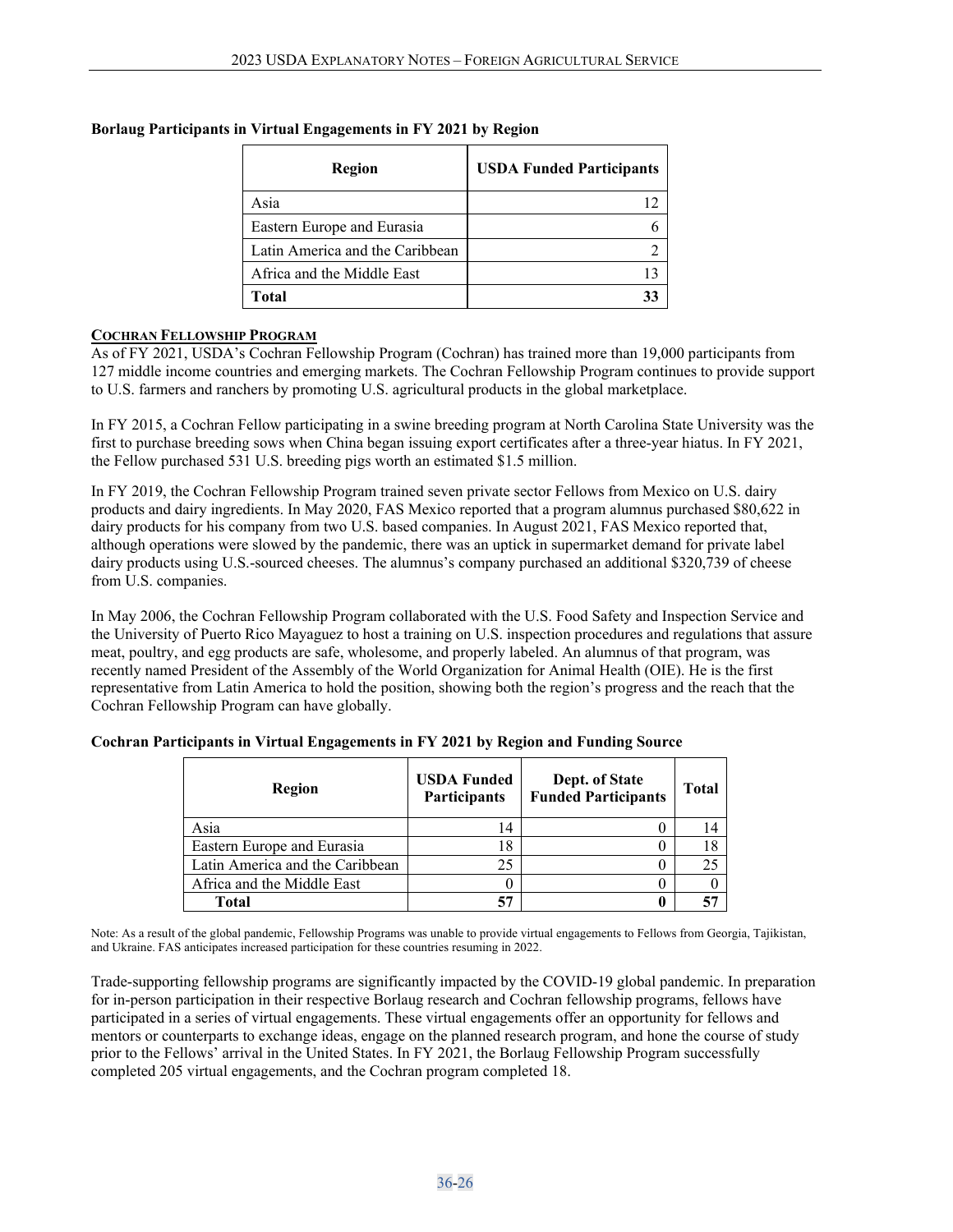**Borlaug Participants in Virtual Engagements in FY 2021 by Region**

| Region | USDA Funded Participants |
|---|---|
| Asia | 12 |
| Eastern Europe and Eurasia | 6 |
| Latin America and the Caribbean | 2 |
| Africa and the Middle East | 13 |
| **Total** | **33** |

**COCHRAN FELLOWSHIP PROGRAM**

As of FY 2021, USDA's Cochran Fellowship Program (Cochran) has trained more than 19,000 participants from 127 middle income countries and emerging markets. The Cochran Fellowship Program continues to provide support to U.S. farmers and ranchers by promoting U.S. agricultural products in the global marketplace.

In FY 2015, a Cochran Fellow participating in a swine breeding program at North Carolina State University was the first to purchase breeding sows when China began issuing export certificates after a three-year hiatus. In FY 2021, the Fellow purchased 531 U.S. breeding pigs worth an estimated $1.5 million.

In FY 2019, the Cochran Fellowship Program trained seven private sector Fellows from Mexico on U.S. dairy products and dairy ingredients. In May 2020, FAS Mexico reported that a program alumnus purchased $80,622 in dairy products for his company from two U.S. based companies. In August 2021, FAS Mexico reported that, although operations were slowed by the pandemic, there was an uptick in supermarket demand for private label dairy products using U.S.-sourced cheeses. The alumnus's company purchased an additional $320,739 of cheese from U.S. companies.

In May 2006, the Cochran Fellowship Program collaborated with the U.S. Food Safety and Inspection Service and the University of Puerto Rico Mayaguez to host a training on U.S. inspection procedures and regulations that assure meat, poultry, and egg products are safe, wholesome, and properly labeled. An alumnus of that program, was recently named President of the Assembly of the World Organization for Animal Health (OIE). He is the first representative from Latin America to hold the position, showing both the region's progress and the reach that the Cochran Fellowship Program can have globally.

**Cochran Participants in Virtual Engagements in FY 2021 by Region and Funding Source**

| Region | USDA Funded Participants | Dept. of State Funded Participants | Total |
|---|---|---|---|
| Asia | 14 | 0 | 14 |
| Eastern Europe and Eurasia | 18 | 0 | 18 |
| Latin America and the Caribbean | 25 | 0 | 25 |
| Africa and the Middle East | 0 | 0 | 0 |
| **Total** | **57** | **0** | **57** |

Note: As a result of the global pandemic, Fellowship Programs was unable to provide virtual engagements to Fellows from Georgia, Tajikistan, and Ukraine. FAS anticipates increased participation for these countries resuming in 2022.

Trade-supporting fellowship programs are significantly impacted by the COVID-19 global pandemic. In preparation for in-person participation in their respective Borlaug research and Cochran fellowship programs, fellows have participated in a series of virtual engagements. These virtual engagements offer an opportunity for fellows and mentors or counterparts to exchange ideas, engage on the planned research program, and hone the course of study prior to the Fellows' arrival in the United States. In FY 2021, the Borlaug Fellowship Program successfully completed 205 virtual engagements, and the Cochran program completed 18.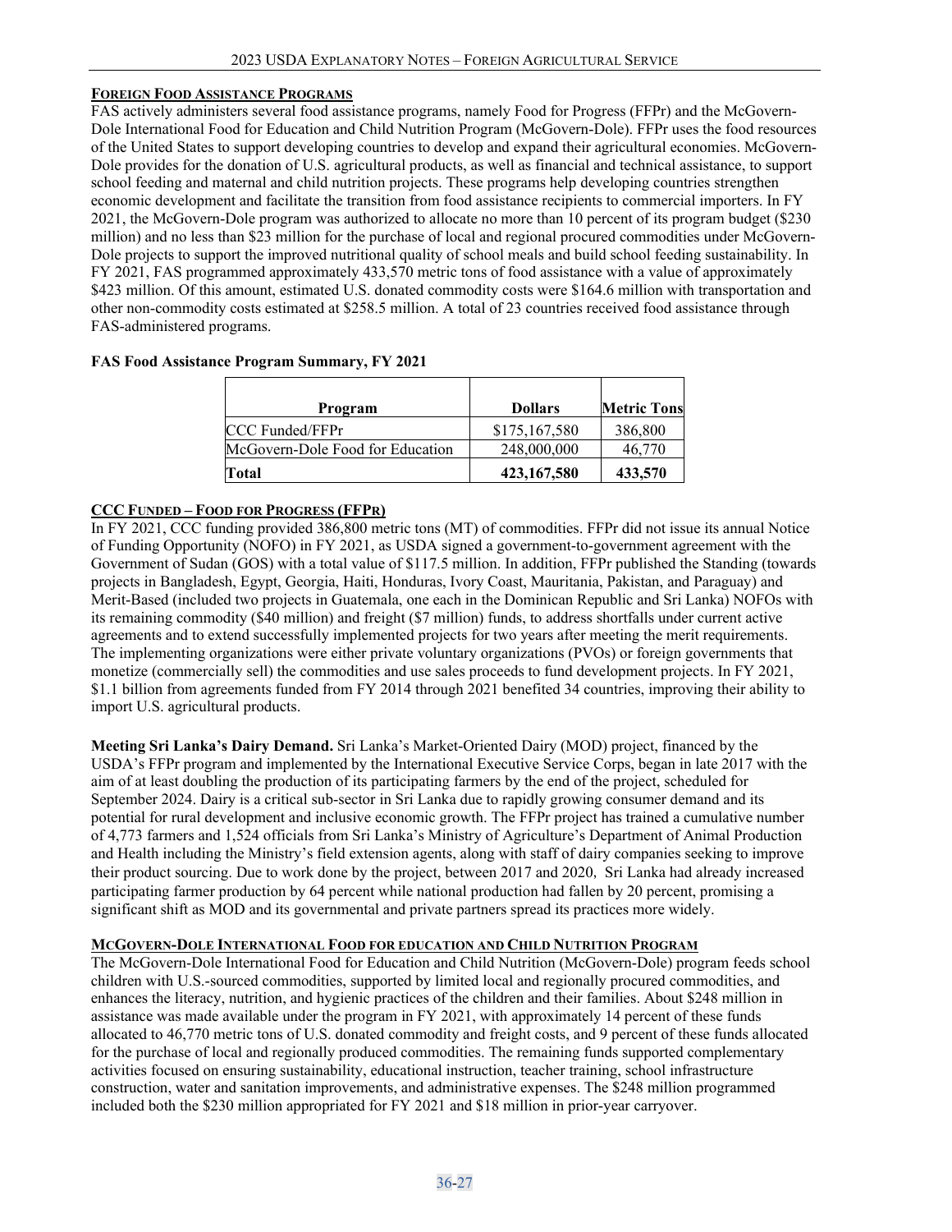## FOREIGN FOOD ASSISTANCE PROGRAMS

FAS actively administers several food assistance programs, namely Food for Progress (FFPr) and the McGovern-Dole International Food for Education and Child Nutrition Program (McGovern-Dole). FFPr uses the food resources of the United States to support developing countries to develop and expand their agricultural economies. McGovern-Dole provides for the donation of U.S. agricultural products, as well as financial and technical assistance, to support school feeding and maternal and child nutrition projects. These programs help developing countries strengthen economic development and facilitate the transition from food assistance recipients to commercial importers. In FY 2021, the McGovern-Dole program was authorized to allocate no more than 10 percent of its program budget ($230 million) and no less than $23 million for the purchase of local and regional procured commodities under McGovern-Dole projects to support the improved nutritional quality of school meals and build school feeding sustainability. In FY 2021, FAS programmed approximately 433,570 metric tons of food assistance with a value of approximately $423 million. Of this amount, estimated U.S. donated commodity costs were $164.6 million with transportation and other non-commodity costs estimated at $258.5 million. A total of 23 countries received food assistance through FAS-administered programs.

**FAS Food Assistance Program Summary, FY 2021**

| Program | Dollars | Metric Tons |
|---|---|---|
| CCC Funded/FFPr | $175,167,580 | 386,800 |
| McGovern-Dole Food for Education | 248,000,000 | 46,770 |
| **Total** | **423,167,580** | **433,570** |

## CCC FUNDED – FOOD FOR PROGRESS (FFPR)

In FY 2021, CCC funding provided 386,800 metric tons (MT) of commodities. FFPr did not issue its annual Notice of Funding Opportunity (NOFO) in FY 2021, as USDA signed a government-to-government agreement with the Government of Sudan (GOS) with a total value of $117.5 million. In addition, FFPr published the Standing (towards projects in Bangladesh, Egypt, Georgia, Haiti, Honduras, Ivory Coast, Mauritania, Pakistan, and Paraguay) and Merit-Based (included two projects in Guatemala, one each in the Dominican Republic and Sri Lanka) NOFOs with its remaining commodity ($40 million) and freight ($7 million) funds, to address shortfalls under current active agreements and to extend successfully implemented projects for two years after meeting the merit requirements. The implementing organizations were either private voluntary organizations (PVOs) or foreign governments that monetize (commercially sell) the commodities and use sales proceeds to fund development projects. In FY 2021, $1.1 billion from agreements funded from FY 2014 through 2021 benefited 34 countries, improving their ability to import U.S. agricultural products.

**Meeting Sri Lanka's Dairy Demand.** Sri Lanka's Market-Oriented Dairy (MOD) project, financed by the USDA's FFPr program and implemented by the International Executive Service Corps, began in late 2017 with the aim of at least doubling the production of its participating farmers by the end of the project, scheduled for September 2024. Dairy is a critical sub-sector in Sri Lanka due to rapidly growing consumer demand and its potential for rural development and inclusive economic growth. The FFPr project has trained a cumulative number of 4,773 farmers and 1,524 officials from Sri Lanka's Ministry of Agriculture's Department of Animal Production and Health including the Ministry's field extension agents, along with staff of dairy companies seeking to improve their product sourcing. Due to work done by the project, between 2017 and 2020, Sri Lanka had already increased participating farmer production by 64 percent while national production had fallen by 20 percent, promising a significant shift as MOD and its governmental and private partners spread its practices more widely.

## MCGOVERN-DOLE INTERNATIONAL FOOD FOR EDUCATION AND CHILD NUTRITION PROGRAM

The McGovern-Dole International Food for Education and Child Nutrition (McGovern-Dole) program feeds school children with U.S.-sourced commodities, supported by limited local and regionally procured commodities, and enhances the literacy, nutrition, and hygienic practices of the children and their families. About $248 million in assistance was made available under the program in FY 2021, with approximately 14 percent of these funds allocated to 46,770 metric tons of U.S. donated commodity and freight costs, and 9 percent of these funds allocated for the purchase of local and regionally produced commodities. The remaining funds supported complementary activities focused on ensuring sustainability, educational instruction, teacher training, school infrastructure construction, water and sanitation improvements, and administrative expenses. The $248 million programmed included both the $230 million appropriated for FY 2021 and $18 million in prior-year carryover.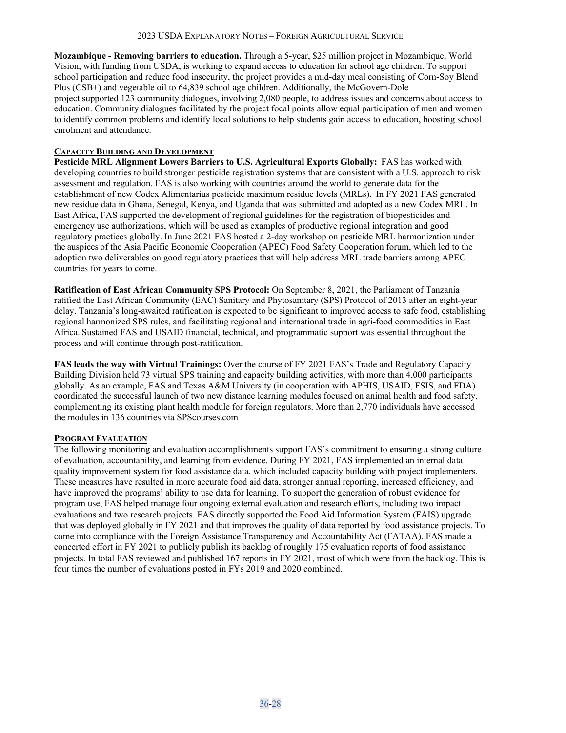**Mozambique - Removing barriers to education.** Through a 5-year, $25 million project in Mozambique, World Vision, with funding from USDA, is working to expand access to education for school age children. To support school participation and reduce food insecurity, the project provides a mid-day meal consisting of Corn-Soy Blend Plus (CSB+) and vegetable oil to 64,839 school age children. Additionally, the McGovern-Dole project supported 123 community dialogues, involving 2,080 people, to address issues and concerns about access to education. Community dialogues facilitated by the project focal points allow equal participation of men and women to identify common problems and identify local solutions to help students gain access to education, boosting school enrolment and attendance.

## Capacity Building and Development

**Pesticide MRL Alignment Lowers Barriers to U.S. Agricultural Exports Globally:** FAS has worked with developing countries to build stronger pesticide registration systems that are consistent with a U.S. approach to risk assessment and regulation. FAS is also working with countries around the world to generate data for the establishment of new Codex Alimentarius pesticide maximum residue levels (MRLs). In FY 2021 FAS generated new residue data in Ghana, Senegal, Kenya, and Uganda that was submitted and adopted as a new Codex MRL. In East Africa, FAS supported the development of regional guidelines for the registration of biopesticides and emergency use authorizations, which will be used as examples of productive regional integration and good regulatory practices globally. In June 2021 FAS hosted a 2-day workshop on pesticide MRL harmonization under the auspices of the Asia Pacific Economic Cooperation (APEC) Food Safety Cooperation forum, which led to the adoption two deliverables on good regulatory practices that will help address MRL trade barriers among APEC countries for years to come.

**Ratification of East African Community SPS Protocol:** On September 8, 2021, the Parliament of Tanzania ratified the East African Community (EAC) Sanitary and Phytosanitary (SPS) Protocol of 2013 after an eight-year delay. Tanzania's long-awaited ratification is expected to be significant to improved access to safe food, establishing regional harmonized SPS rules, and facilitating regional and international trade in agri-food commodities in East Africa. Sustained FAS and USAID financial, technical, and programmatic support was essential throughout the process and will continue through post-ratification.

**FAS leads the way with Virtual Trainings:** Over the course of FY 2021 FAS's Trade and Regulatory Capacity Building Division held 73 virtual SPS training and capacity building activities, with more than 4,000 participants globally. As an example, FAS and Texas A&M University (in cooperation with APHIS, USAID, FSIS, and FDA) coordinated the successful launch of two new distance learning modules focused on animal health and food safety, complementing its existing plant health module for foreign regulators. More than 2,770 individuals have accessed the modules in 136 countries via SPScourses.com

## Program Evaluation

The following monitoring and evaluation accomplishments support FAS's commitment to ensuring a strong culture of evaluation, accountability, and learning from evidence. During FY 2021, FAS implemented an internal data quality improvement system for food assistance data, which included capacity building with project implementers. These measures have resulted in more accurate food aid data, stronger annual reporting, increased efficiency, and have improved the programs' ability to use data for learning. To support the generation of robust evidence for program use, FAS helped manage four ongoing external evaluation and research efforts, including two impact evaluations and two research projects. FAS directly supported the Food Aid Information System (FAIS) upgrade that was deployed globally in FY 2021 and that improves the quality of data reported by food assistance projects. To come into compliance with the Foreign Assistance Transparency and Accountability Act (FATAA), FAS made a concerted effort in FY 2021 to publicly publish its backlog of roughly 175 evaluation reports of food assistance projects. In total FAS reviewed and published 167 reports in FY 2021, most of which were from the backlog. This is four times the number of evaluations posted in FYs 2019 and 2020 combined.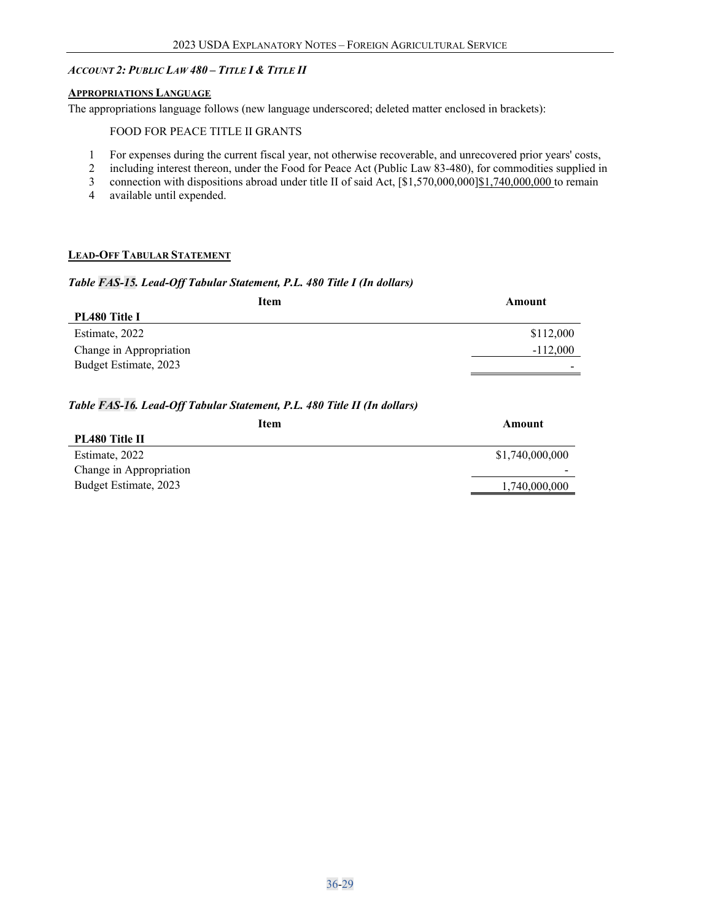*ACCOUNT 2: PUBLIC LAW 480 – TITLE I & TITLE II*

**APPROPRIATIONS LANGUAGE**

The appropriations language follows (new language underscored; deleted matter enclosed in brackets):

FOOD FOR PEACE TITLE II GRANTS

1 For expenses during the current fiscal year, not otherwise recoverable, and unrecovered prior years' costs,
2 including interest thereon, under the Food for Peace Act (Public Law 83-480), for commodities supplied in
3 connection with dispositions abroad under title II of said Act, [$1,570,000,000]<u>$1,740,000,000</u> to remain
4 available until expended.

**LEAD-OFF TABULAR STATEMENT**

***Table FAS-15. Lead-Off Tabular Statement, P.L. 480 Title I (In dollars)***

| Item | Amount |
|---|---|
| **PL480 Title I** | |
| Estimate, 2022 | $112,000 |
| Change in Appropriation | -112,000 |
| Budget Estimate, 2023 | - |

***Table FAS-16. Lead-Off Tabular Statement, P.L. 480 Title II (In dollars)***

| Item | Amount |
|---|---|
| **PL480 Title II** | |
| Estimate, 2022 | $1,740,000,000 |
| Change in Appropriation | - |
| Budget Estimate, 2023 | 1,740,000,000 |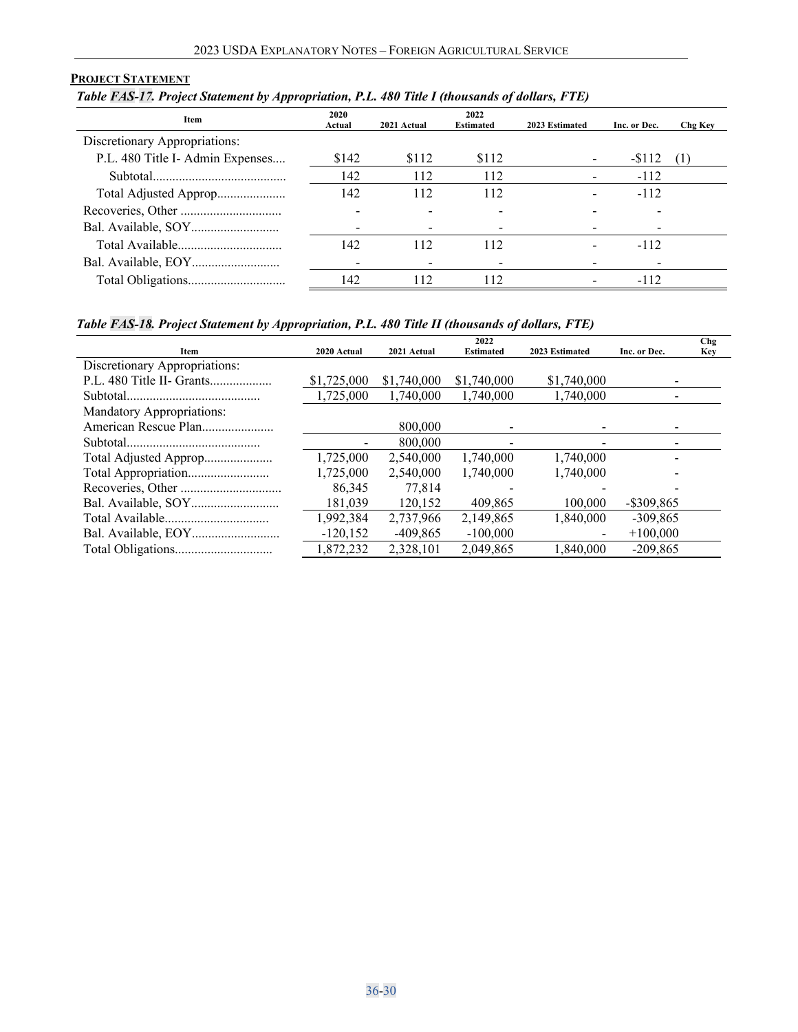## Project Statement

***Table FAS-17. Project Statement by Appropriation, P.L. 480 Title I (thousands of dollars, FTE)***

| Item | 2020 Actual | 2021 Actual | 2022 Estimated | 2023 Estimated | Inc. or Dec. | Chg Key |
|---|---|---|---|---|---|---|
| Discretionary Appropriations: | | | | | | |
| P.L. 480 Title I- Admin Expenses.... | $142 | $112 | $112 | - | -$112 | (1) |
| Subtotal........................................ | 142 | 112 | 112 | - | -112 | |
| Total Adjusted Approp..................... | 142 | 112 | 112 | - | -112 | |
| Recoveries, Other .............................. | - | - | - | - | - | |
| Bal. Available, SOY........................... | - | - | - | - | - | |
| Total Available................................ | 142 | 112 | 112 | - | -112 | |
| Bal. Available, EOY........................... | - | - | - | - | - | |
| Total Obligations............................. | 142 | 112 | 112 | - | -112 | |

***Table FAS-18. Project Statement by Appropriation, P.L. 480 Title II (thousands of dollars, FTE)***

| Item | 2020 Actual | 2021 Actual | 2022 Estimated | 2023 Estimated | Inc. or Dec. | Chg Key |
|---|---|---|---|---|---|---|
| Discretionary Appropriations: | | | | | | |
| P.L. 480 Title II- Grants................... | $1,725,000 | $1,740,000 | $1,740,000 | $1,740,000 | - | |
| Subtotal........................................ | 1,725,000 | 1,740,000 | 1,740,000 | 1,740,000 | - | |
| Mandatory Appropriations: | | | | | | |
| American Rescue Plan...................... | | 800,000 | - | - | - | |
| Subtotal........................................ | - | 800,000 | - | - | - | |
| Total Adjusted Approp..................... | 1,725,000 | 2,540,000 | 1,740,000 | 1,740,000 | - | |
| Total Appropriation......................... | 1,725,000 | 2,540,000 | 1,740,000 | 1,740,000 | - | |
| Recoveries, Other .............................. | 86,345 | 77,814 | - | - | - | |
| Bal. Available, SOY........................... | 181,039 | 120,152 | 409,865 | 100,000 | -$309,865 | |
| Total Available................................ | 1,992,384 | 2,737,966 | 2,149,865 | 1,840,000 | -309,865 | |
| Bal. Available, EOY........................... | -120,152 | -409,865 | -100,000 | - | +100,000 | |
| Total Obligations............................. | 1,872,232 | 2,328,101 | 2,049,865 | 1,840,000 | -209,865 | |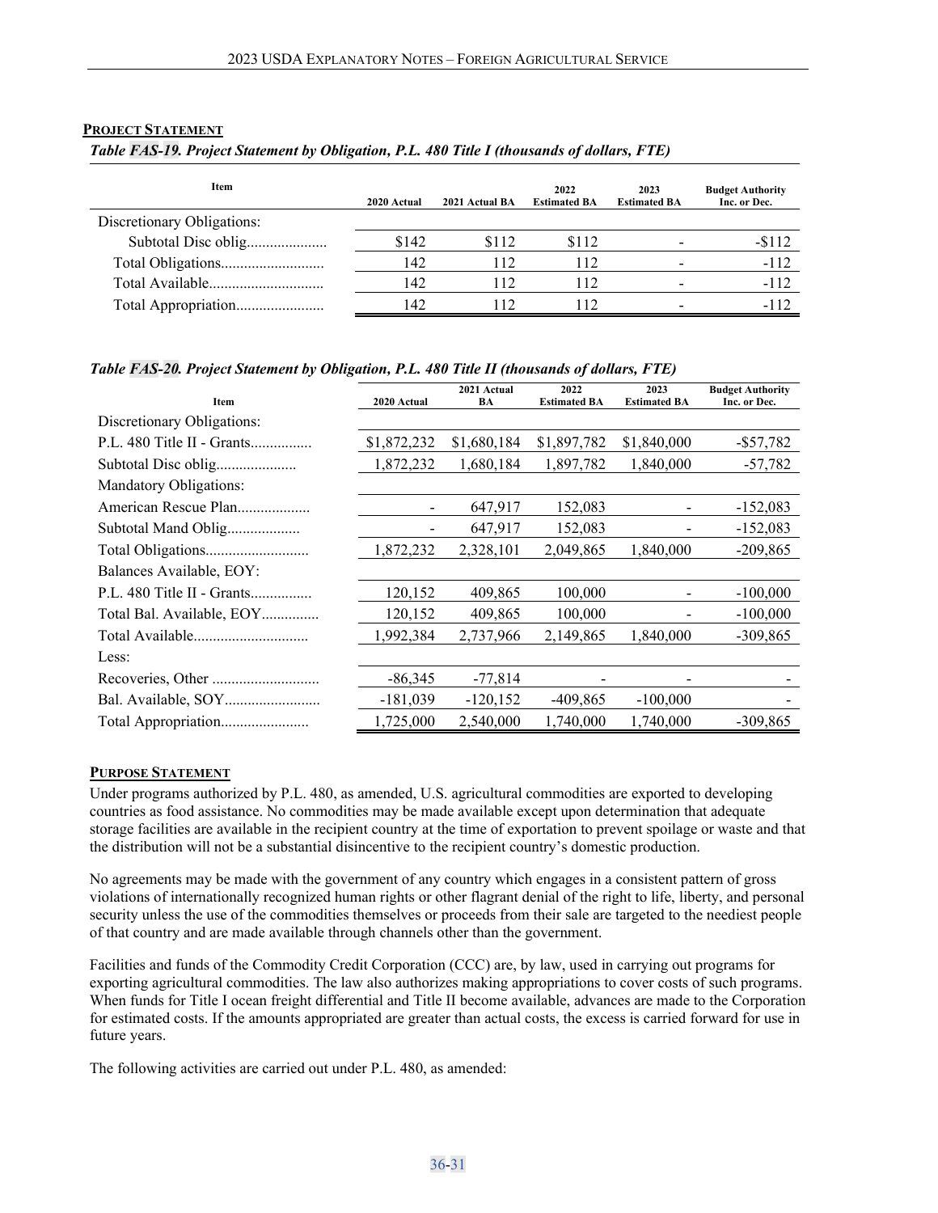**PROJECT STATEMENT**

***Table FAS-19. Project Statement by Obligation, P.L. 480 Title I (thousands of dollars, FTE)***

| Item | 2020 Actual | 2021 Actual BA | 2022 Estimated BA | 2023 Estimated BA | Budget Authority Inc. or Dec. |
|---|---|---|---|---|---|
| Discretionary Obligations: | | | | | |
| Subtotal Disc oblig.................... | $142 | $112 | $112 | - | -$112 |
| Total Obligations.......................... | 142 | 112 | 112 | - | -112 |
| Total Available............................. | 142 | 112 | 112 | - | -112 |
| Total Appropriation....................... | 142 | 112 | 112 | - | -112 |

***Table FAS-20. Project Statement by Obligation, P.L. 480 Title II (thousands of dollars, FTE)***

| Item | 2020 Actual | 2021 Actual BA | 2022 Estimated BA | 2023 Estimated BA | Budget Authority Inc. or Dec. |
|---|---|---|---|---|---|
| Discretionary Obligations: | | | | | |
| P.L. 480 Title II - Grants................ | $1,872,232 | $1,680,184 | $1,897,782 | $1,840,000 | -$57,782 |
| Subtotal Disc oblig.................... | 1,872,232 | 1,680,184 | 1,897,782 | 1,840,000 | -57,782 |
| Mandatory Obligations: | | | | | |
| American Rescue Plan.................. | - | 647,917 | 152,083 | - | -152,083 |
| Subtotal Mand Oblig................... | - | 647,917 | 152,083 | - | -152,083 |
| Total Obligations.......................... | 1,872,232 | 2,328,101 | 2,049,865 | 1,840,000 | -209,865 |
| Balances Available, EOY: | | | | | |
| P.L. 480 Title II - Grants................ | 120,152 | 409,865 | 100,000 | - | -100,000 |
| Total Bal. Available, EOY.............. | 120,152 | 409,865 | 100,000 | - | -100,000 |
| Total Available............................. | 1,992,384 | 2,737,966 | 2,149,865 | 1,840,000 | -309,865 |
| Less: | | | | | |
| Recoveries, Other ........................... | -86,345 | -77,814 | - | - | - |
| Bal. Available, SOY........................ | -181,039 | -120,152 | -409,865 | -100,000 | - |
| Total Appropriation....................... | 1,725,000 | 2,540,000 | 1,740,000 | 1,740,000 | -309,865 |

**PURPOSE STATEMENT**

Under programs authorized by P.L. 480, as amended, U.S. agricultural commodities are exported to developing countries as food assistance. No commodities may be made available except upon determination that adequate storage facilities are available in the recipient country at the time of exportation to prevent spoilage or waste and that the distribution will not be a substantial disincentive to the recipient country's domestic production.

No agreements may be made with the government of any country which engages in a consistent pattern of gross violations of internationally recognized human rights or other flagrant denial of the right to life, liberty, and personal security unless the use of the commodities themselves or proceeds from their sale are targeted to the neediest people of that country and are made available through channels other than the government.

Facilities and funds of the Commodity Credit Corporation (CCC) are, by law, used in carrying out programs for exporting agricultural commodities. The law also authorizes making appropriations to cover costs of such programs. When funds for Title I ocean freight differential and Title II become available, advances are made to the Corporation for estimated costs. If the amounts appropriated are greater than actual costs, the excess is carried forward for use in future years.

The following activities are carried out under P.L. 480, as amended: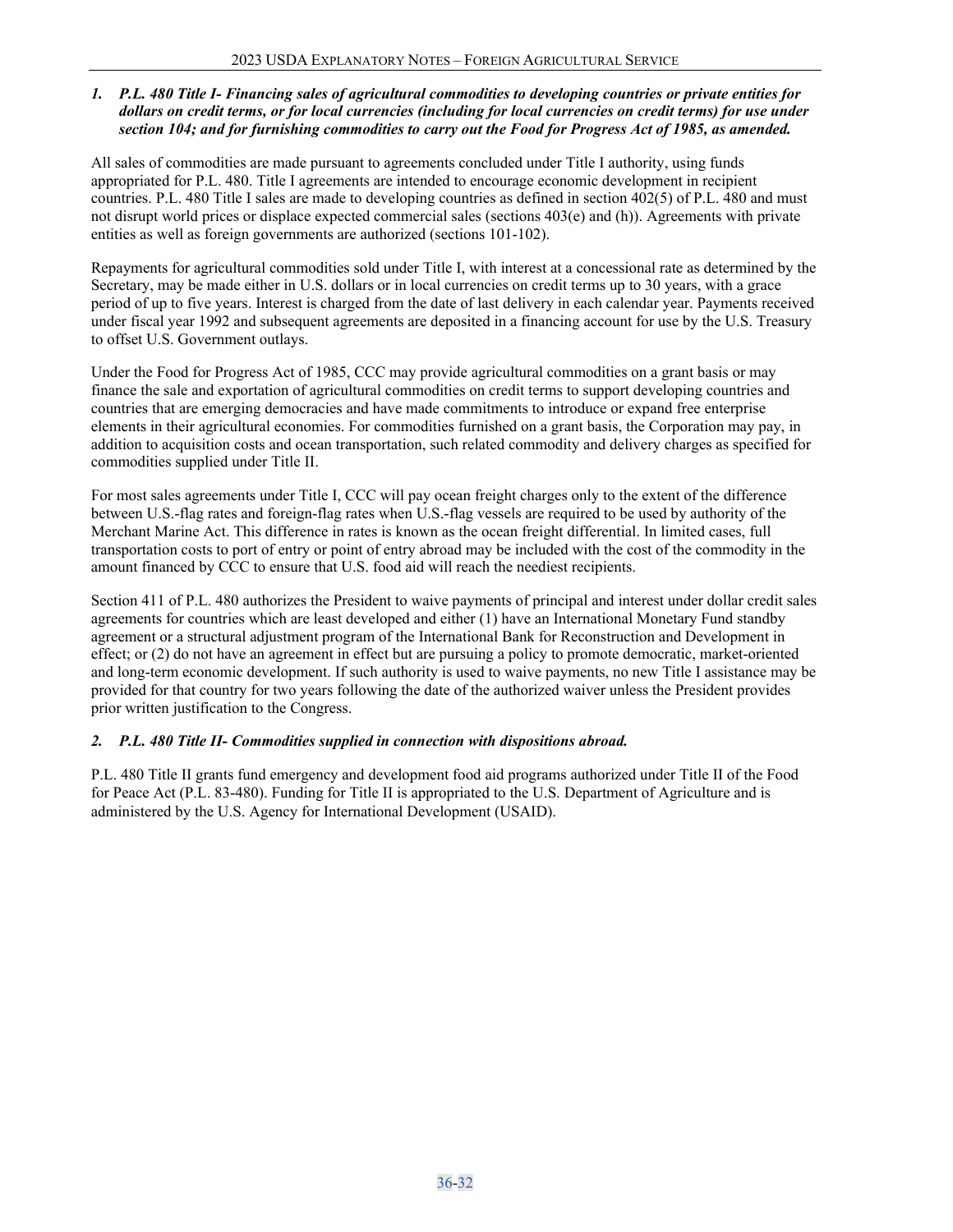*1. P.L. 480 Title I- Financing sales of agricultural commodities to developing countries or private entities for dollars on credit terms, or for local currencies (including for local currencies on credit terms) for use under section 104; and for furnishing commodities to carry out the Food for Progress Act of 1985, as amended.*

All sales of commodities are made pursuant to agreements concluded under Title I authority, using funds appropriated for P.L. 480. Title I agreements are intended to encourage economic development in recipient countries. P.L. 480 Title I sales are made to developing countries as defined in section 402(5) of P.L. 480 and must not disrupt world prices or displace expected commercial sales (sections 403(e) and (h)). Agreements with private entities as well as foreign governments are authorized (sections 101-102).

Repayments for agricultural commodities sold under Title I, with interest at a concessional rate as determined by the Secretary, may be made either in U.S. dollars or in local currencies on credit terms up to 30 years, with a grace period of up to five years. Interest is charged from the date of last delivery in each calendar year. Payments received under fiscal year 1992 and subsequent agreements are deposited in a financing account for use by the U.S. Treasury to offset U.S. Government outlays.

Under the Food for Progress Act of 1985, CCC may provide agricultural commodities on a grant basis or may finance the sale and exportation of agricultural commodities on credit terms to support developing countries and countries that are emerging democracies and have made commitments to introduce or expand free enterprise elements in their agricultural economies. For commodities furnished on a grant basis, the Corporation may pay, in addition to acquisition costs and ocean transportation, such related commodity and delivery charges as specified for commodities supplied under Title II.

For most sales agreements under Title I, CCC will pay ocean freight charges only to the extent of the difference between U.S.-flag rates and foreign-flag rates when U.S.-flag vessels are required to be used by authority of the Merchant Marine Act. This difference in rates is known as the ocean freight differential. In limited cases, full transportation costs to port of entry or point of entry abroad may be included with the cost of the commodity in the amount financed by CCC to ensure that U.S. food aid will reach the neediest recipients.

Section 411 of P.L. 480 authorizes the President to waive payments of principal and interest under dollar credit sales agreements for countries which are least developed and either (1) have an International Monetary Fund standby agreement or a structural adjustment program of the International Bank for Reconstruction and Development in effect; or (2) do not have an agreement in effect but are pursuing a policy to promote democratic, market-oriented and long-term economic development. If such authority is used to waive payments, no new Title I assistance may be provided for that country for two years following the date of the authorized waiver unless the President provides prior written justification to the Congress.

*2. P.L. 480 Title II- Commodities supplied in connection with dispositions abroad.*

P.L. 480 Title II grants fund emergency and development food aid programs authorized under Title II of the Food for Peace Act (P.L. 83-480). Funding for Title II is appropriated to the U.S. Department of Agriculture and is administered by the U.S. Agency for International Development (USAID).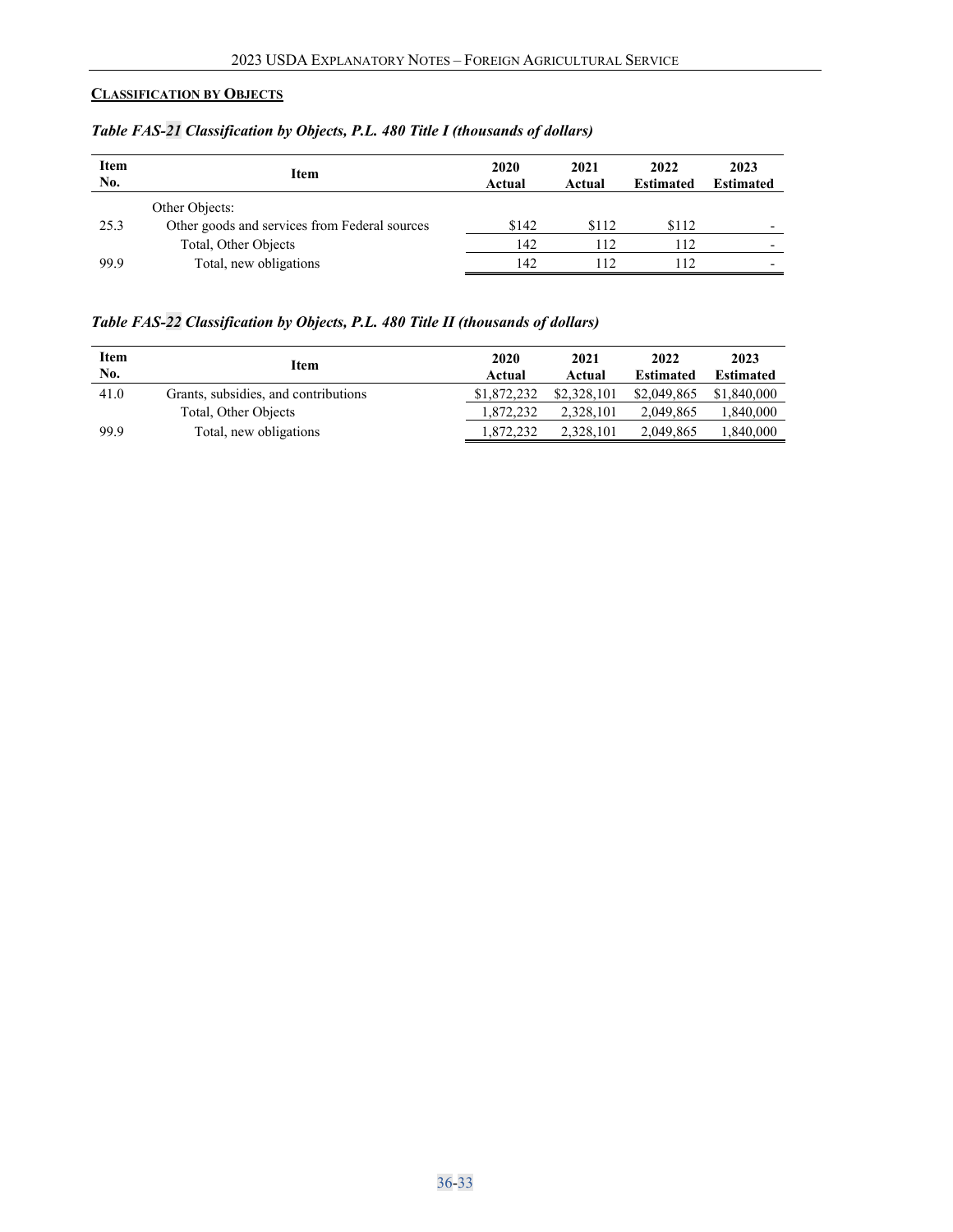## CLASSIFICATION BY OBJECTS

*Table FAS-21 Classification by Objects, P.L. 480 Title I (thousands of dollars)*

| Item No. | Item | 2020 Actual | 2021 Actual | 2022 Estimated | 2023 Estimated |
|---|---|---|---|---|---|
| | Other Objects: | | | | |
| 25.3 | Other goods and services from Federal sources | $142 | $112 | $112 | - |
| | Total, Other Objects | 142 | 112 | 112 | - |
| 99.9 | Total, new obligations | 142 | 112 | 112 | - |

*Table FAS-22 Classification by Objects, P.L. 480 Title II (thousands of dollars)*

| Item No. | Item | 2020 Actual | 2021 Actual | 2022 Estimated | 2023 Estimated |
|---|---|---|---|---|---|
| 41.0 | Grants, subsidies, and contributions | $1,872,232 | $2,328,101 | $2,049,865 | $1,840,000 |
| | Total, Other Objects | 1,872,232 | 2,328,101 | 2,049,865 | 1,840,000 |
| 99.9 | Total, new obligations | 1,872,232 | 2,328,101 | 2,049,865 | 1,840,000 |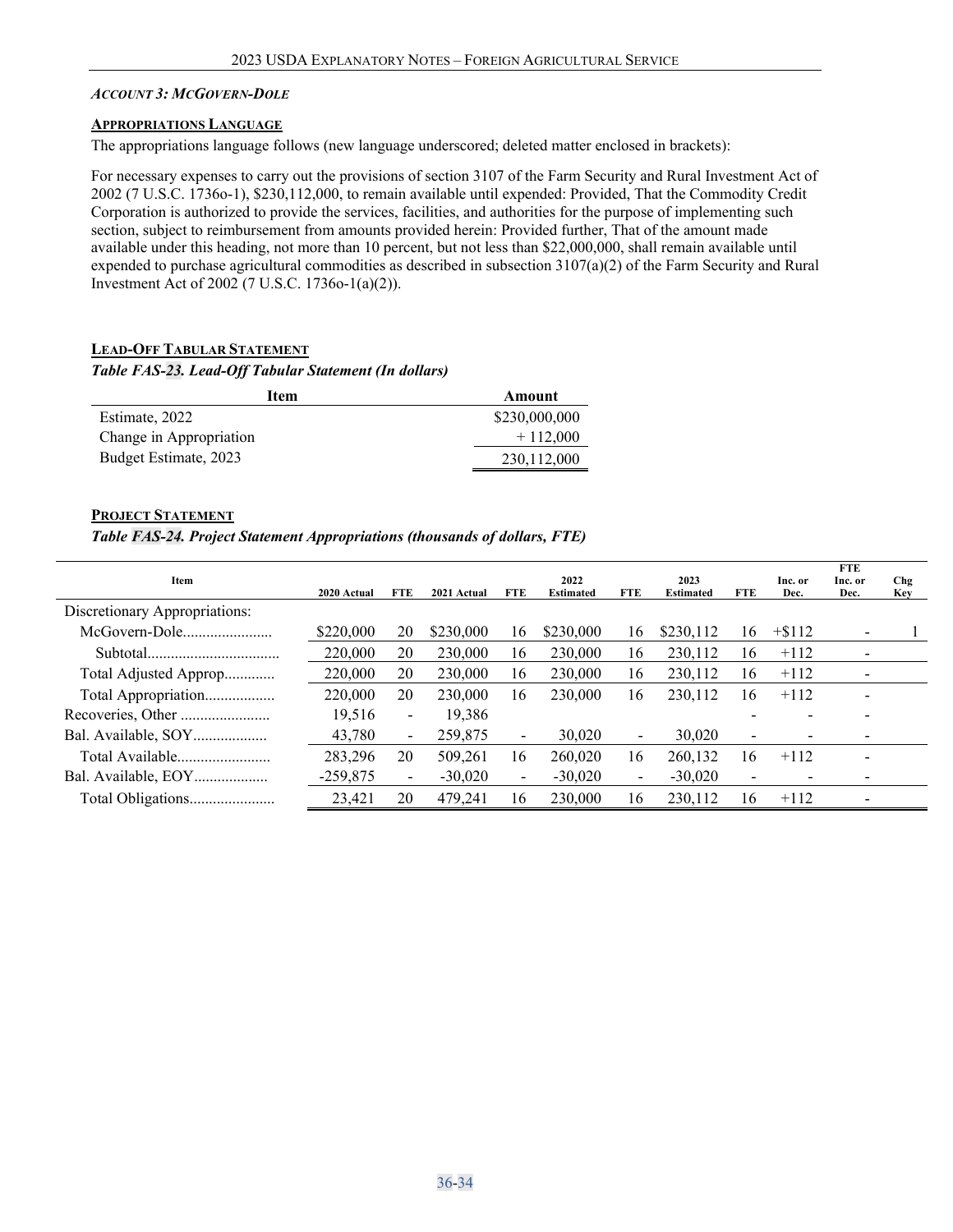### *Account 3: McGovern-Dole*

**Appropriations Language**

The appropriations language follows (new language underscored; deleted matter enclosed in brackets):

For necessary expenses to carry out the provisions of section 3107 of the Farm Security and Rural Investment Act of 2002 (7 U.S.C. 1736o-1), $230,112,000, to remain available until expended: Provided, That the Commodity Credit Corporation is authorized to provide the services, facilities, and authorities for the purpose of implementing such section, subject to reimbursement from amounts provided herein: Provided further, That of the amount made available under this heading, not more than 10 percent, but not less than $22,000,000, shall remain available until expended to purchase agricultural commodities as described in subsection 3107(a)(2) of the Farm Security and Rural Investment Act of 2002 (7 U.S.C. 1736o-1(a)(2)).

**Lead-Off Tabular Statement**

*Table FAS-23. Lead-Off Tabular Statement (In dollars)*

| Item | Amount |
|---|---|
| Estimate, 2022 | $230,000,000 |
| Change in Appropriation | + 112,000 |
| Budget Estimate, 2023 | 230,112,000 |

**Project Statement**

*Table FAS-24. Project Statement Appropriations (thousands of dollars, FTE)*

| Item | 2020 Actual | FTE | 2021 Actual | FTE | 2022 Estimated | FTE | 2023 Estimated | FTE | Inc. or Dec. | FTE Inc. or Dec. | Chg Key |
|---|---|---|---|---|---|---|---|---|---|---|---|
| Discretionary Appropriations: | | | | | | | | | | | |
| McGovern-Dole | $220,000 | 20 | $230,000 | 16 | $230,000 | 16 | $230,112 | 16 | +$112 | - | 1 |
| Subtotal | 220,000 | 20 | 230,000 | 16 | 230,000 | 16 | 230,112 | 16 | +112 | - | |
| Total Adjusted Approp | 220,000 | 20 | 230,000 | 16 | 230,000 | 16 | 230,112 | 16 | +112 | - | |
| Total Appropriation | 220,000 | 20 | 230,000 | 16 | 230,000 | 16 | 230,112 | 16 | +112 | - | |
| Recoveries, Other | 19,516 | - | 19,386 | | | | | - | - | - | |
| Bal. Available, SOY | 43,780 | - | 259,875 | - | 30,020 | - | 30,020 | - | - | - | |
| Total Available | 283,296 | 20 | 509,261 | 16 | 260,020 | 16 | 260,132 | 16 | +112 | - | |
| Bal. Available, EOY | -259,875 | - | -30,020 | - | -30,020 | - | -30,020 | - | - | - | |
| Total Obligations | 23,421 | 20 | 479,241 | 16 | 230,000 | 16 | 230,112 | 16 | +112 | - | |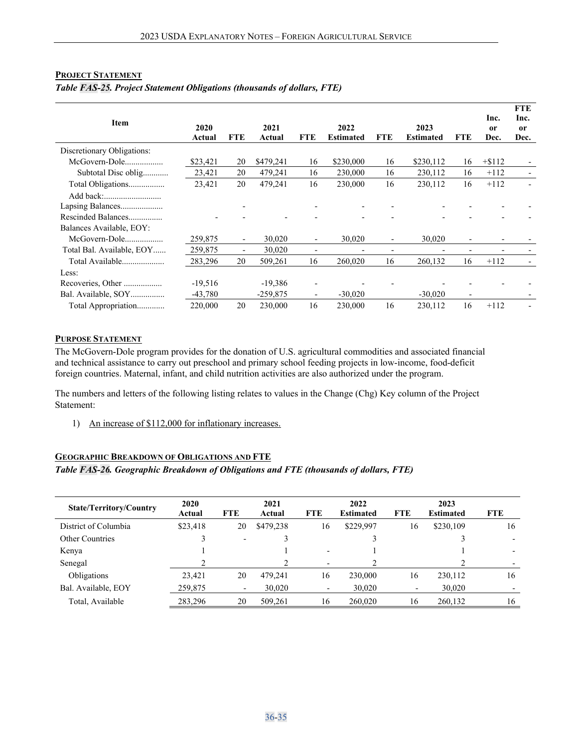## Project Statement

*Table FAS-25. Project Statement Obligations (thousands of dollars, FTE)*

| Item | 2020 Actual | FTE | 2021 Actual | FTE | 2022 Estimated | FTE | 2023 Estimated | FTE | Inc. or Dec. | FTE Inc. or Dec. |
|---|---|---|---|---|---|---|---|---|---|---|
| Discretionary Obligations: | | | | | | | | | | |
| McGovern-Dole.................. | $23,421 | 20 | $479,241 | 16 | $230,000 | 16 | $230,112 | 16 | +$112 | - |
| Subtotal Disc oblig............ | 23,421 | 20 | 479,241 | 16 | 230,000 | 16 | 230,112 | 16 | +112 | - |
| Total Obligations................. | 23,421 | 20 | 479,241 | 16 | 230,000 | 16 | 230,112 | 16 | +112 | - |
| Add back:........................... | | | | | | | | | | |
| Lapsing Balances.................... | | - | | - | - | - | - | - | - | - |
| Rescinded Balances................ | - | - | - | - | - | - | - | - | - | - |
| Balances Available, EOY: | | | | | | | | | | |
| McGovern-Dole.................. | 259,875 | - | 30,020 | - | 30,020 | - | 30,020 | - | - | - |
| Total Bal. Available, EOY...... | 259,875 | - | 30,020 | - | - | - | - | - | - | - |
| Total Available.................... | 283,296 | 20 | 509,261 | 16 | 260,020 | 16 | 260,132 | 16 | +112 | - |
| Less: | | | | | | | | | | |
| Recoveries, Other .................. | -19,516 | | -19,386 | - | - | - | - | - | - | - |
| Bal. Available, SOY................ | -43,780 | | -259,875 | - | -30,020 | | -30,020 | - | | - |
| Total Appropriation............. | 220,000 | 20 | 230,000 | 16 | 230,000 | 16 | 230,112 | 16 | +112 | - |

## Purpose Statement

The McGovern-Dole program provides for the donation of U.S. agricultural commodities and associated financial and technical assistance to carry out preschool and primary school feeding projects in low-income, food-deficit foreign countries. Maternal, infant, and child nutrition activities are also authorized under the program.

The numbers and letters of the following listing relates to values in the Change (Chg) Key column of the Project Statement:

1) An increase of $112,000 for inflationary increases.

## Geographic Breakdown of Obligations and FTE

*Table FAS-26. Geographic Breakdown of Obligations and FTE (thousands of dollars, FTE)*

| State/Territory/Country | 2020 Actual | FTE | 2021 Actual | FTE | 2022 Estimated | FTE | 2023 Estimated | FTE |
|---|---|---|---|---|---|---|---|---|
| District of Columbia | $23,418 | 20 | $479,238 | 16 | $229,997 | 16 | $230,109 | 16 |
| Other Countries | 3 | - | 3 | | 3 | | 3 | - |
| Kenya | 1 | | 1 | - | 1 | | 1 | - |
| Senegal | 2 | | 2 | - | 2 | | 2 | - |
| Obligations | 23,421 | 20 | 479,241 | 16 | 230,000 | 16 | 230,112 | 16 |
| Bal. Available, EOY | 259,875 | - | 30,020 | - | 30,020 | - | 30,020 | - |
| Total, Available | 283,296 | 20 | 509,261 | 16 | 260,020 | 16 | 260,132 | 16 |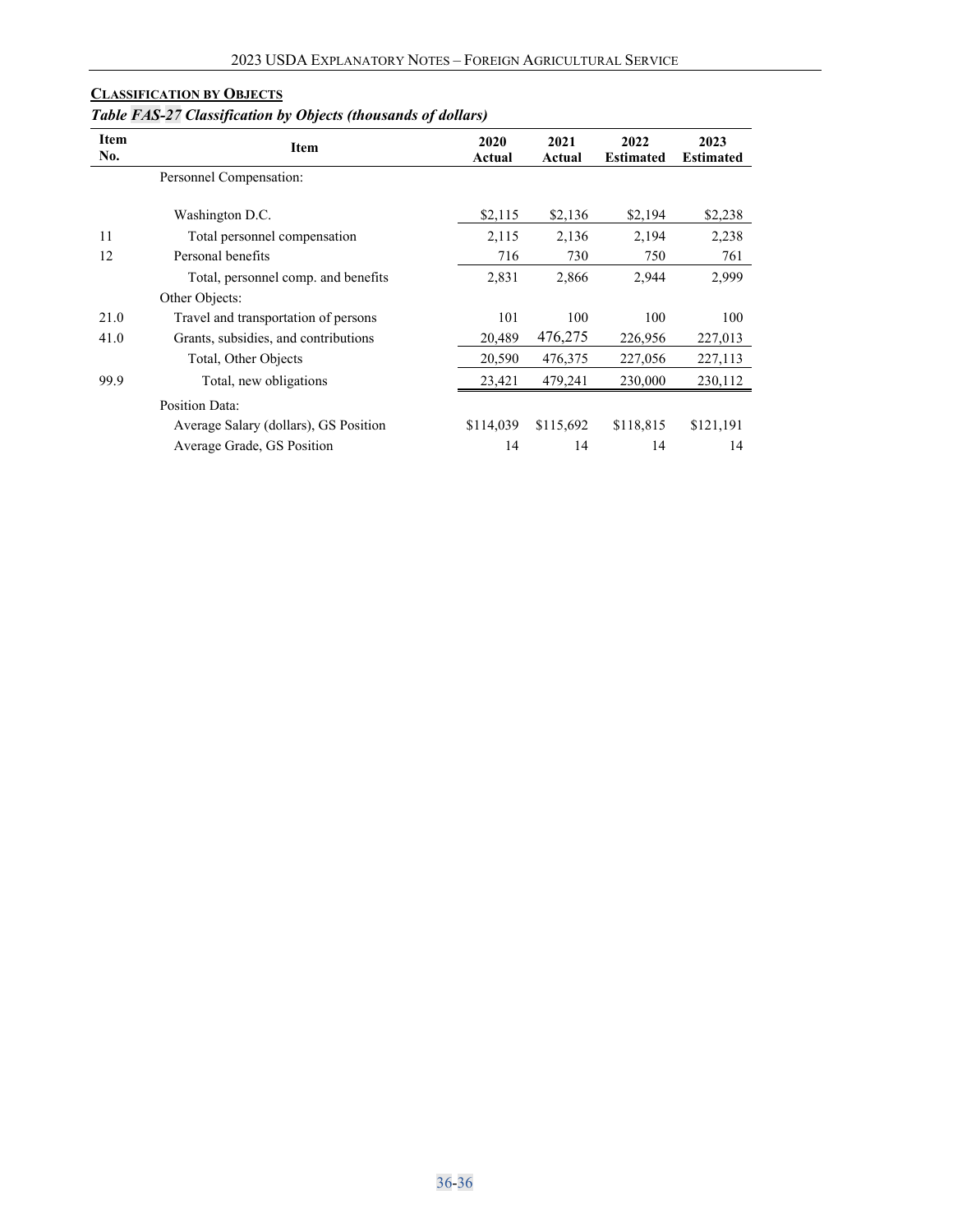**CLASSIFICATION BY OBJECTS**

***Table FAS-27 Classification by Objects (thousands of dollars)***

| Item No. | Item | 2020 Actual | 2021 Actual | 2022 Estimated | 2023 Estimated |
|---|---|---|---|---|---|
| | Personnel Compensation: | | | | |
| | Washington D.C. | $2,115 | $2,136 | $2,194 | $2,238 |
| 11 | Total personnel compensation | 2,115 | 2,136 | 2,194 | 2,238 |
| 12 | Personal benefits | 716 | 730 | 750 | 761 |
| | Total, personnel comp. and benefits | 2,831 | 2,866 | 2,944 | 2,999 |
| | Other Objects: | | | | |
| 21.0 | Travel and transportation of persons | 101 | 100 | 100 | 100 |
| 41.0 | Grants, subsidies, and contributions | 20,489 | 476,275 | 226,956 | 227,013 |
| | Total, Other Objects | 20,590 | 476,375 | 227,056 | 227,113 |
| 99.9 | Total, new obligations | 23,421 | 479,241 | 230,000 | 230,112 |
| | Position Data: | | | | |
| | Average Salary (dollars), GS Position | $114,039 | $115,692 | $118,815 | $121,191 |
| | Average Grade, GS Position | 14 | 14 | 14 | 14 |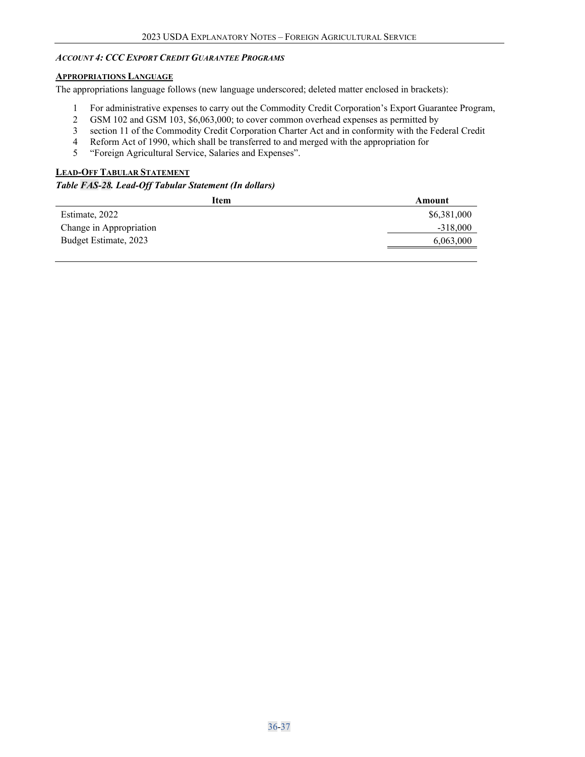### *Account 4: CCC Export Credit Guarantee Programs*

#### Appropriations Language

The appropriations language follows (new language underscored; deleted matter enclosed in brackets):

1 For administrative expenses to carry out the Commodity Credit Corporation's Export Guarantee Program,
2 GSM 102 and GSM 103, $6,063,000; to cover common overhead expenses as permitted by
3 section 11 of the Commodity Credit Corporation Charter Act and in conformity with the Federal Credit
4 Reform Act of 1990, which shall be transferred to and merged with the appropriation for
5 "Foreign Agricultural Service, Salaries and Expenses".

#### Lead-Off Tabular Statement

***Table FAS-28. Lead-Off Tabular Statement (In dollars)***

| Item | Amount |
|---|---|
| Estimate, 2022 | $6,381,000 |
| Change in Appropriation | -318,000 |
| Budget Estimate, 2023 | 6,063,000 |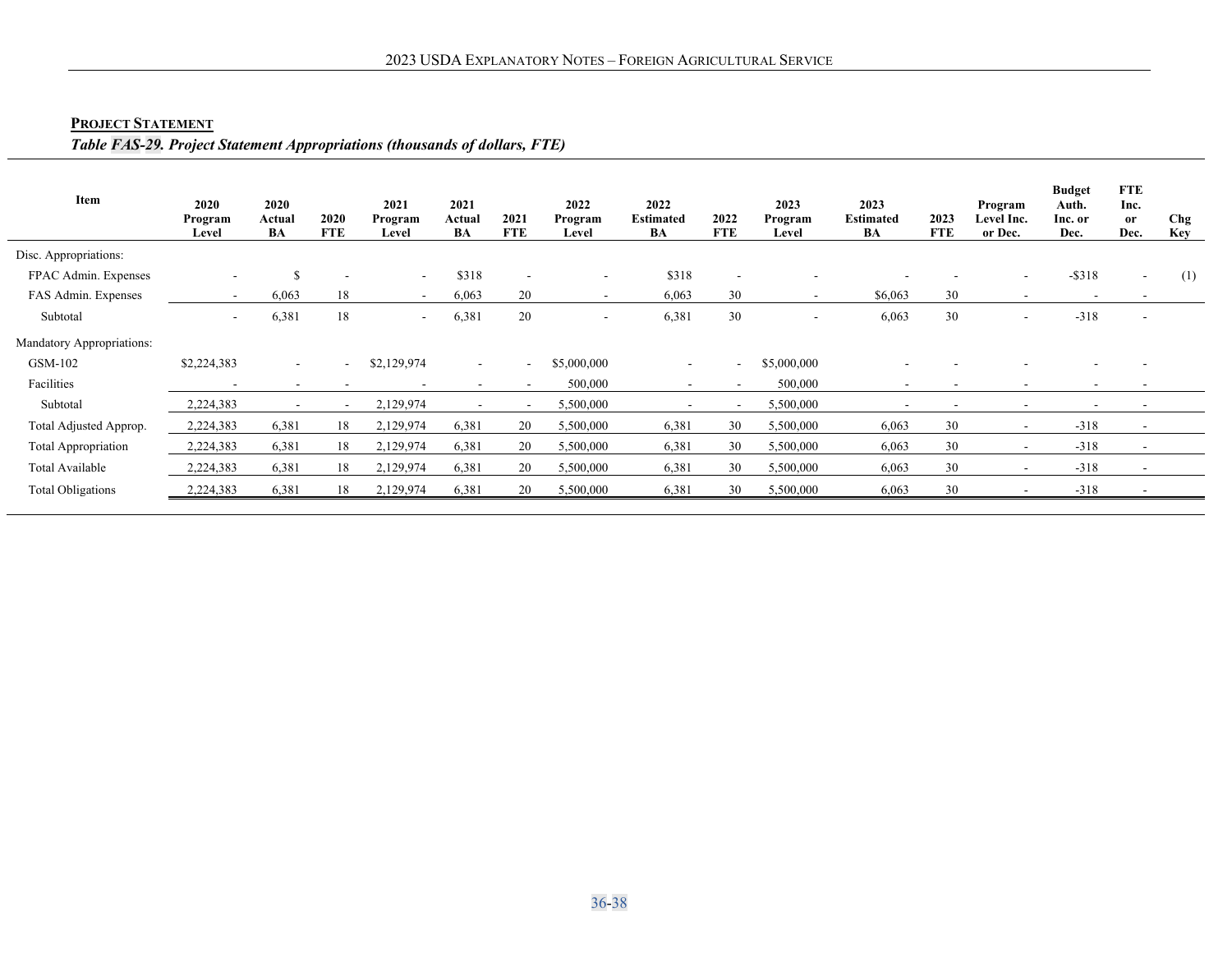**PROJECT STATEMENT**

***Table FAS-29. Project Statement Appropriations (thousands of dollars, FTE)***

| Item | 2020 Program Level | 2020 Actual BA | 2020 FTE | 2021 Program Level | 2021 Actual BA | 2021 FTE | 2022 Program Level | 2022 Estimated BA | 2022 FTE | 2023 Program Level | 2023 Estimated BA | 2023 FTE | Program Level Inc. or Dec. | Budget Auth. Inc. or Dec. | FTE Inc. or Dec. | Chg Key |
|---|---|---|---|---|---|---|---|---|---|---|---|---|---|---|---|---|
| Disc. Appropriations: | | | | | | | | | | | | | | | | |
| FPAC Admin. Expenses | - | $ | - | - | $318 | - | - | $318 | - | - | - | - | - | -$318 | - | (1) |
| FAS Admin. Expenses | - | 6,063 | 18 | - | 6,063 | 20 | - | 6,063 | 30 | - | $6,063 | 30 | - | - | - | |
| Subtotal | - | 6,381 | 18 | - | 6,381 | 20 | - | 6,381 | 30 | - | 6,063 | 30 | - | -318 | - | |
| Mandatory Appropriations: | | | | | | | | | | | | | | | | |
| GSM-102 | $2,224,383 | - | - | $2,129,974 | - | - | $5,000,000 | - | - | $5,000,000 | - | - | - | - | - | |
| Facilities | - | - | - | - | - | - | 500,000 | - | - | 500,000 | - | - | - | - | - | |
| Subtotal | 2,224,383 | - | - | 2,129,974 | - | - | 5,500,000 | - | - | 5,500,000 | - | - | - | - | - | |
| Total Adjusted Approp. | 2,224,383 | 6,381 | 18 | 2,129,974 | 6,381 | 20 | 5,500,000 | 6,381 | 30 | 5,500,000 | 6,063 | 30 | - | -318 | - | |
| Total Appropriation | 2,224,383 | 6,381 | 18 | 2,129,974 | 6,381 | 20 | 5,500,000 | 6,381 | 30 | 5,500,000 | 6,063 | 30 | - | -318 | - | |
| Total Available | 2,224,383 | 6,381 | 18 | 2,129,974 | 6,381 | 20 | 5,500,000 | 6,381 | 30 | 5,500,000 | 6,063 | 30 | - | -318 | - | |
| Total Obligations | 2,224,383 | 6,381 | 18 | 2,129,974 | 6,381 | 20 | 5,500,000 | 6,381 | 30 | 5,500,000 | 6,063 | 30 | - | -318 | - | |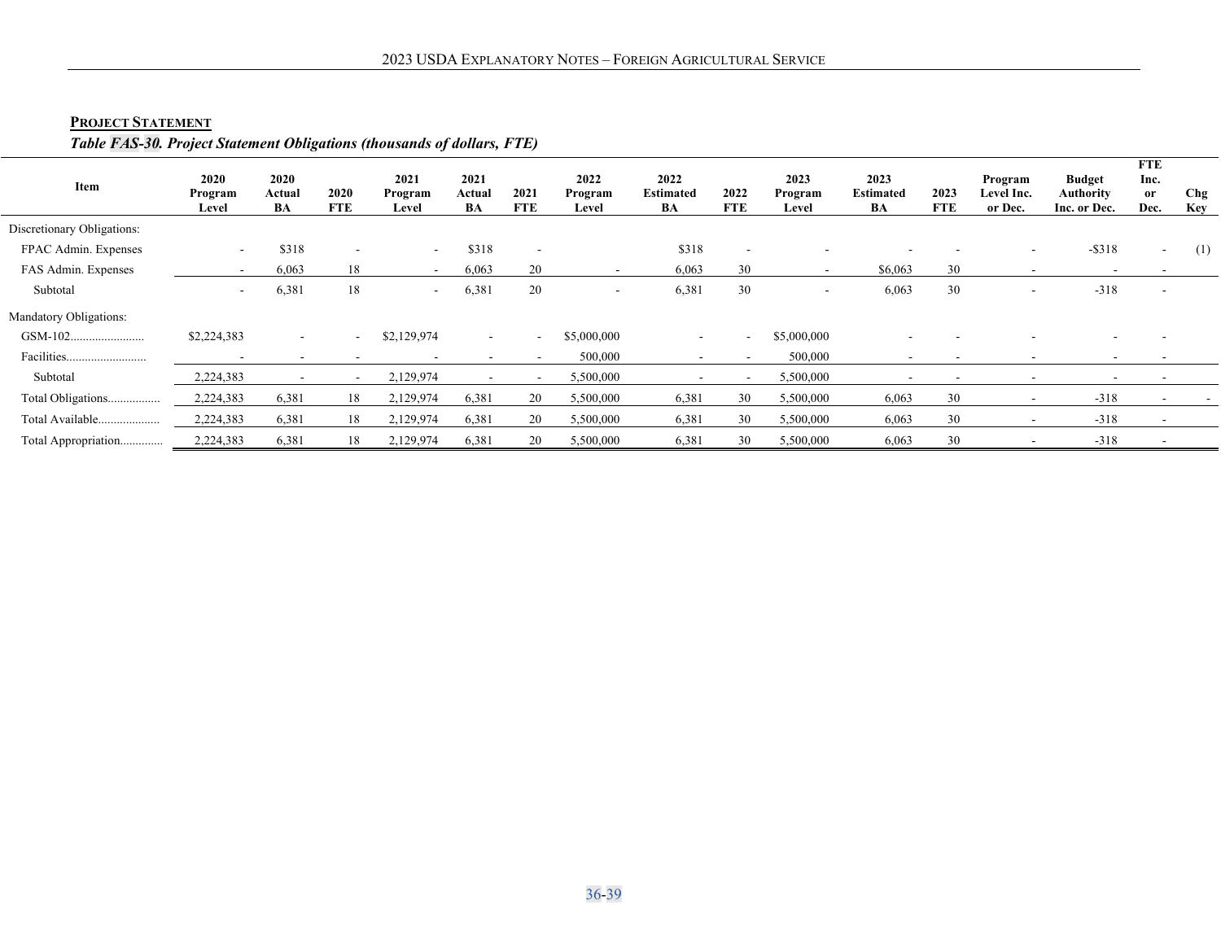**PROJECT STATEMENT**

*Table FAS-30. Project Statement Obligations (thousands of dollars, FTE)*

| Item | 2020 Program Level | 2020 Actual BA | 2020 FTE | 2021 Program Level | 2021 Actual BA | 2021 FTE | 2022 Program Level | 2022 Estimated BA | 2022 FTE | 2023 Program Level | 2023 Estimated BA | 2023 FTE | Program Level Inc. or Dec. | Budget Authority Inc. or Dec. | FTE Inc. or Dec. | Chg Key |
|---|---|---|---|---|---|---|---|---|---|---|---|---|---|---|---|---|
| Discretionary Obligations: | | | | | | | | | | | | | | | | |
| FPAC Admin. Expenses | - | $318 | - | - | $318 | - | | $318 | - | - | - | - | - | -$318 | - | (1) |
| FAS Admin. Expenses | - | 6,063 | 18 | - | 6,063 | 20 | - | 6,063 | 30 | - | $6,063 | 30 | - | - | - | |
| Subtotal | - | 6,381 | 18 | - | 6,381 | 20 | - | 6,381 | 30 | - | 6,063 | 30 | - | -318 | - | |
| Mandatory Obligations: | | | | | | | | | | | | | | | | |
| GSM-102 | $2,224,383 | - | - | $2,129,974 | - | - | $5,000,000 | - | - | $5,000,000 | - | - | - | - | - | |
| Facilities | - | - | - | - | - | - | 500,000 | - | - | 500,000 | - | - | - | - | - | |
| Subtotal | 2,224,383 | - | - | 2,129,974 | - | - | 5,500,000 | - | - | 5,500,000 | - | - | - | - | - | |
| Total Obligations | 2,224,383 | 6,381 | 18 | 2,129,974 | 6,381 | 20 | 5,500,000 | 6,381 | 30 | 5,500,000 | 6,063 | 30 | - | -318 | - | - |
| Total Available | 2,224,383 | 6,381 | 18 | 2,129,974 | 6,381 | 20 | 5,500,000 | 6,381 | 30 | 5,500,000 | 6,063 | 30 | - | -318 | - | |
| Total Appropriation | 2,224,383 | 6,381 | 18 | 2,129,974 | 6,381 | 20 | 5,500,000 | 6,381 | 30 | 5,500,000 | 6,063 | 30 | - | -318 | - | |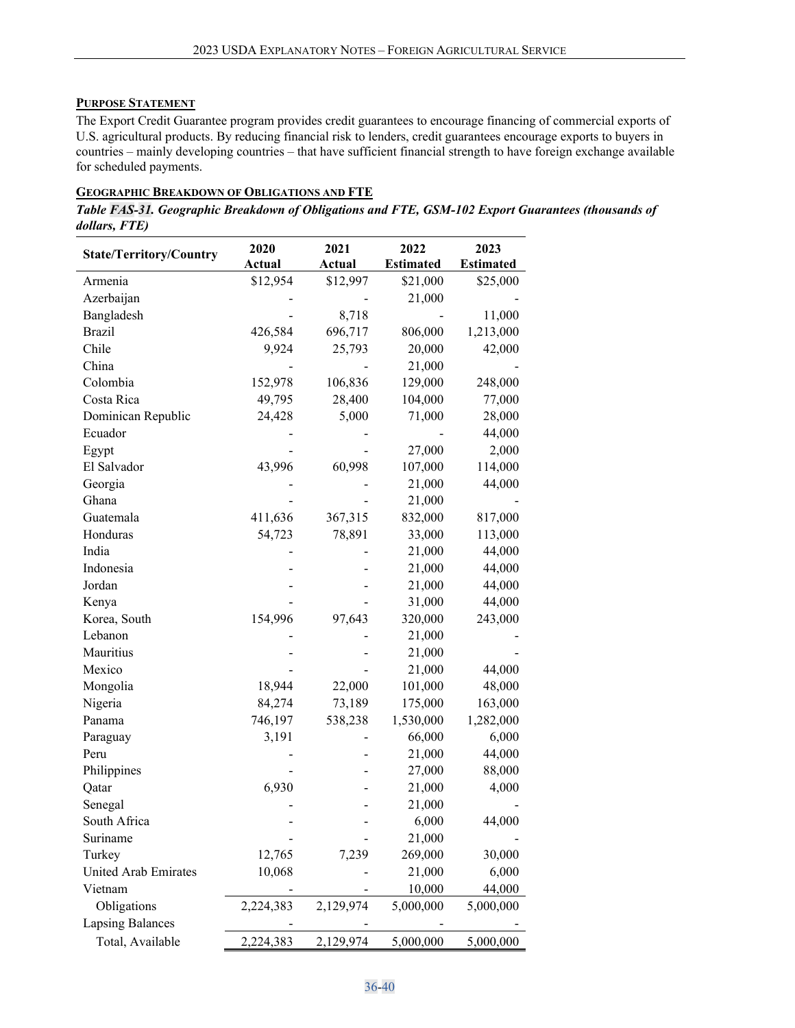**PURPOSE STATEMENT**

The Export Credit Guarantee program provides credit guarantees to encourage financing of commercial exports of U.S. agricultural products. By reducing financial risk to lenders, credit guarantees encourage exports to buyers in countries – mainly developing countries – that have sufficient financial strength to have foreign exchange available for scheduled payments.

**GEOGRAPHIC BREAKDOWN OF OBLIGATIONS AND FTE**

***Table FAS-31. Geographic Breakdown of Obligations and FTE, GSM-102 Export Guarantees (thousands of dollars, FTE)***

| State/Territory/Country | 2020 Actual | 2021 Actual | 2022 Estimated | 2023 Estimated |
|---|---|---|---|---|
| Armenia | $12,954 | $12,997 | $21,000 | $25,000 |
| Azerbaijan | - | - | 21,000 | - |
| Bangladesh | - | 8,718 | - | 11,000 |
| Brazil | 426,584 | 696,717 | 806,000 | 1,213,000 |
| Chile | 9,924 | 25,793 | 20,000 | 42,000 |
| China | - | - | 21,000 | - |
| Colombia | 152,978 | 106,836 | 129,000 | 248,000 |
| Costa Rica | 49,795 | 28,400 | 104,000 | 77,000 |
| Dominican Republic | 24,428 | 5,000 | 71,000 | 28,000 |
| Ecuador | - | - | - | 44,000 |
| Egypt | - | - | 27,000 | 2,000 |
| El Salvador | 43,996 | 60,998 | 107,000 | 114,000 |
| Georgia | - | - | 21,000 | 44,000 |
| Ghana | - | - | 21,000 | - |
| Guatemala | 411,636 | 367,315 | 832,000 | 817,000 |
| Honduras | 54,723 | 78,891 | 33,000 | 113,000 |
| India | - | - | 21,000 | 44,000 |
| Indonesia | - | - | 21,000 | 44,000 |
| Jordan | - | - | 21,000 | 44,000 |
| Kenya | - | - | 31,000 | 44,000 |
| Korea, South | 154,996 | 97,643 | 320,000 | 243,000 |
| Lebanon | - | - | 21,000 | - |
| Mauritius | - | - | 21,000 | - |
| Mexico | - | - | 21,000 | 44,000 |
| Mongolia | 18,944 | 22,000 | 101,000 | 48,000 |
| Nigeria | 84,274 | 73,189 | 175,000 | 163,000 |
| Panama | 746,197 | 538,238 | 1,530,000 | 1,282,000 |
| Paraguay | 3,191 | - | 66,000 | 6,000 |
| Peru | - | - | 21,000 | 44,000 |
| Philippines | - | - | 27,000 | 88,000 |
| Qatar | 6,930 | - | 21,000 | 4,000 |
| Senegal | - | - | 21,000 | - |
| South Africa | - | - | 6,000 | 44,000 |
| Suriname | - | - | 21,000 | - |
| Turkey | 12,765 | 7,239 | 269,000 | 30,000 |
| United Arab Emirates | 10,068 | - | 21,000 | 6,000 |
| Vietnam | - | - | 10,000 | 44,000 |
| Obligations | 2,224,383 | 2,129,974 | 5,000,000 | 5,000,000 |
| Lapsing Balances | - | - | - | - |
| Total, Available | 2,224,383 | 2,129,974 | 5,000,000 | 5,000,000 |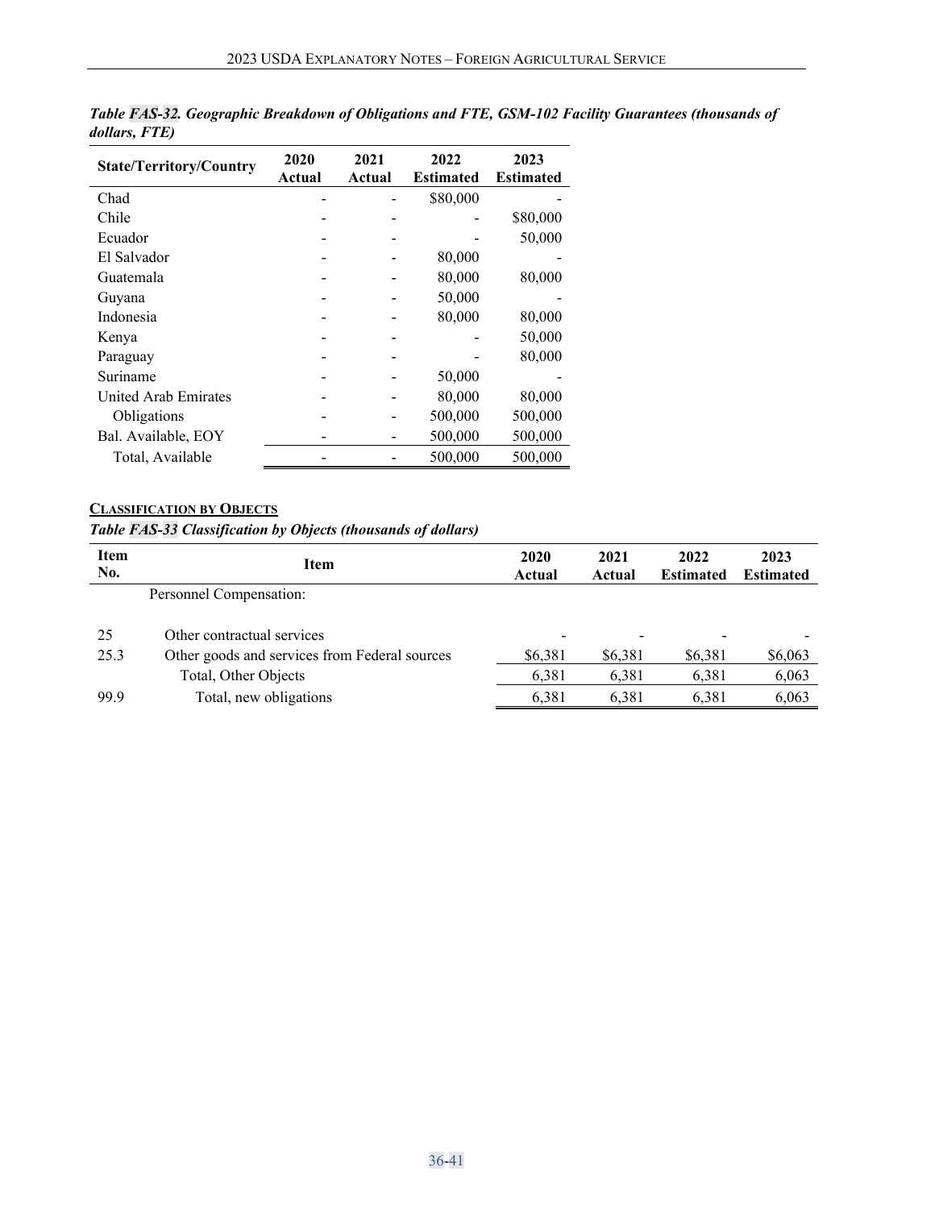*Table FAS-32. Geographic Breakdown of Obligations and FTE, GSM-102 Facility Guarantees (thousands of dollars, FTE)*

| State/Territory/Country | 2020 Actual | 2021 Actual | 2022 Estimated | 2023 Estimated |
|---|---|---|---|---|
| Chad | - | - | $80,000 | - |
| Chile | - | - | - | $80,000 |
| Ecuador | - | - | - | 50,000 |
| El Salvador | - | - | 80,000 | - |
| Guatemala | - | - | 80,000 | 80,000 |
| Guyana | - | - | 50,000 | - |
| Indonesia | - | - | 80,000 | 80,000 |
| Kenya | - | - | - | 50,000 |
| Paraguay | - | - | - | 80,000 |
| Suriname | - | - | 50,000 | - |
| United Arab Emirates | - | - | 80,000 | 80,000 |
| Obligations | - | - | 500,000 | 500,000 |
| Bal. Available, EOY | - | - | 500,000 | 500,000 |
| Total, Available | - | - | 500,000 | 500,000 |

**CLASSIFICATION BY OBJECTS**

*Table FAS-33 Classification by Objects (thousands of dollars)*

| Item No. | Item | 2020 Actual | 2021 Actual | 2022 Estimated | 2023 Estimated |
|---|---|---|---|---|---|
| | Personnel Compensation: | | | | |
| 25 | Other contractual services | - | - | - | - |
| 25.3 | Other goods and services from Federal sources | $6,381 | $6,381 | $6,381 | $6,063 |
| | Total, Other Objects | 6,381 | 6,381 | 6,381 | 6,063 |
| 99.9 | Total, new obligations | 6,381 | 6,381 | 6,381 | 6,063 |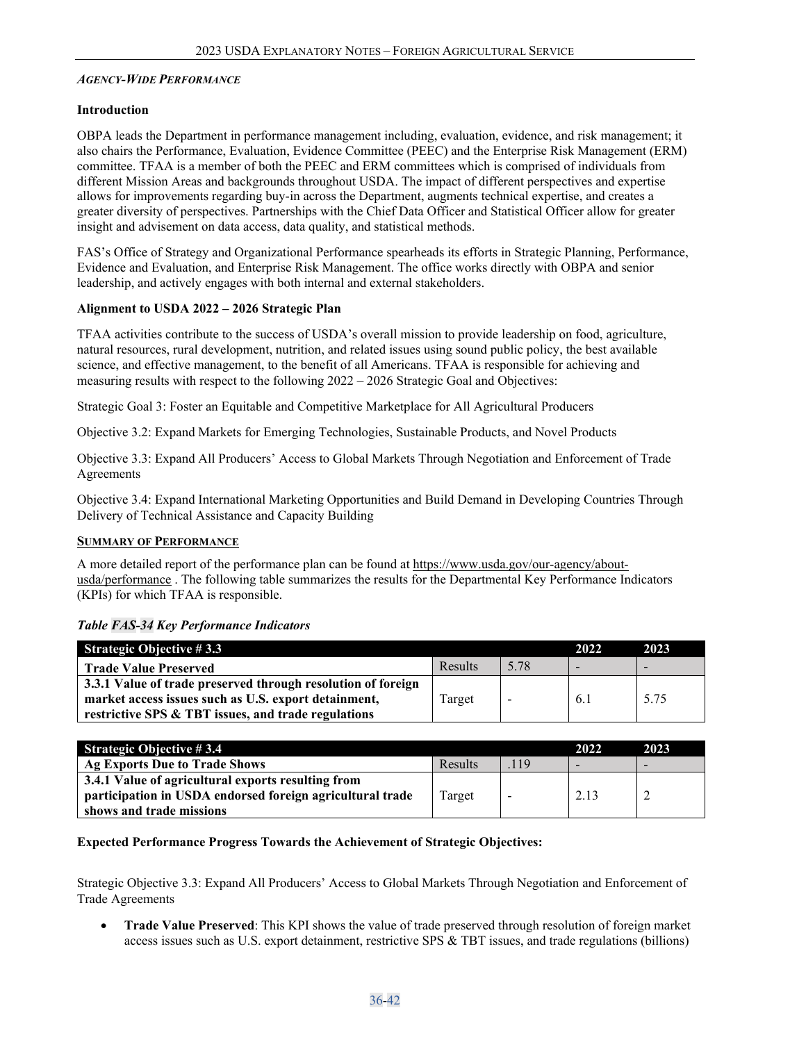*AGENCY-WIDE PERFORMANCE*

**Introduction**

OBPA leads the Department in performance management including, evaluation, evidence, and risk management; it also chairs the Performance, Evaluation, Evidence Committee (PEEC) and the Enterprise Risk Management (ERM) committee. TFAA is a member of both the PEEC and ERM committees which is comprised of individuals from different Mission Areas and backgrounds throughout USDA. The impact of different perspectives and expertise allows for improvements regarding buy-in across the Department, augments technical expertise, and creates a greater diversity of perspectives. Partnerships with the Chief Data Officer and Statistical Officer allow for greater insight and advisement on data access, data quality, and statistical methods.

FAS's Office of Strategy and Organizational Performance spearheads its efforts in Strategic Planning, Performance, Evidence and Evaluation, and Enterprise Risk Management. The office works directly with OBPA and senior leadership, and actively engages with both internal and external stakeholders.

**Alignment to USDA 2022 – 2026 Strategic Plan**

TFAA activities contribute to the success of USDA's overall mission to provide leadership on food, agriculture, natural resources, rural development, nutrition, and related issues using sound public policy, the best available science, and effective management, to the benefit of all Americans. TFAA is responsible for achieving and measuring results with respect to the following 2022 – 2026 Strategic Goal and Objectives:

Strategic Goal 3: Foster an Equitable and Competitive Marketplace for All Agricultural Producers

Objective 3.2: Expand Markets for Emerging Technologies, Sustainable Products, and Novel Products

Objective 3.3: Expand All Producers' Access to Global Markets Through Negotiation and Enforcement of Trade Agreements

Objective 3.4: Expand International Marketing Opportunities and Build Demand in Developing Countries Through Delivery of Technical Assistance and Capacity Building

**SUMMARY OF PERFORMANCE**

A more detailed report of the performance plan can be found at https://www.usda.gov/our-agency/about-usda/performance . The following table summarizes the results for the Departmental Key Performance Indicators (KPIs) for which TFAA is responsible.

***Table FAS-34 Key Performance Indicators***

| Strategic Objective # 3.3 | | | 2022 | 2023 |
|---|---|---|---|---|
| **Trade Value Preserved** | Results | 5.78 | - | - |
| **3.3.1 Value of trade preserved through resolution of foreign market access issues such as U.S. export detainment, restrictive SPS & TBT issues, and trade regulations** | Target | - | 6.1 | 5.75 |

| Strategic Objective # 3.4 | | | 2022 | 2023 |
|---|---|---|---|---|
| **Ag Exports Due to Trade Shows** | Results | .119 | - | - |
| **3.4.1 Value of agricultural exports resulting from participation in USDA endorsed foreign agricultural trade shows and trade missions** | Target | - | 2.13 | 2 |

**Expected Performance Progress Towards the Achievement of Strategic Objectives:**

Strategic Objective 3.3: Expand All Producers' Access to Global Markets Through Negotiation and Enforcement of Trade Agreements

- **Trade Value Preserved**: This KPI shows the value of trade preserved through resolution of foreign market access issues such as U.S. export detainment, restrictive SPS & TBT issues, and trade regulations (billions)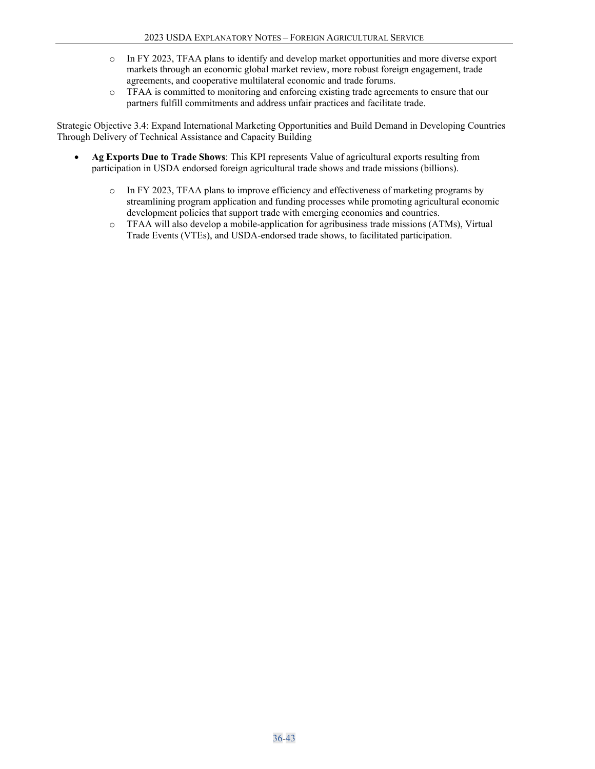- In FY 2023, TFAA plans to identify and develop market opportunities and more diverse export markets through an economic global market review, more robust foreign engagement, trade agreements, and cooperative multilateral economic and trade forums.
- TFAA is committed to monitoring and enforcing existing trade agreements to ensure that our partners fulfill commitments and address unfair practices and facilitate trade.

Strategic Objective 3.4: Expand International Marketing Opportunities and Build Demand in Developing Countries Through Delivery of Technical Assistance and Capacity Building

- **Ag Exports Due to Trade Shows**: This KPI represents Value of agricultural exports resulting from participation in USDA endorsed foreign agricultural trade shows and trade missions (billions).
  - In FY 2023, TFAA plans to improve efficiency and effectiveness of marketing programs by streamlining program application and funding processes while promoting agricultural economic development policies that support trade with emerging economies and countries.
  - TFAA will also develop a mobile-application for agribusiness trade missions (ATMs), Virtual Trade Events (VTEs), and USDA-endorsed trade shows, to facilitated participation.